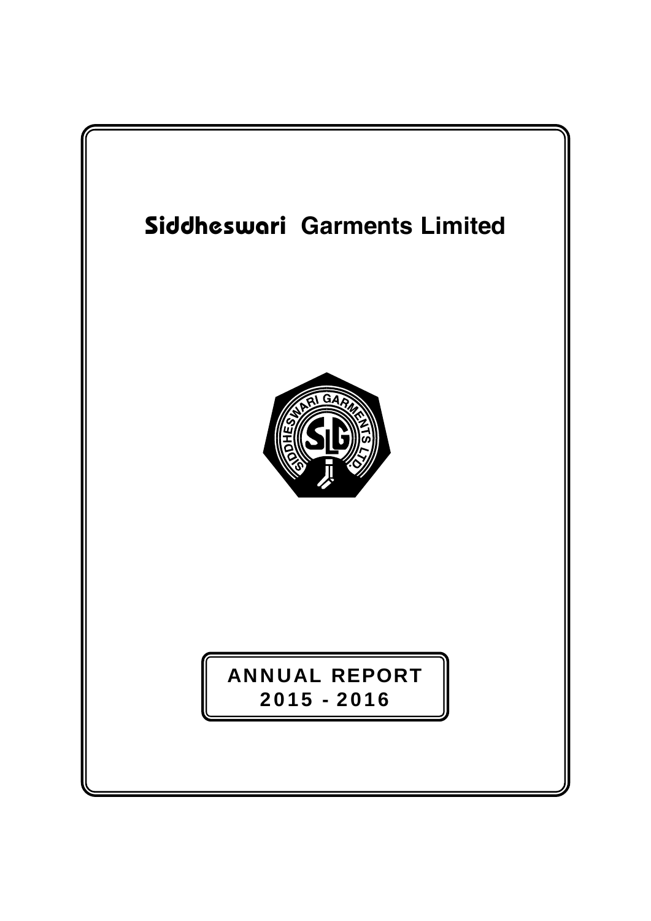# Siddheswari Garments Limited

**ANNUAL REPORT**
**2015 - 2016**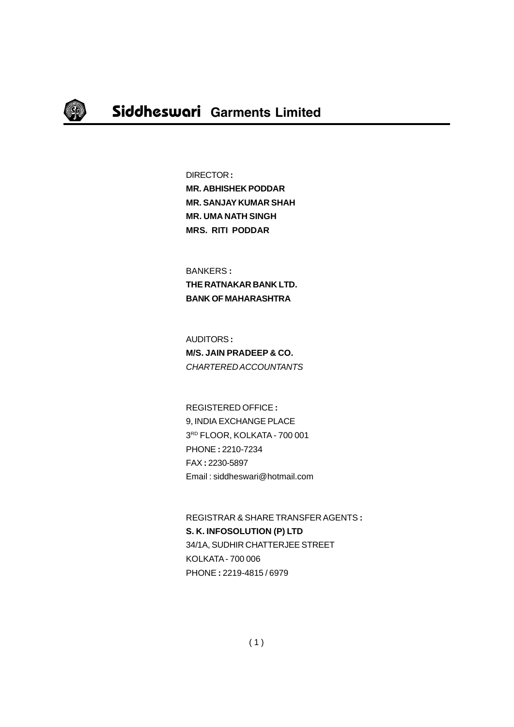# Siddheswari Garments Limited

DIRECTOR **:**

**MR. ABHISHEK PODDAR**

**MR. SANJAY KUMAR SHAH**

**MR. UMA NATH SINGH**

**MRS. RITI PODDAR**

BANKERS **:**

**THE RATNAKAR BANK LTD.**

**BANK OF MAHARASHTRA**

AUDITORS **:**

**M/S. JAIN PRADEEP & CO.**

*CHARTERED ACCOUNTANTS*

REGISTERED OFFICE **:**

9, INDIA EXCHANGE PLACE

3RD FLOOR, KOLKATA - 700 001

PHONE **:** 2210-7234

FAX **:** 2230-5897

Email : siddheswari@hotmail.com

REGISTRAR & SHARE TRANSFER AGENTS **:**

**S. K. INFOSOLUTION (P) LTD**

34/1A, SUDHIR CHATTERJEE STREET

KOLKATA - 700 006

PHONE **:** 2219-4815 / 6979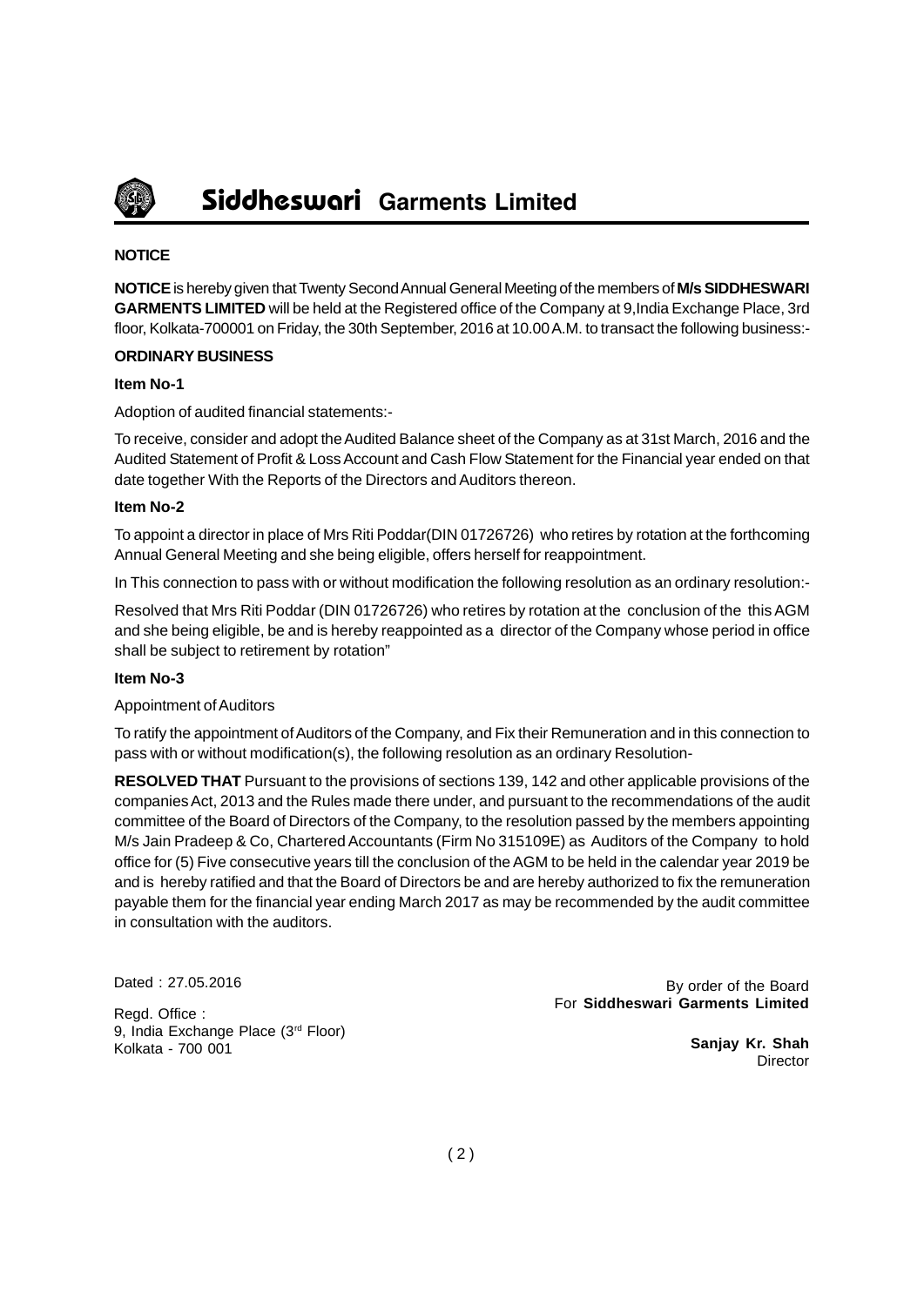# Siddheswari Garments Limited

## NOTICE

**NOTICE** is hereby given that Twenty Second Annual General Meeting of the members of **M/s SIDDHESWARI GARMENTS LIMITED** will be held at the Registered office of the Company at 9,India Exchange Place, 3rd floor, Kolkata-700001 on Friday, the 30th September, 2016 at 10.00 A.M. to transact the following business:-

### ORDINARY BUSINESS

**Item No-1**

Adoption of audited financial statements:-

To receive, consider and adopt the Audited Balance sheet of the Company as at 31st March, 2016 and the Audited Statement of Profit & Loss Account and Cash Flow Statement for the Financial year ended on that date together With the Reports of the Directors and Auditors thereon.

**Item No-2**

To appoint a director in place of Mrs Riti Poddar(DIN 01726726) who retires by rotation at the forthcoming Annual General Meeting and she being eligible, offers herself for reappointment.

In This connection to pass with or without modification the following resolution as an ordinary resolution:-

Resolved that Mrs Riti Poddar (DIN 01726726) who retires by rotation at the conclusion of the this AGM and she being eligible, be and is hereby reappointed as a director of the Company whose period in office shall be subject to retirement by rotation"

**Item No-3**

Appointment of Auditors

To ratify the appointment of Auditors of the Company, and Fix their Remuneration and in this connection to pass with or without modification(s), the following resolution as an ordinary Resolution-

**RESOLVED THAT** Pursuant to the provisions of sections 139, 142 and other applicable provisions of the companies Act, 2013 and the Rules made there under, and pursuant to the recommendations of the audit committee of the Board of Directors of the Company, to the resolution passed by the members appointing M/s Jain Pradeep & Co, Chartered Accountants (Firm No 315109E) as Auditors of the Company to hold office for (5) Five consecutive years till the conclusion of the AGM to be held in the calendar year 2019 be and is hereby ratified and that the Board of Directors be and are hereby authorized to fix the remuneration payable them for the financial year ending March 2017 as may be recommended by the audit committee in consultation with the auditors.

Dated : 27.05.2016

Regd. Office :
9, India Exchange Place (3rd Floor)
Kolkata - 700 001

By order of the Board
For **Siddheswari Garments Limited**

**Sanjay Kr. Shah**
Director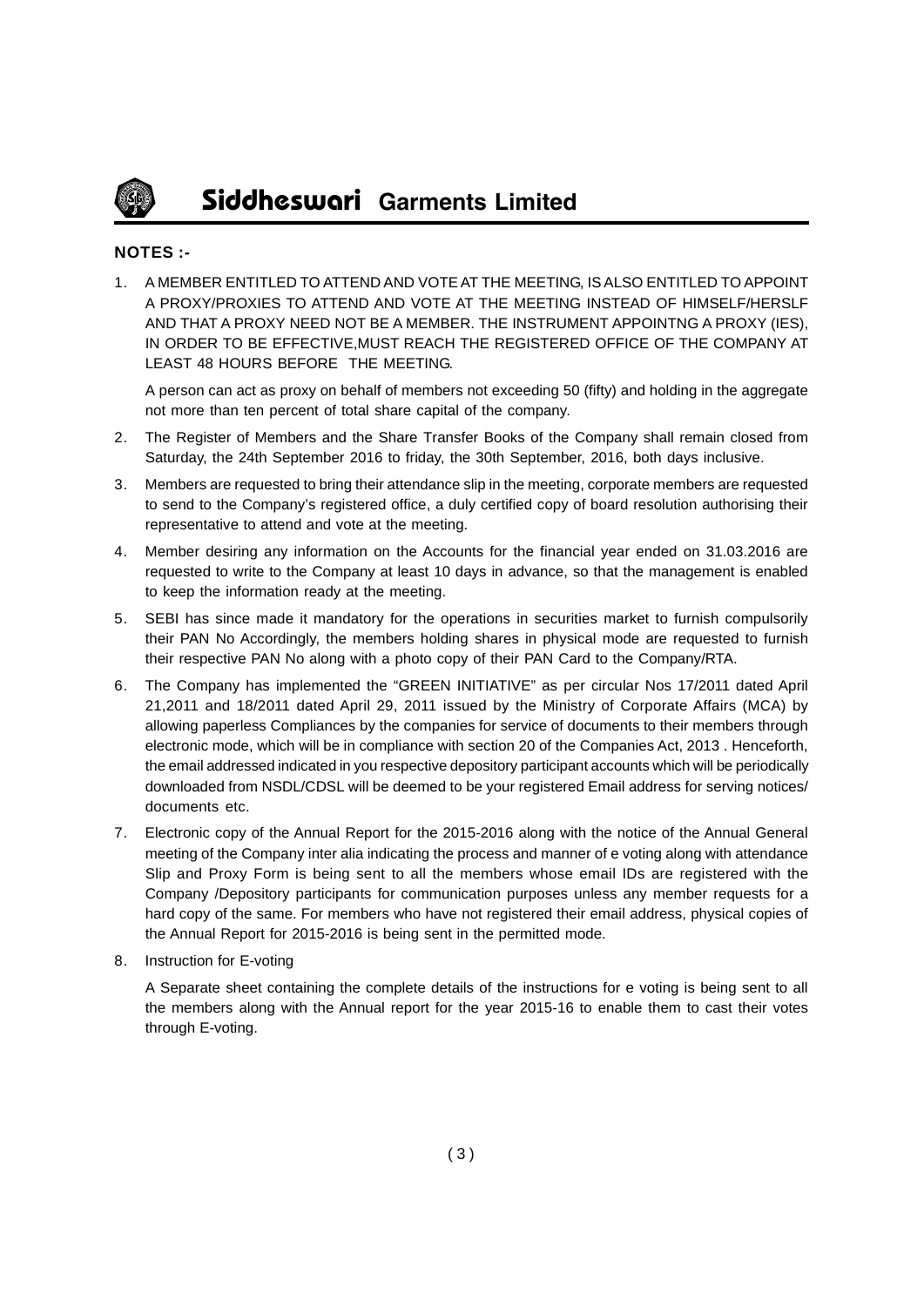**NOTES :-**

1. A MEMBER ENTITLED TO ATTEND AND VOTE AT THE MEETING, IS ALSO ENTITLED TO APPOINT A PROXY/PROXIES TO ATTEND AND VOTE AT THE MEETING INSTEAD OF HIMSELF/HERSLF AND THAT A PROXY NEED NOT BE A MEMBER. THE INSTRUMENT APPOINTNG A PROXY (IES), IN ORDER TO BE EFFECTIVE,MUST REACH THE REGISTERED OFFICE OF THE COMPANY AT LEAST 48 HOURS BEFORE THE MEETING.

   A person can act as proxy on behalf of members not exceeding 50 (fifty) and holding in the aggregate not more than ten percent of total share capital of the company.

2. The Register of Members and the Share Transfer Books of the Company shall remain closed from Saturday, the 24th September 2016 to friday, the 30th September, 2016, both days inclusive.

3. Members are requested to bring their attendance slip in the meeting, corporate members are requested to send to the Company's registered office, a duly certified copy of board resolution authorising their representative to attend and vote at the meeting.

4. Member desiring any information on the Accounts for the financial year ended on 31.03.2016 are requested to write to the Company at least 10 days in advance, so that the management is enabled to keep the information ready at the meeting.

5. SEBI has since made it mandatory for the operations in securities market to furnish compulsorily their PAN No Accordingly, the members holding shares in physical mode are requested to furnish their respective PAN No along with a photo copy of their PAN Card to the Company/RTA.

6. The Company has implemented the "GREEN INITIATIVE" as per circular Nos 17/2011 dated April 21,2011 and 18/2011 dated April 29, 2011 issued by the Ministry of Corporate Affairs (MCA) by allowing paperless Compliances by the companies for service of documents to their members through electronic mode, which will be in compliance with section 20 of the Companies Act, 2013 . Henceforth, the email addressed indicated in you respective depository participant accounts which will be periodically downloaded from NSDL/CDSL will be deemed to be your registered Email address for serving notices/ documents etc.

7. Electronic copy of the Annual Report for the 2015-2016 along with the notice of the Annual General meeting of the Company inter alia indicating the process and manner of e voting along with attendance Slip and Proxy Form is being sent to all the members whose email IDs are registered with the Company /Depository participants for communication purposes unless any member requests for a hard copy of the same. For members who have not registered their email address, physical copies of the Annual Report for 2015-2016 is being sent in the permitted mode.

8. Instruction for E-voting

   A Separate sheet containing the complete details of the instructions for e voting is being sent to all the members along with the Annual report for the year 2015-16 to enable them to cast their votes through E-voting.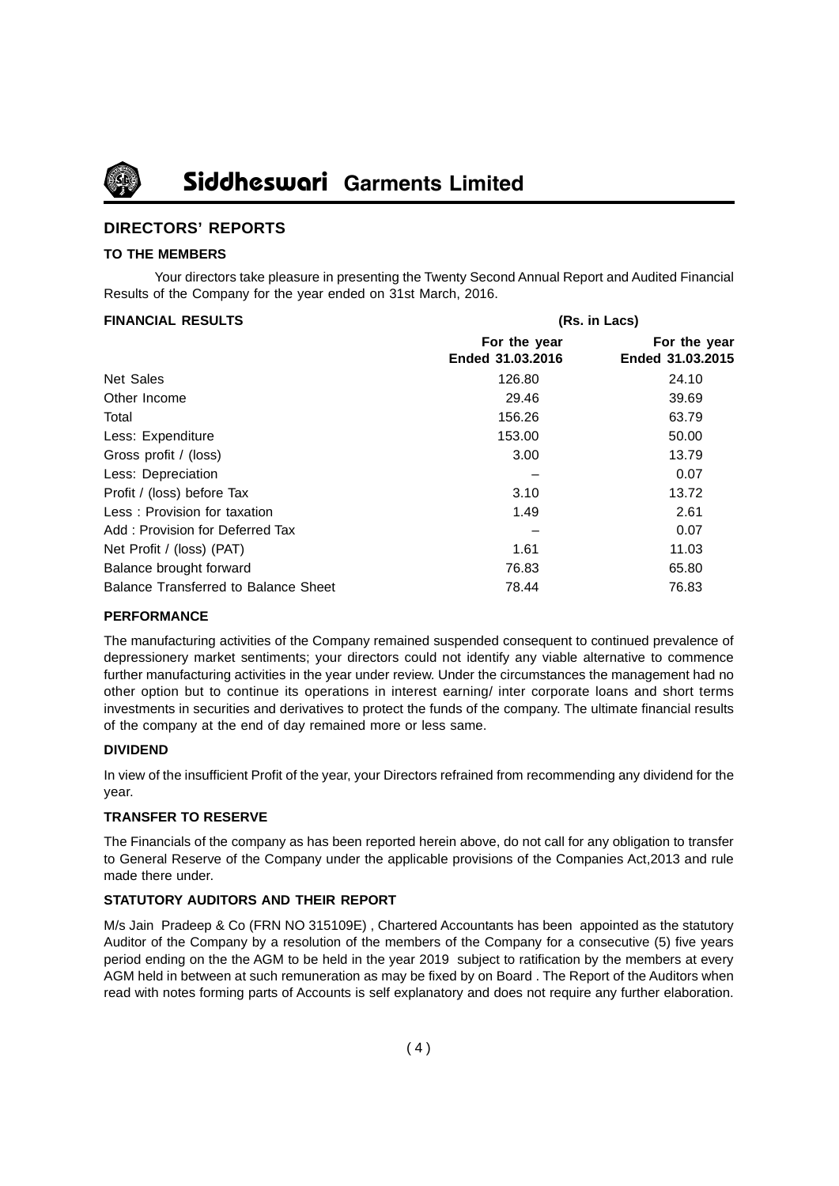## DIRECTORS' REPORTS

### TO THE MEMBERS

Your directors take pleasure in presenting the Twenty Second Annual Report and Audited Financial Results of the Company for the year ended on 31st March, 2016.

| FINANCIAL RESULTS | (Rs. in Lacs) | |
|---|---|---|
| | For the year Ended 31.03.2016 | For the year Ended 31.03.2015 |
| Net Sales | 126.80 | 24.10 |
| Other Income | 29.46 | 39.69 |
| Total | 156.26 | 63.79 |
| Less: Expenditure | 153.00 | 50.00 |
| Gross profit / (loss) | 3.00 | 13.79 |
| Less: Depreciation | – | 0.07 |
| Profit / (loss) before Tax | 3.10 | 13.72 |
| Less : Provision for taxation | 1.49 | 2.61 |
| Add : Provision for Deferred Tax | – | 0.07 |
| Net Profit / (loss) (PAT) | 1.61 | 11.03 |
| Balance brought forward | 76.83 | 65.80 |
| Balance Transferred to Balance Sheet | 78.44 | 76.83 |

### PERFORMANCE

The manufacturing activities of the Company remained suspended consequent to continued prevalence of depressionery market sentiments; your directors could not identify any viable alternative to commence further manufacturing activities in the year under review. Under the circumstances the management had no other option but to continue its operations in interest earning/ inter corporate loans and short terms investments in securities and derivatives to protect the funds of the company. The ultimate financial results of the company at the end of day remained more or less same.

### DIVIDEND

In view of the insufficient Profit of the year, your Directors refrained from recommending any dividend for the year.

### TRANSFER TO RESERVE

The Financials of the company as has been reported herein above, do not call for any obligation to transfer to General Reserve of the Company under the applicable provisions of the Companies Act,2013 and rule made there under.

### STATUTORY AUDITORS AND THEIR REPORT

M/s Jain Pradeep & Co (FRN NO 315109E) , Chartered Accountants has been appointed as the statutory Auditor of the Company by a resolution of the members of the Company for a consecutive (5) five years period ending on the the AGM to be held in the year 2019 subject to ratification by the members at every AGM held in between at such remuneration as may be fixed by on Board . The Report of the Auditors when read with notes forming parts of Accounts is self explanatory and does not require any further elaboration.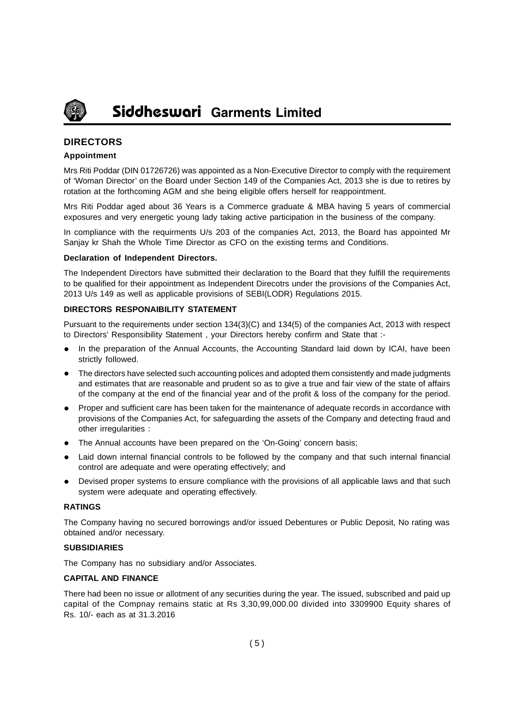## DIRECTORS

### Appointment

Mrs Riti Poddar (DIN 01726726) was appointed as a Non-Executive Director to comply with the requirement of 'Woman Director' on the Board under Section 149 of the Companies Act, 2013 she is due to retires by rotation at the forthcoming AGM and she being eligible offers herself for reappointment.

Mrs Riti Poddar aged about 36 Years is a Commerce graduate & MBA having 5 years of commercial exposures and very energetic young lady taking active participation in the business of the company.

In compliance with the requirments U/s 203 of the companies Act, 2013, the Board has appointed Mr Sanjay kr Shah the Whole Time Director as CFO on the existing terms and Conditions.

### Declaration of Independent Directors.

The Independent Directors have submitted their declaration to the Board that they fulfill the requirements to be qualified for their appointment as Independent Direcotrs under the provisions of the Companies Act, 2013 U/s 149 as well as applicable provisions of SEBI(LODR) Regulations 2015.

### DIRECTORS RESPONAIBILITY STATEMENT

Pursuant to the requirements under section 134(3)(C) and 134(5) of the companies Act, 2013 with respect to Directors' Responsibility Statement , your Directors hereby confirm and State that :-

- In the preparation of the Annual Accounts, the Accounting Standard laid down by ICAI, have been strictly followed.
- The directors have selected such accounting polices and adopted them consistently and made judgments and estimates that are reasonable and prudent so as to give a true and fair view of the state of affairs of the company at the end of the financial year and of the profit & loss of the company for the period.
- Proper and sufficient care has been taken for the maintenance of adequate records in accordance with provisions of the Companies Act, for safeguarding the assets of the Company and detecting fraud and other irregularities :
- The Annual accounts have been prepared on the 'On-Going' concern basis;
- Laid down internal financial controls to be followed by the company and that such internal financial control are adequate and were operating effectively; and
- Devised proper systems to ensure compliance with the provisions of all applicable laws and that such system were adequate and operating effectively.

### RATINGS

The Company having no secured borrowings and/or issued Debentures or Public Deposit, No rating was obtained and/or necessary.

### SUBSIDIARIES

The Company has no subsidiary and/or Associates.

### CAPITAL AND FINANCE

There had been no issue or allotment of any securities during the year. The issued, subscribed and paid up capital of the Compnay remains static at Rs 3,30,99,000.00 divided into 3309900 Equity shares of Rs. 10/- each as at 31.3.2016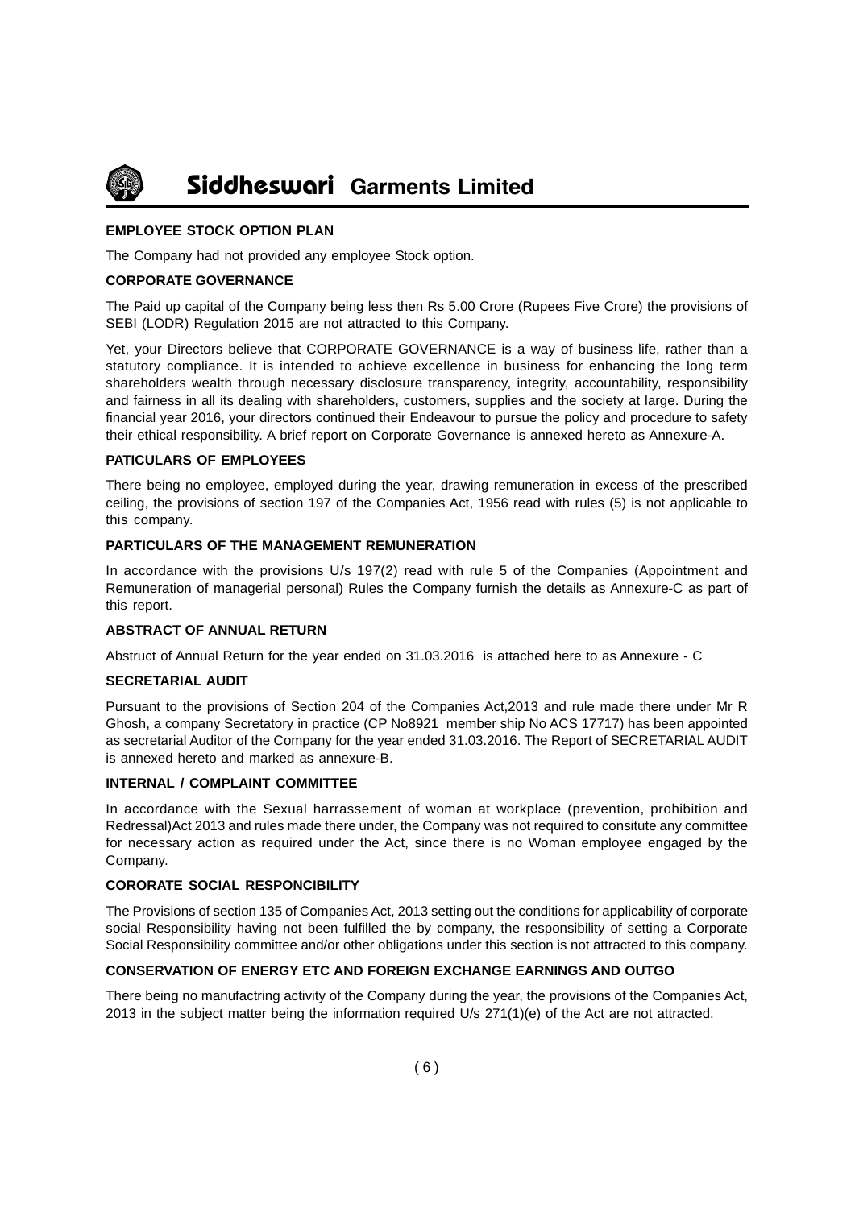**EMPLOYEE STOCK OPTION PLAN**

The Company had not provided any employee Stock option.

**CORPORATE GOVERNANCE**

The Paid up capital of the Company being less then Rs 5.00 Crore (Rupees Five Crore) the provisions of SEBI (LODR) Regulation 2015 are not attracted to this Company.

Yet, your Directors believe that CORPORATE GOVERNANCE is a way of business life, rather than a statutory compliance. It is intended to achieve excellence in business for enhancing the long term shareholders wealth through necessary disclosure transparency, integrity, accountability, responsibility and fairness in all its dealing with shareholders, customers, supplies and the society at large. During the financial year 2016, your directors continued their Endeavour to pursue the policy and procedure to safety their ethical responsibility. A brief report on Corporate Governance is annexed hereto as Annexure-A.

**PATICULARS OF EMPLOYEES**

There being no employee, employed during the year, drawing remuneration in excess of the prescribed ceiling, the provisions of section 197 of the Companies Act, 1956 read with rules (5) is not applicable to this company.

**PARTICULARS OF THE MANAGEMENT REMUNERATION**

In accordance with the provisions U/s 197(2) read with rule 5 of the Companies (Appointment and Remuneration of managerial personal) Rules the Company furnish the details as Annexure-C as part of this report.

**ABSTRACT OF ANNUAL RETURN**

Abstruct of Annual Return for the year ended on 31.03.2016 is attached here to as Annexure - C

**SECRETARIAL AUDIT**

Pursuant to the provisions of Section 204 of the Companies Act,2013 and rule made there under Mr R Ghosh, a company Secretatory in practice (CP No8921 member ship No ACS 17717) has been appointed as secretarial Auditor of the Company for the year ended 31.03.2016. The Report of SECRETARIAL AUDIT is annexed hereto and marked as annexure-B.

**INTERNAL / COMPLAINT COMMITTEE**

In accordance with the Sexual harrassement of woman at workplace (prevention, prohibition and Redressal)Act 2013 and rules made there under, the Company was not required to consitute any committee for necessary action as required under the Act, since there is no Woman employee engaged by the Company.

**CORORATE SOCIAL RESPONCIBILITY**

The Provisions of section 135 of Companies Act, 2013 setting out the conditions for applicability of corporate social Responsibility having not been fulfilled the by company, the responsibility of setting a Corporate Social Responsibility committee and/or other obligations under this section is not attracted to this company.

**CONSERVATION OF ENERGY ETC AND FOREIGN EXCHANGE EARNINGS AND OUTGO**

There being no manufactring activity of the Company during the year, the provisions of the Companies Act, 2013 in the subject matter being the information required U/s 271(1)(e) of the Act are not attracted.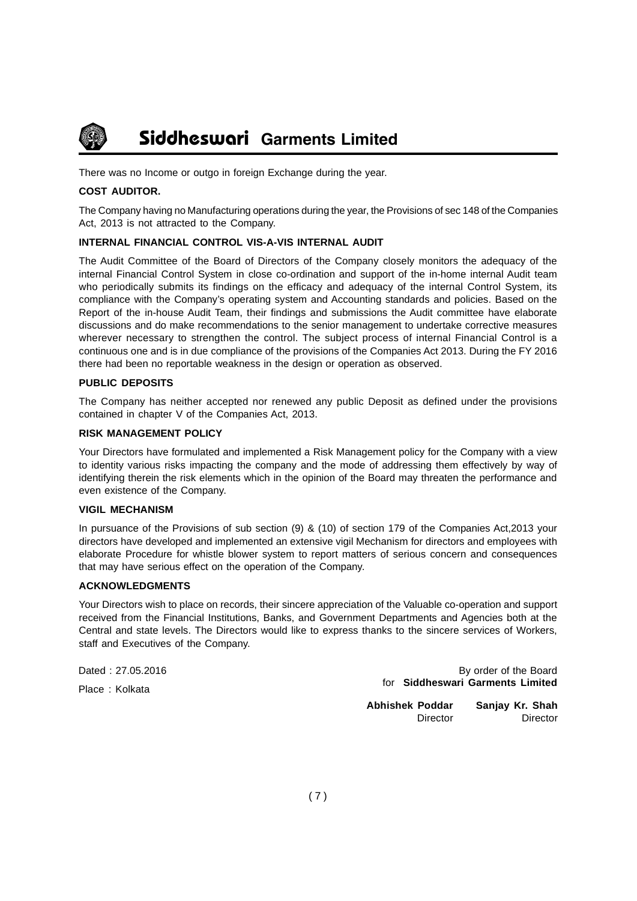There was no Income or outgo in foreign Exchange during the year.

**COST AUDITOR.**

The Company having no Manufacturing operations during the year, the Provisions of sec 148 of the Companies Act, 2013 is not attracted to the Company.

**INTERNAL FINANCIAL CONTROL VIS-A-VIS INTERNAL AUDIT**

The Audit Committee of the Board of Directors of the Company closely monitors the adequacy of the internal Financial Control System in close co-ordination and support of the in-home internal Audit team who periodically submits its findings on the efficacy and adequacy of the internal Control System, its compliance with the Company's operating system and Accounting standards and policies. Based on the Report of the in-house Audit Team, their findings and submissions the Audit committee have elaborate discussions and do make recommendations to the senior management to undertake corrective measures wherever necessary to strengthen the control. The subject process of internal Financial Control is a continuous one and is in due compliance of the provisions of the Companies Act 2013. During the FY 2016 there had been no reportable weakness in the design or operation as observed.

**PUBLIC DEPOSITS**

The Company has neither accepted nor renewed any public Deposit as defined under the provisions contained in chapter V of the Companies Act, 2013.

**RISK MANAGEMENT POLICY**

Your Directors have formulated and implemented a Risk Management policy for the Company with a view to identity various risks impacting the company and the mode of addressing them effectively by way of identifying therein the risk elements which in the opinion of the Board may threaten the performance and even existence of the Company.

**VIGIL MECHANISM**

In pursuance of the Provisions of sub section (9) & (10) of section 179 of the Companies Act,2013 your directors have developed and implemented an extensive vigil Mechanism for directors and employees with elaborate Procedure for whistle blower system to report matters of serious concern and consequences that may have serious effect on the operation of the Company.

**ACKNOWLEDGMENTS**

Your Directors wish to place on records, their sincere appreciation of the Valuable co-operation and support received from the Financial Institutions, Banks, and Government Departments and Agencies both at the Central and state levels. The Directors would like to express thanks to the sincere services of Workers, staff and Executives of the Company.

Dated : 27.05.2016

Place : Kolkata

By order of the Board
for **Siddheswari Garments Limited**

**Abhishek Poddar**
Director

**Sanjay Kr. Shah**
Director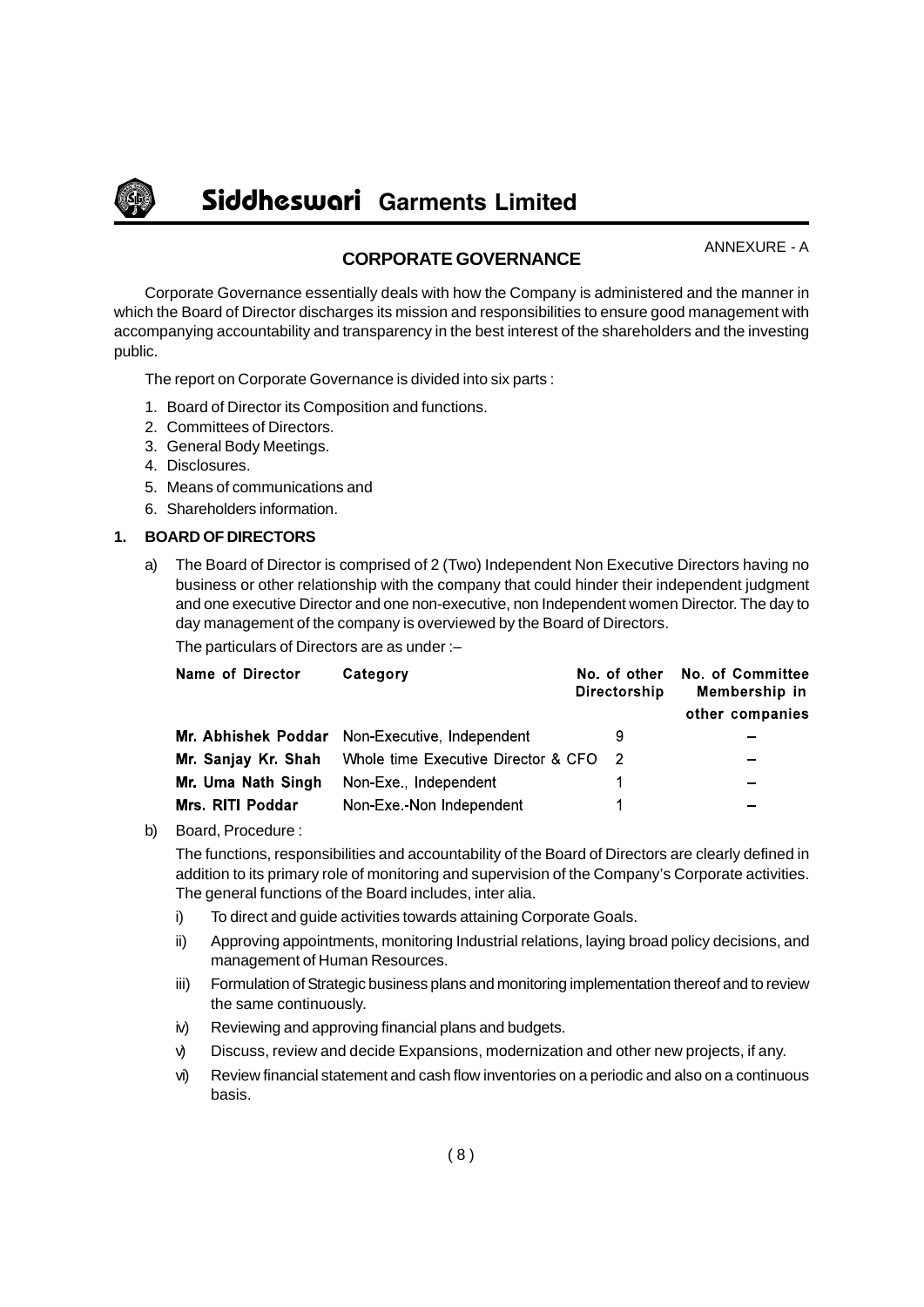ANNEXURE - A

## CORPORATE GOVERNANCE

Corporate Governance essentially deals with how the Company is administered and the manner in which the Board of Director discharges its mission and responsibilities to ensure good management with accompanying accountability and transparency in the best interest of the shareholders and the investing public.

The report on Corporate Governance is divided into six parts :

1. Board of Director its Composition and functions.
2. Committees of Directors.
3. General Body Meetings.
4. Disclosures.
5. Means of communications and
6. Shareholders information.

### 1. BOARD OF DIRECTORS

a) The Board of Director is comprised of 2 (Two) Independent Non Executive Directors having no business or other relationship with the company that could hinder their independent judgment and one executive Director and one non-executive, non Independent women Director. The day to day management of the company is overviewed by the Board of Directors.

The particulars of Directors are as under :–

| Name of Director | Category | No. of other Directorship | No. of Committee Membership in other companies |
|---|---|---|---|
| **Mr. Abhishek Poddar** | Non-Executive, Independent | 9 | – |
| **Mr. Sanjay Kr. Shah** | Whole time Executive Director & CFO | 2 | – |
| **Mr. Uma Nath Singh** | Non-Exe., Independent | 1 | – |
| **Mrs. RITI Poddar** | Non-Exe.-Non Independent | 1 | – |

b) Board, Procedure :

The functions, responsibilities and accountability of the Board of Directors are clearly defined in addition to its primary role of monitoring and supervision of the Company's Corporate activities. The general functions of the Board includes, inter alia.

i) To direct and guide activities towards attaining Corporate Goals.

ii) Approving appointments, monitoring Industrial relations, laying broad policy decisions, and management of Human Resources.

iii) Formulation of Strategic business plans and monitoring implementation thereof and to review the same continuously.

iv) Reviewing and approving financial plans and budgets.

v) Discuss, review and decide Expansions, modernization and other new projects, if any.

vi) Review financial statement and cash flow inventories on a periodic and also on a continuous basis.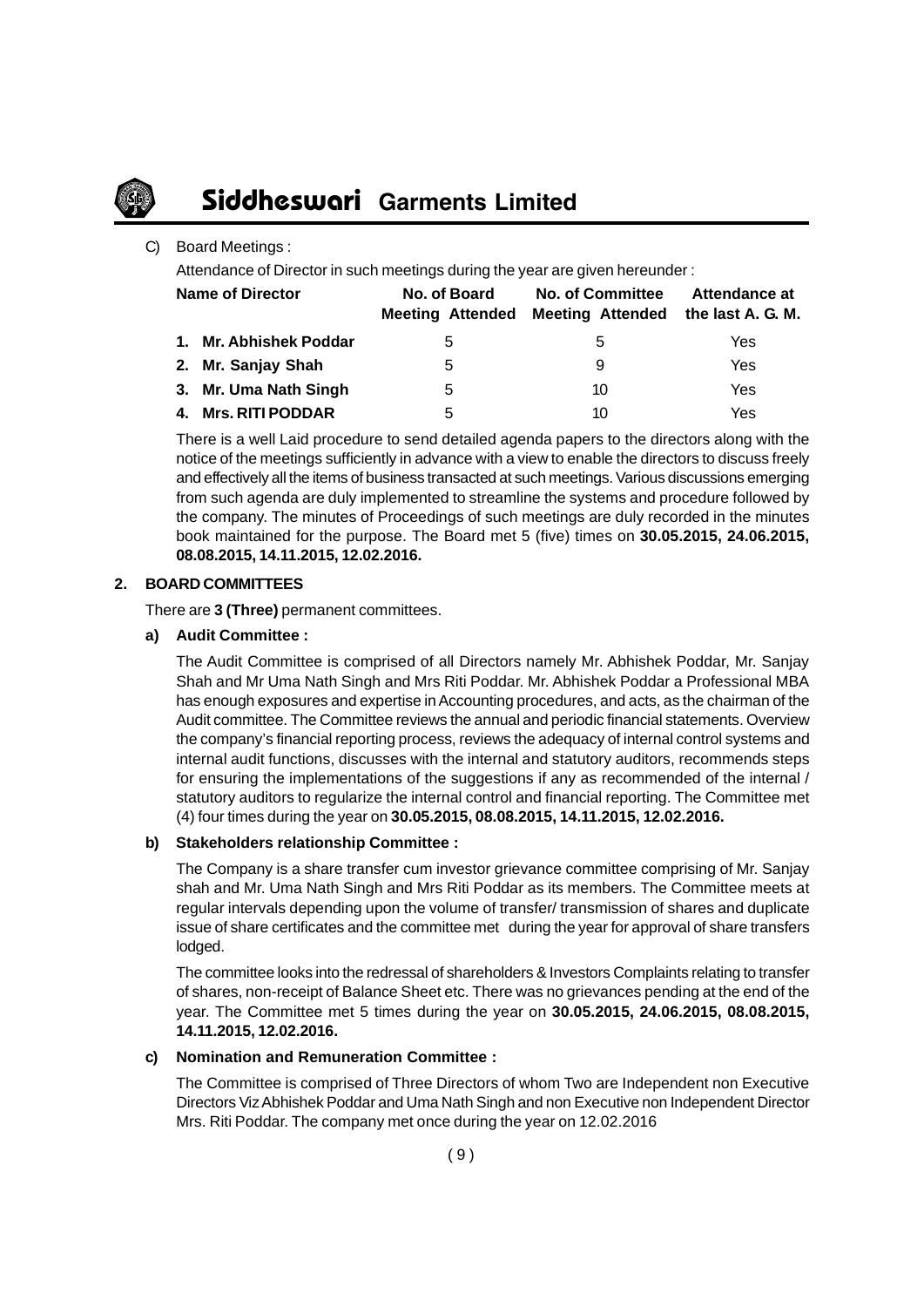C) Board Meetings :

Attendance of Director in such meetings during the year are given hereunder :

| Name of Director | No. of Board Meeting Attended | No. of Committee Meeting Attended | Attendance at the last A. G. M. |
|---|---|---|---|
| **1. Mr. Abhishek Poddar** | 5 | 5 | Yes |
| **2. Mr. Sanjay Shah** | 5 | 9 | Yes |
| **3. Mr. Uma Nath Singh** | 5 | 10 | Yes |
| **4. Mrs. RITI PODDAR** | 5 | 10 | Yes |

There is a well Laid procedure to send detailed agenda papers to the directors along with the notice of the meetings sufficiently in advance with a view to enable the directors to discuss freely and effectively all the items of business transacted at such meetings. Various discussions emerging from such agenda are duly implemented to streamline the systems and procedure followed by the company. The minutes of Proceedings of such meetings are duly recorded in the minutes book maintained for the purpose. The Board met 5 (five) times on **30.05.2015, 24.06.2015, 08.08.2015, 14.11.2015, 12.02.2016.**

## 2. BOARD COMMITTEES

There are **3 (Three)** permanent committees.

### a) Audit Committee :

The Audit Committee is comprised of all Directors namely Mr. Abhishek Poddar, Mr. Sanjay Shah and Mr Uma Nath Singh and Mrs Riti Poddar. Mr. Abhishek Poddar a Professional MBA has enough exposures and expertise in Accounting procedures, and acts, as the chairman of the Audit committee. The Committee reviews the annual and periodic financial statements. Overview the company's financial reporting process, reviews the adequacy of internal control systems and internal audit functions, discusses with the internal and statutory auditors, recommends steps for ensuring the implementations of the suggestions if any as recommended of the internal / statutory auditors to regularize the internal control and financial reporting. The Committee met (4) four times during the year on **30.05.2015, 08.08.2015, 14.11.2015, 12.02.2016.**

### b) Stakeholders relationship Committee :

The Company is a share transfer cum investor grievance committee comprising of Mr. Sanjay shah and Mr. Uma Nath Singh and Mrs Riti Poddar as its members. The Committee meets at regular intervals depending upon the volume of transfer/ transmission of shares and duplicate issue of share certificates and the committee met during the year for approval of share transfers lodged.

The committee looks into the redressal of shareholders & Investors Complaints relating to transfer of shares, non-receipt of Balance Sheet etc. There was no grievances pending at the end of the year. The Committee met 5 times during the year on **30.05.2015, 24.06.2015, 08.08.2015, 14.11.2015, 12.02.2016.**

### c) Nomination and Remuneration Committee :

The Committee is comprised of Three Directors of whom Two are Independent non Executive Directors Viz Abhishek Poddar and Uma Nath Singh and non Executive non Independent Director Mrs. Riti Poddar. The company met once during the year on 12.02.2016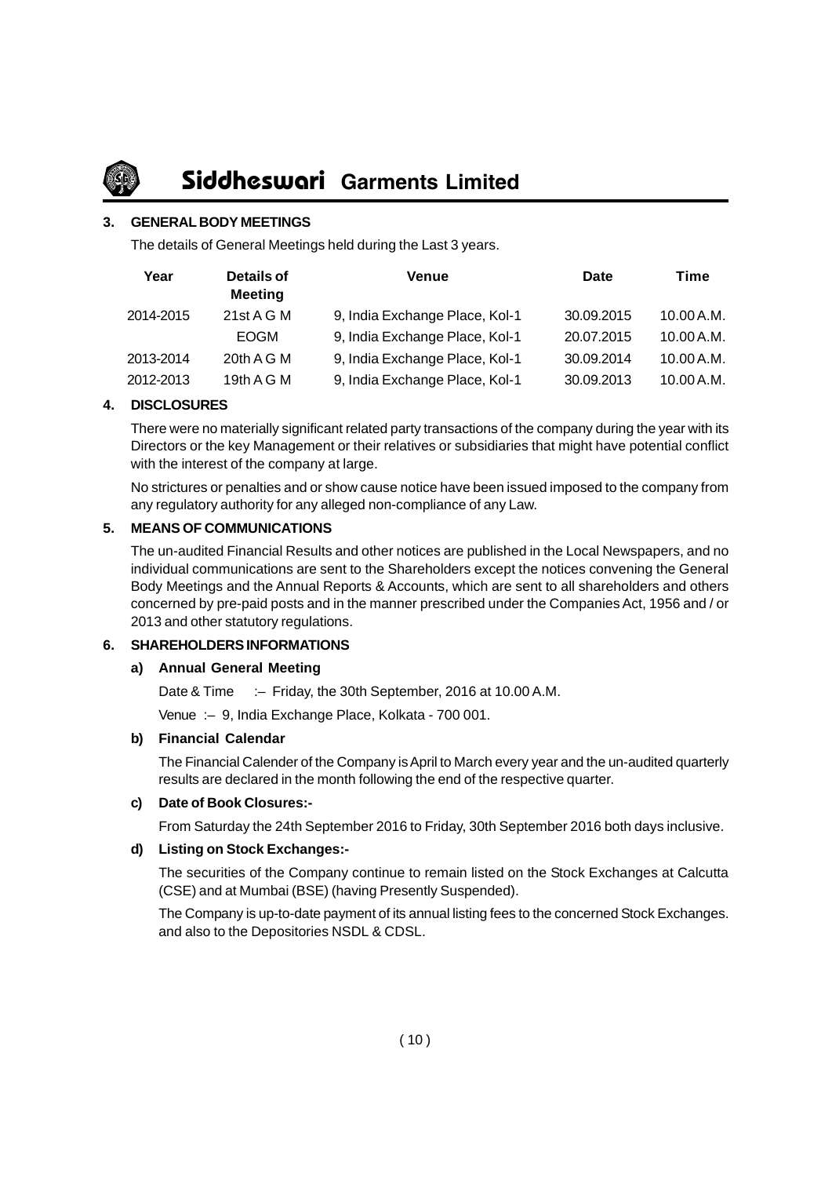### 3. GENERAL BODY MEETINGS

The details of General Meetings held during the Last 3 years.

| Year | Details of Meeting | Venue | Date | Time |
|---|---|---|---|---|
| 2014-2015 | 21st A G M | 9, India Exchange Place, Kol-1 | 30.09.2015 | 10.00 A.M. |
| | EOGM | 9, India Exchange Place, Kol-1 | 20.07.2015 | 10.00 A.M. |
| 2013-2014 | 20th A G M | 9, India Exchange Place, Kol-1 | 30.09.2014 | 10.00 A.M. |
| 2012-2013 | 19th A G M | 9, India Exchange Place, Kol-1 | 30.09.2013 | 10.00 A.M. |

### 4. DISCLOSURES

There were no materially significant related party transactions of the company during the year with its Directors or the key Management or their relatives or subsidiaries that might have potential conflict with the interest of the company at large.

No strictures or penalties and or show cause notice have been issued imposed to the company from any regulatory authority for any alleged non-compliance of any Law.

### 5. MEANS OF COMMUNICATIONS

The un-audited Financial Results and other notices are published in the Local Newspapers, and no individual communications are sent to the Shareholders except the notices convening the General Body Meetings and the Annual Reports & Accounts, which are sent to all shareholders and others concerned by pre-paid posts and in the manner prescribed under the Companies Act, 1956 and / or 2013 and other statutory regulations.

### 6. SHAREHOLDERS INFORMATIONS

**a) Annual General Meeting**

Date & Time :– Friday, the 30th September, 2016 at 10.00 A.M.

Venue :– 9, India Exchange Place, Kolkata - 700 001.

**b) Financial Calendar**

The Financial Calender of the Company is April to March every year and the un-audited quarterly results are declared in the month following the end of the respective quarter.

**c) Date of Book Closures:-**

From Saturday the 24th September 2016 to Friday, 30th September 2016 both days inclusive.

**d) Listing on Stock Exchanges:-**

The securities of the Company continue to remain listed on the Stock Exchanges at Calcutta (CSE) and at Mumbai (BSE) (having Presently Suspended).

The Company is up-to-date payment of its annual listing fees to the concerned Stock Exchanges. and also to the Depositories NSDL & CDSL.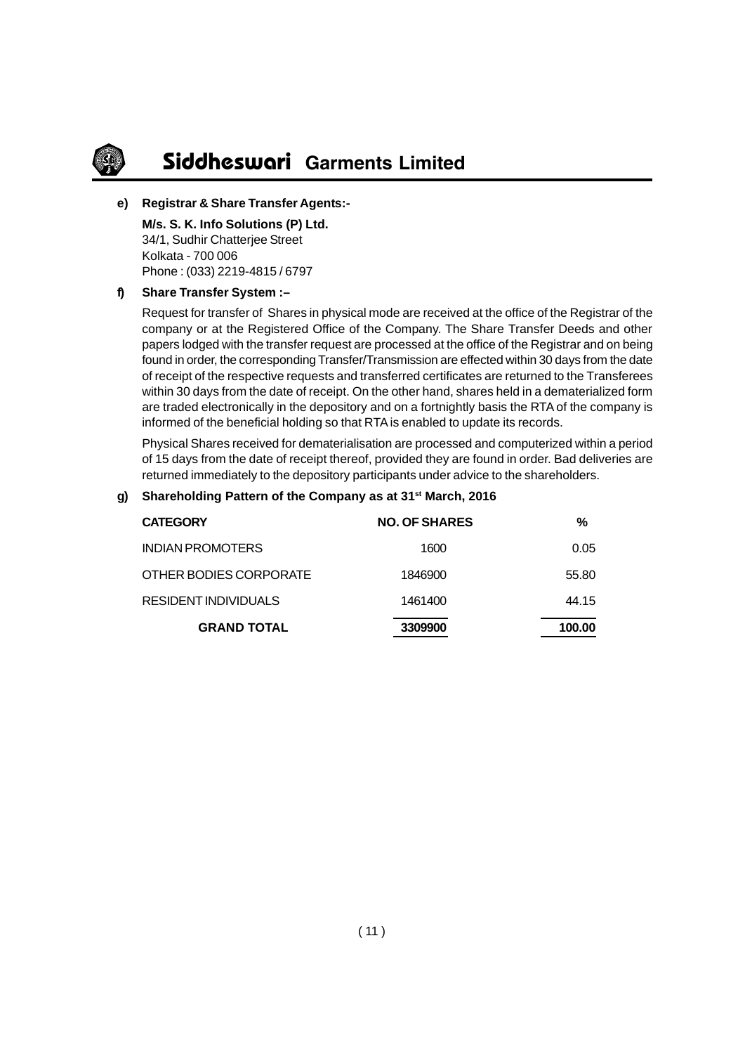**e) Registrar & Share Transfer Agents:-**

**M/s. S. K. Info Solutions (P) Ltd.**
34/1, Sudhir Chatterjee Street
Kolkata - 700 006
Phone : (033) 2219-4815 / 6797

**f) Share Transfer System :–**

Request for transfer of Shares in physical mode are received at the office of the Registrar of the company or at the Registered Office of the Company. The Share Transfer Deeds and other papers lodged with the transfer request are processed at the office of the Registrar and on being found in order, the corresponding Transfer/Transmission are effected within 30 days from the date of receipt of the respective requests and transferred certificates are returned to the Transferees within 30 days from the date of receipt. On the other hand, shares held in a dematerialized form are traded electronically in the depository and on a fortnightly basis the RTA of the company is informed of the beneficial holding so that RTA is enabled to update its records.

Physical Shares received for dematerialisation are processed and computerized within a period of 15 days from the date of receipt thereof, provided they are found in order. Bad deliveries are returned immediately to the depository participants under advice to the shareholders.

**g) Shareholding Pattern of the Company as at 31st March, 2016**

| CATEGORY | NO. OF SHARES | % |
|---|---|---|
| INDIAN PROMOTERS | 1600 | 0.05 |
| OTHER BODIES CORPORATE | 1846900 | 55.80 |
| RESIDENT INDIVIDUALS | 1461400 | 44.15 |
| **GRAND TOTAL** | **3309900** | **100.00** |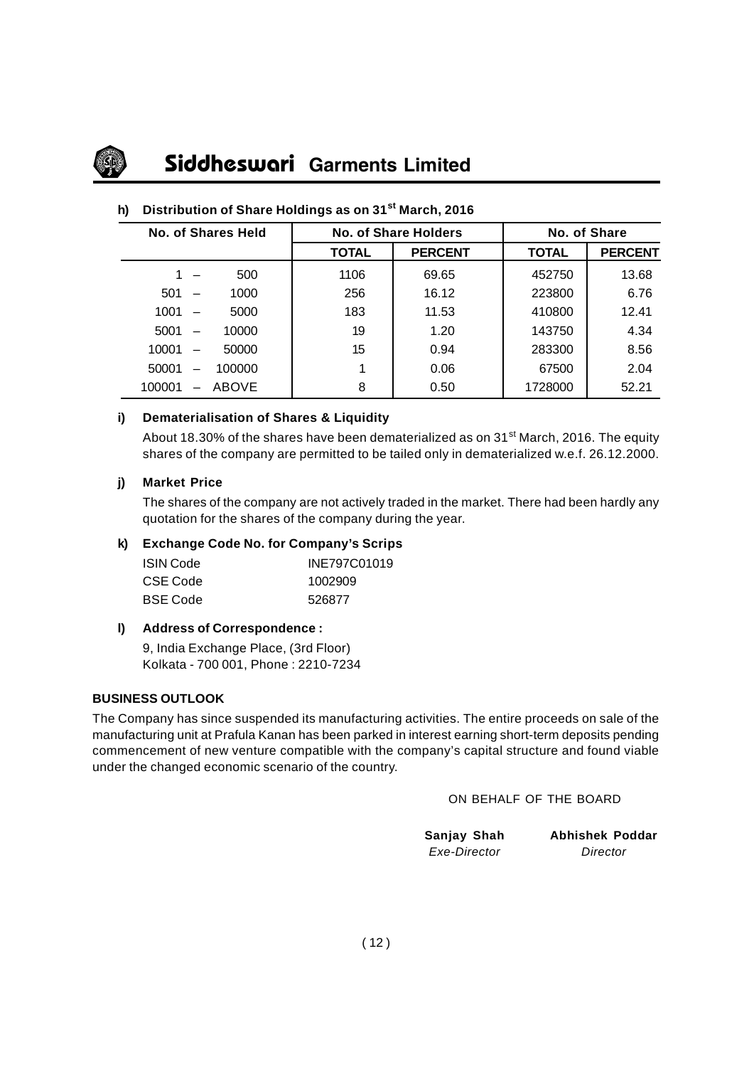**h) Distribution of Share Holdings as on 31st March, 2016**

| No. of Shares Held | No. of Share Holders | | No. of Share | |
|---|---|---|---|---|
| | TOTAL | PERCENT | TOTAL | PERCENT |
| 1 – 500 | 1106 | 69.65 | 452750 | 13.68 |
| 501 – 1000 | 256 | 16.12 | 223800 | 6.76 |
| 1001 – 5000 | 183 | 11.53 | 410800 | 12.41 |
| 5001 – 10000 | 19 | 1.20 | 143750 | 4.34 |
| 10001 – 50000 | 15 | 0.94 | 283300 | 8.56 |
| 50001 – 100000 | 1 | 0.06 | 67500 | 2.04 |
| 100001 – ABOVE | 8 | 0.50 | 1728000 | 52.21 |

**i) Dematerialisation of Shares & Liquidity**

About 18.30% of the shares have been dematerialized as on 31st March, 2016. The equity shares of the company are permitted to be tailed only in dematerialized w.e.f. 26.12.2000.

**j) Market Price**

The shares of the company are not actively traded in the market. There had been hardly any quotation for the shares of the company during the year.

**k) Exchange Code No. for Company's Scrips**

| | |
|---|---|
| ISIN Code | INE797C01019 |
| CSE Code | 1002909 |
| BSE Code | 526877 |

**l) Address of Correspondence :**

9, India Exchange Place, (3rd Floor)
Kolkata - 700 001, Phone : 2210-7234

**BUSINESS OUTLOOK**

The Company has since suspended its manufacturing activities. The entire proceeds on sale of the manufacturing unit at Prafula Kanan has been parked in interest earning short-term deposits pending commencement of new venture compatible with the company's capital structure and found viable under the changed economic scenario of the country.

ON BEHALF OF THE BOARD

**Sanjay Shah**
*Exe-Director*

**Abhishek Poddar**
*Director*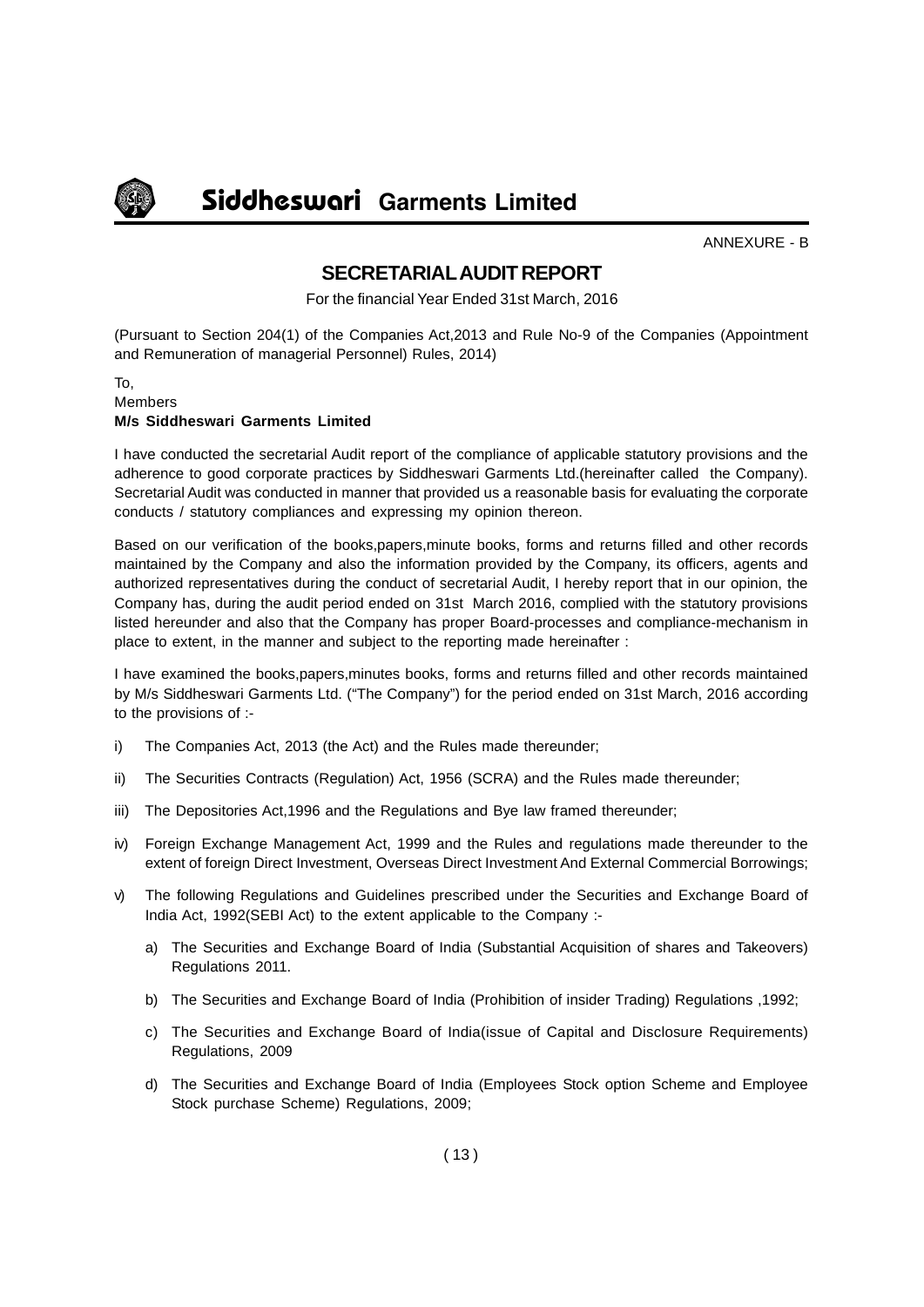ANNEXURE - B

# SECRETARIAL AUDIT REPORT

For the financial Year Ended 31st March, 2016

(Pursuant to Section 204(1) of the Companies Act,2013 and Rule No-9 of the Companies (Appointment and Remuneration of managerial Personnel) Rules, 2014)

To,
Members
**M/s Siddheswari Garments Limited**

I have conducted the secretarial Audit report of the compliance of applicable statutory provisions and the adherence to good corporate practices by Siddheswari Garments Ltd.(hereinafter called the Company). Secretarial Audit was conducted in manner that provided us a reasonable basis for evaluating the corporate conducts / statutory compliances and expressing my opinion thereon.

Based on our verification of the books,papers,minute books, forms and returns filled and other records maintained by the Company and also the information provided by the Company, its officers, agents and authorized representatives during the conduct of secretarial Audit, I hereby report that in our opinion, the Company has, during the audit period ended on 31st March 2016, complied with the statutory provisions listed hereunder and also that the Company has proper Board-processes and compliance-mechanism in place to extent, in the manner and subject to the reporting made hereinafter :

I have examined the books,papers,minutes books, forms and returns filled and other records maintained by M/s Siddheswari Garments Ltd. ("The Company") for the period ended on 31st March, 2016 according to the provisions of :-

i) The Companies Act, 2013 (the Act) and the Rules made thereunder;

ii) The Securities Contracts (Regulation) Act, 1956 (SCRA) and the Rules made thereunder;

iii) The Depositories Act,1996 and the Regulations and Bye law framed thereunder;

iv) Foreign Exchange Management Act, 1999 and the Rules and regulations made thereunder to the extent of foreign Direct Investment, Overseas Direct Investment And External Commercial Borrowings;

v) The following Regulations and Guidelines prescribed under the Securities and Exchange Board of India Act, 1992(SEBI Act) to the extent applicable to the Company :-

   a) The Securities and Exchange Board of India (Substantial Acquisition of shares and Takeovers) Regulations 2011.

   b) The Securities and Exchange Board of India (Prohibition of insider Trading) Regulations ,1992;

   c) The Securities and Exchange Board of India(issue of Capital and Disclosure Requirements) Regulations, 2009

   d) The Securities and Exchange Board of India (Employees Stock option Scheme and Employee Stock purchase Scheme) Regulations, 2009;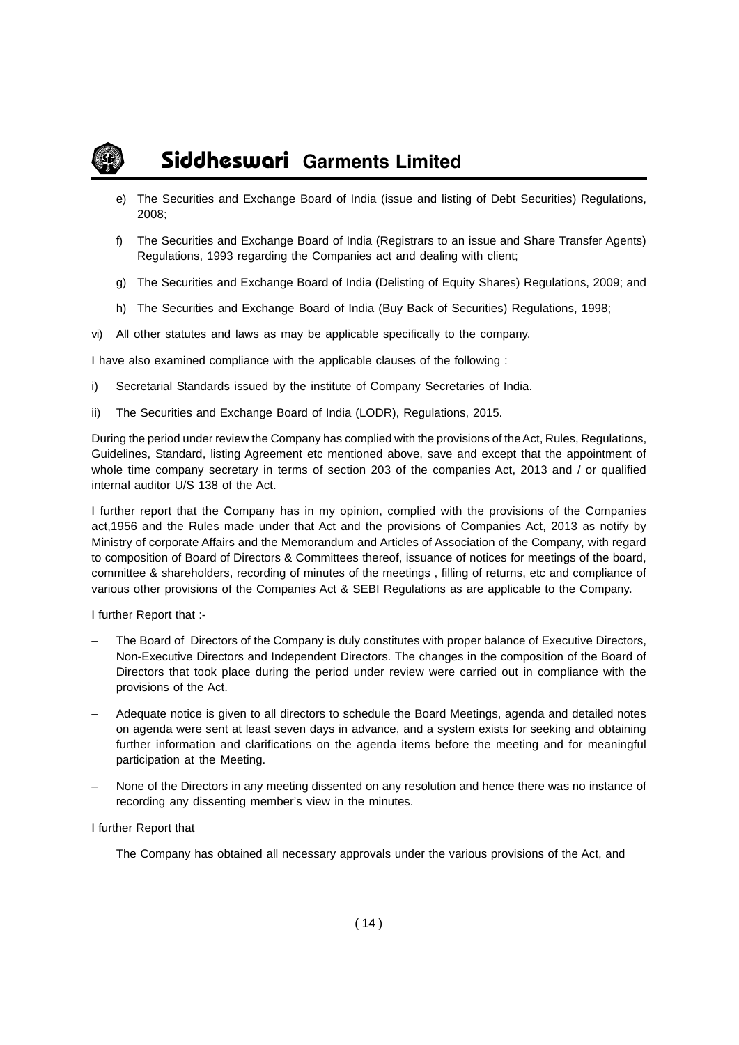e) The Securities and Exchange Board of India (issue and listing of Debt Securities) Regulations, 2008;

f) The Securities and Exchange Board of India (Registrars to an issue and Share Transfer Agents) Regulations, 1993 regarding the Companies act and dealing with client;

g) The Securities and Exchange Board of India (Delisting of Equity Shares) Regulations, 2009; and

h) The Securities and Exchange Board of India (Buy Back of Securities) Regulations, 1998;

vi) All other statutes and laws as may be applicable specifically to the company.

I have also examined compliance with the applicable clauses of the following :

i) Secretarial Standards issued by the institute of Company Secretaries of India.

ii) The Securities and Exchange Board of India (LODR), Regulations, 2015.

During the period under review the Company has complied with the provisions of the Act, Rules, Regulations, Guidelines, Standard, listing Agreement etc mentioned above, save and except that the appointment of whole time company secretary in terms of section 203 of the companies Act, 2013 and / or qualified internal auditor U/S 138 of the Act.

I further report that the Company has in my opinion, complied with the provisions of the Companies act,1956 and the Rules made under that Act and the provisions of Companies Act, 2013 as notify by Ministry of corporate Affairs and the Memorandum and Articles of Association of the Company, with regard to composition of Board of Directors & Committees thereof, issuance of notices for meetings of the board, committee & shareholders, recording of minutes of the meetings , filling of returns, etc and compliance of various other provisions of the Companies Act & SEBI Regulations as are applicable to the Company.

I further Report that :-

– The Board of Directors of the Company is duly constitutes with proper balance of Executive Directors, Non-Executive Directors and Independent Directors. The changes in the composition of the Board of Directors that took place during the period under review were carried out in compliance with the provisions of the Act.

– Adequate notice is given to all directors to schedule the Board Meetings, agenda and detailed notes on agenda were sent at least seven days in advance, and a system exists for seeking and obtaining further information and clarifications on the agenda items before the meeting and for meaningful participation at the Meeting.

– None of the Directors in any meeting dissented on any resolution and hence there was no instance of recording any dissenting member's view in the minutes.

I further Report that

The Company has obtained all necessary approvals under the various provisions of the Act, and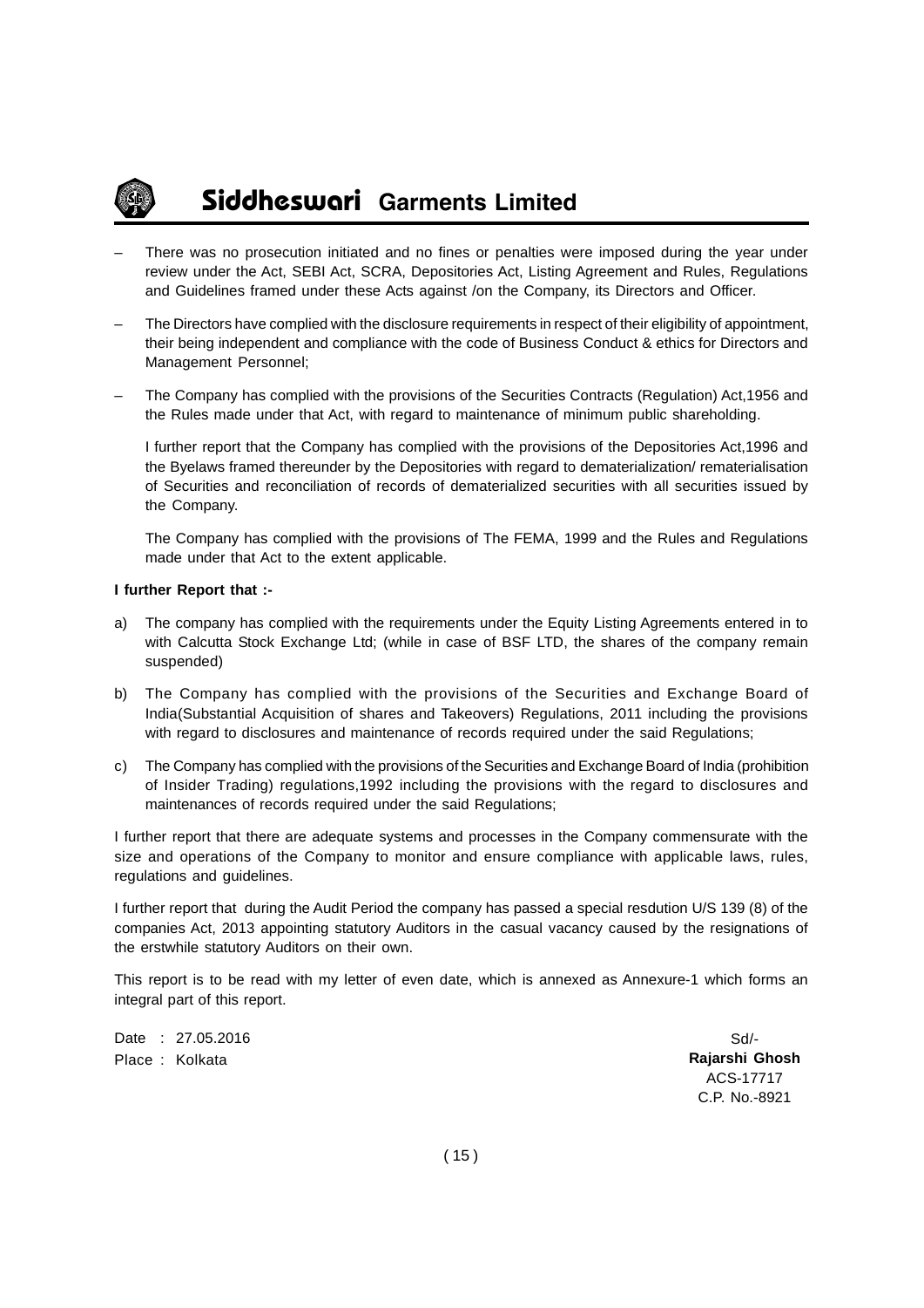- There was no prosecution initiated and no fines or penalties were imposed during the year under review under the Act, SEBI Act, SCRA, Depositories Act, Listing Agreement and Rules, Regulations and Guidelines framed under these Acts against /on the Company, its Directors and Officer.

- The Directors have complied with the disclosure requirements in respect of their eligibility of appointment, their being independent and compliance with the code of Business Conduct & ethics for Directors and Management Personnel;

- The Company has complied with the provisions of the Securities Contracts (Regulation) Act,1956 and the Rules made under that Act, with regard to maintenance of minimum public shareholding.

  I further report that the Company has complied with the provisions of the Depositories Act,1996 and the Byelaws framed thereunder by the Depositories with regard to dematerialization/ rematerialisation of Securities and reconciliation of records of dematerialized securities with all securities issued by the Company.

  The Company has complied with the provisions of The FEMA, 1999 and the Rules and Regulations made under that Act to the extent applicable.

**I further Report that :-**

a) The company has complied with the requirements under the Equity Listing Agreements entered in to with Calcutta Stock Exchange Ltd; (while in case of BSF LTD, the shares of the company remain suspended)

b) The Company has complied with the provisions of the Securities and Exchange Board of India(Substantial Acquisition of shares and Takeovers) Regulations, 2011 including the provisions with regard to disclosures and maintenance of records required under the said Regulations;

c) The Company has complied with the provisions of the Securities and Exchange Board of India (prohibition of Insider Trading) regulations,1992 including the provisions with the regard to disclosures and maintenances of records required under the said Regulations;

I further report that there are adequate systems and processes in the Company commensurate with the size and operations of the Company to monitor and ensure compliance with applicable laws, rules, regulations and guidelines.

I further report that during the Audit Period the company has passed a special resdution U/S 139 (8) of the companies Act, 2013 appointing statutory Auditors in the casual vacancy caused by the resignations of the erstwhile statutory Auditors on their own.

This report is to be read with my letter of even date, which is annexed as Annexure-1 which forms an integral part of this report.

Date : 27.05.2016
Place : Kolkata

Sd/-
**Rajarshi Ghosh**
ACS-17717
C.P. No.-8921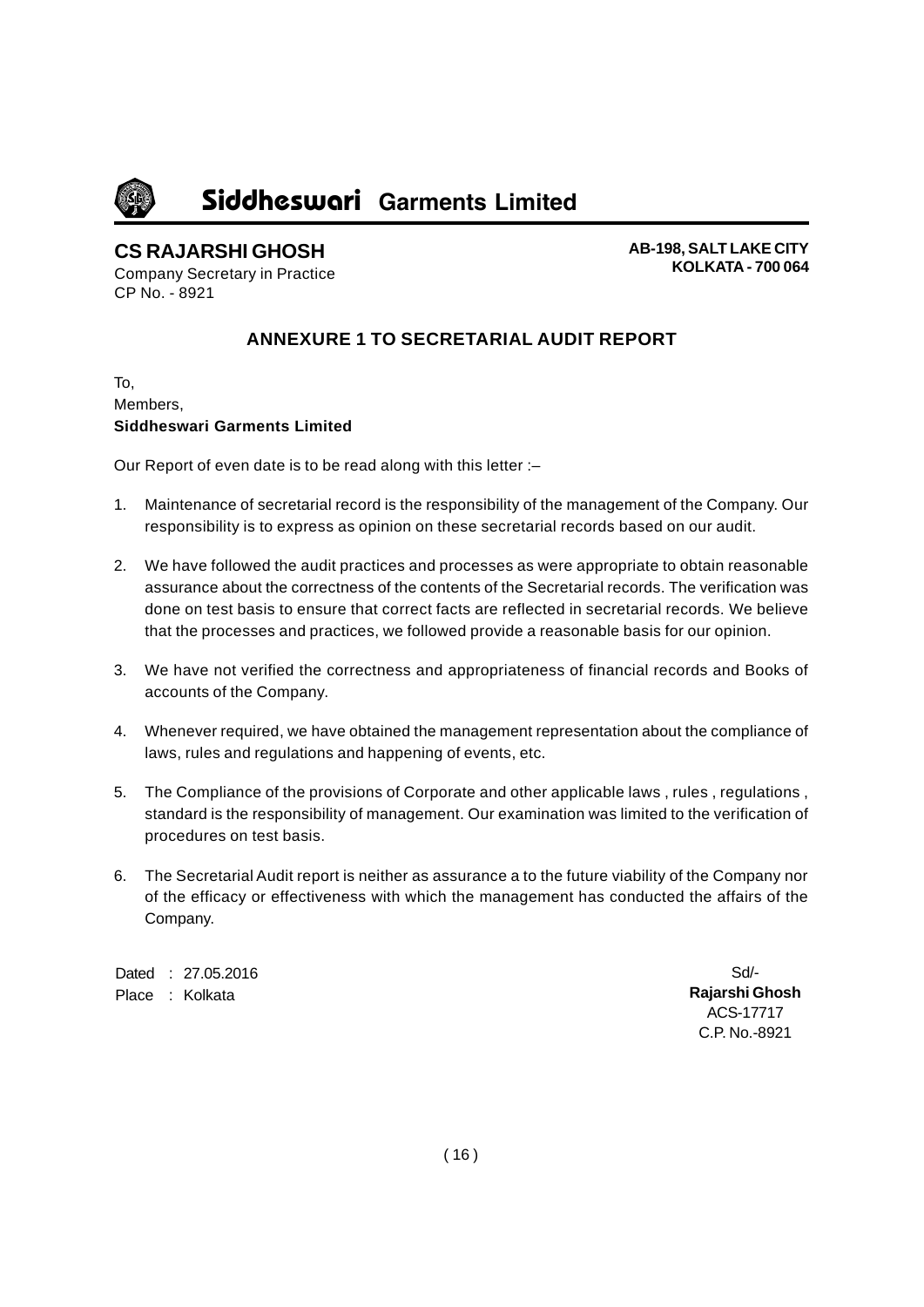**CS RAJARSHI GHOSH**
Company Secretary in Practice
CP No. - 8921

**AB-198, SALT LAKE CITY**
**KOLKATA - 700 064**

## ANNEXURE 1 TO SECRETARIAL AUDIT REPORT

To,
Members,
**Siddheswari Garments Limited**

Our Report of even date is to be read along with this letter :–

1. Maintenance of secretarial record is the responsibility of the management of the Company. Our responsibility is to express as opinion on these secretarial records based on our audit.

2. We have followed the audit practices and processes as were appropriate to obtain reasonable assurance about the correctness of the contents of the Secretarial records. The verification was done on test basis to ensure that correct facts are reflected in secretarial records. We believe that the processes and practices, we followed provide a reasonable basis for our opinion.

3. We have not verified the correctness and appropriateness of financial records and Books of accounts of the Company.

4. Whenever required, we have obtained the management representation about the compliance of laws, rules and regulations and happening of events, etc.

5. The Compliance of the provisions of Corporate and other applicable laws , rules , regulations , standard is the responsibility of management. Our examination was limited to the verification of procedures on test basis.

6. The Secretarial Audit report is neither as assurance a to the future viability of the Company nor of the efficacy or effectiveness with which the management has conducted the affairs of the Company.

Dated : 27.05.2016
Place : Kolkata

Sd/-
**Rajarshi Ghosh**
ACS-17717
C.P. No.-8921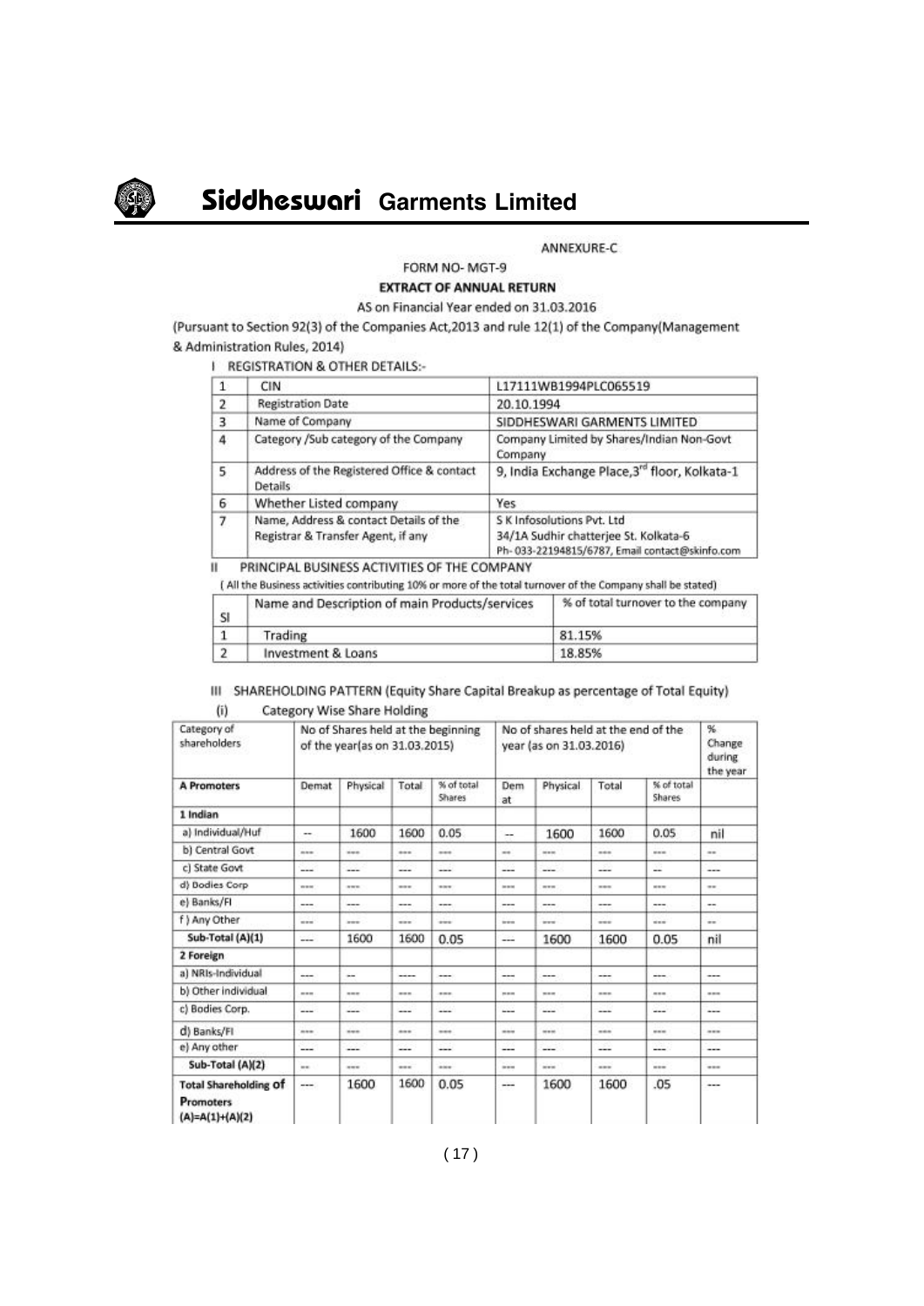ANNEXURE-C

FORM NO- MGT-9

**EXTRACT OF ANNUAL RETURN**

AS on Financial Year ended on 31.03.2016

(Pursuant to Section 92(3) of the Companies Act,2013 and rule 12(1) of the Company(Management & Administration Rules, 2014)

I REGISTRATION & OTHER DETAILS:-

| 1 | CIN | L17111WB1994PLC065519 |
|---|---|---|
| 2 | Registration Date | 20.10.1994 |
| 3 | Name of Company | SIDDHESWARI GARMENTS LIMITED |
| 4 | Category /Sub category of the Company | Company Limited by Shares/Indian Non-Govt Company |
| 5 | Address of the Registered Office & contact Details | 9, India Exchange Place,3rd floor, Kolkata-1 |
| 6 | Whether Listed company | Yes |
| 7 | Name, Address & contact Details of the Registrar & Transfer Agent, if any | S K Infosolutions Pvt. Ltd<br>34/1A Sudhir chatterjee St. Kolkata-6<br>Ph- 033-22194815/6787, Email contact@skinfo.com |

II PRINCIPAL BUSINESS ACTIVITIES OF THE COMPANY

( All the Business activities contributing 10% or more of the total turnover of the Company shall be stated)

| Sl | Name and Description of main Products/services | % of total turnover to the company |
|---|---|---|
| 1 | Trading | 81.15% |
| 2 | Investment & Loans | 18.85% |

III SHAREHOLDING PATTERN (Equity Share Capital Breakup as percentage of Total Equity)

(i) Category Wise Share Holding

| Category of shareholders | No of Shares held at the beginning of the year(as on 31.03.2015) | | | | No of shares held at the end of the year (as on 31.03.2016) | | | | % Change during the year |
|---|---|---|---|---|---|---|---|---|---|
| **A Promoters** | Demat | Physical | Total | % of total Shares | Demat | Physical | Total | % of total Shares | |
| **1 Indian** | | | | | | | | | |
| a) Individual/Huf | -- | 1600 | 1600 | 0.05 | -- | 1600 | 1600 | 0.05 | nil |
| b) Central Govt | --- | --- | --- | --- | -- | --- | --- | --- | -- |
| c) State Govt | --- | --- | --- | --- | --- | --- | --- | -- | --- |
| d) Bodies Corp | --- | --- | --- | --- | --- | --- | --- | --- | -- |
| e) Banks/FI | --- | --- | --- | --- | --- | --- | --- | --- | -- |
| f ) Any Other | --- | --- | --- | --- | --- | --- | --- | --- | -- |
| **Sub-Total (A)(1)** | --- | 1600 | 1600 | 0.05 | --- | 1600 | 1600 | 0.05 | nil |
| **2 Foreign** | | | | | | | | | |
| a) NRIs-Individual | --- | -- | ---- | --- | --- | --- | --- | --- | --- |
| b) Other individual | --- | --- | --- | --- | --- | --- | --- | --- | --- |
| c) Bodies Corp. | --- | --- | --- | --- | --- | --- | --- | --- | --- |
| d) Banks/FI | --- | --- | --- | --- | --- | --- | --- | --- | --- |
| e) Any other | --- | --- | --- | --- | --- | --- | --- | --- | --- |
| **Sub-Total (A)(2)** | -- | --- | --- | --- | --- | --- | --- | --- | --- |
| **Total Shareholding of Promoters (A)=A(1)+(A)(2)** | --- | 1600 | 1600 | 0.05 | --- | 1600 | 1600 | .05 | --- |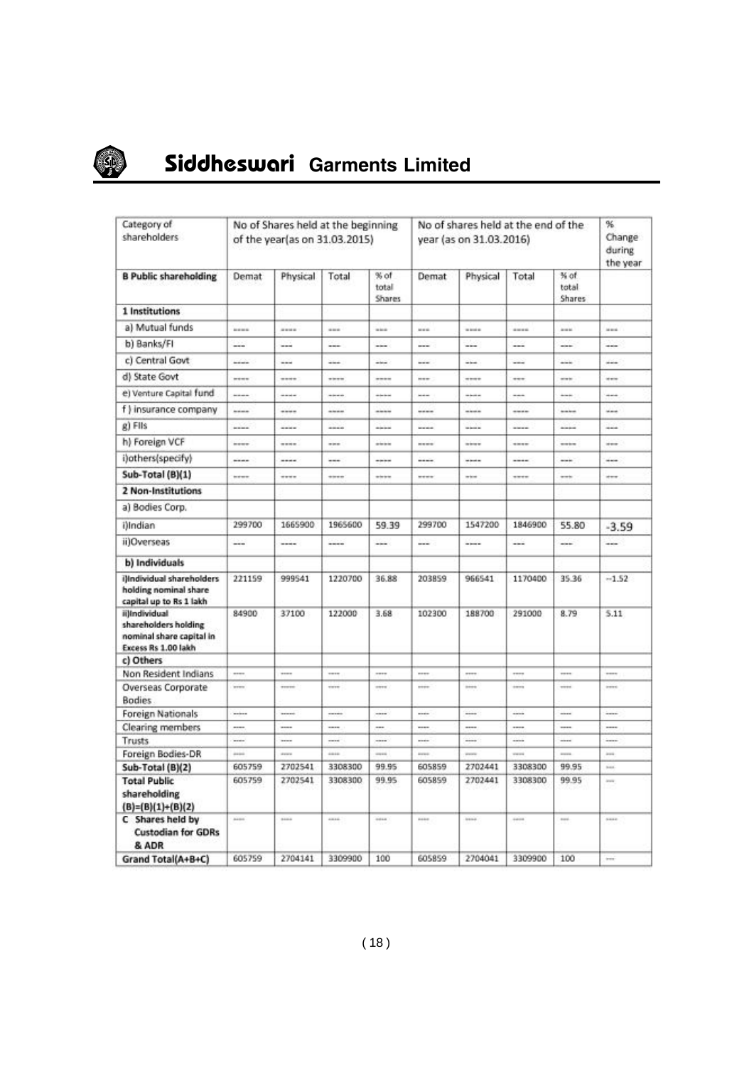| Category of shareholders | No of Shares held at the beginning of the year(as on 31.03.2015) | | | | No of shares held at the end of the year (as on 31.03.2016) | | | | % Change during the year |
|---|---|---|---|---|---|---|---|---|---|
| **B Public shareholding** | Demat | Physical | Total | % of total Shares | Demat | Physical | Total | % of total Shares | |
| **1 Institutions** | | | | | | | | | |
| a) Mutual funds | ---- | ---- | --- | --- | --- | ---- | ---- | --- | --- |
| b) Banks/FI | --- | --- | --- | --- | --- | --- | --- | --- | --- |
| c) Central Govt | ---- | --- | --- | --- | --- | --- | --- | --- | --- |
| d) State Govt | ---- | ---- | ---- | ---- | --- | ---- | --- | --- | --- |
| e) Venture Capital fund | ---- | ---- | ---- | ---- | --- | ---- | --- | --- | --- |
| f ) insurance company | ---- | ---- | ---- | ---- | ---- | ---- | ---- | ---- | --- |
| g) FIIs | ---- | ---- | ---- | ---- | ---- | ---- | ---- | ---- | --- |
| h) Foreign VCF | ---- | ---- | --- | ---- | ---- | ---- | ---- | ---- | --- |
| i)others(specify) | ---- | ---- | --- | ---- | ---- | ---- | ---- | --- | --- |
| **Sub-Total (B)(1)** | ---- | ---- | ---- | ---- | ---- | --- | ---- | --- | --- |
| **2 Non-Institutions** | | | | | | | | | |
| a) Bodies Corp. | | | | | | | | | |
| i)Indian | 299700 | 1665900 | 1965600 | 59.39 | 299700 | 1547200 | 1846900 | 55.80 | -3.59 |
| ii)Overseas | --- | ---- | ---- | --- | --- | ---- | --- | --- | --- |
| **b) Individuals** | | | | | | | | | |
| i)Individual shareholders holding nominal share capital up to Rs 1 lakh | 221159 | 999541 | 1220700 | 36.88 | 203859 | 966541 | 1170400 | 35.36 | --1.52 |
| ii)Individual shareholders holding nominal share capital in Excess Rs 1.00 lakh | 84900 | 37100 | 122000 | 3.68 | 102300 | 188700 | 291000 | 8.79 | 5.11 |
| **c) Others** | | | | | | | | | |
| Non Resident Indians | ---- | ---- | ---- | ---- | ---- | ---- | ---- | ---- | ---- |
| Overseas Corporate Bodies | ---- | ----- | ---- | ---- | ---- | ---- | ---- | ---- | ---- |
| Foreign Nationals | ----- | ----- | ----- | ---- | ---- | ---- | ---- | ---- | ---- |
| Clearing members | ---- | ---- | ---- | --- | ---- | ---- | ---- | ---- | ---- |
| Trusts | ---- | ---- | ---- | ---- | ---- | ---- | ---- | ---- | ---- |
| Foreign Bodies-DR | ---- | ---- | ---- | ---- | ---- | ---- | ---- | ---- | --- |
| **Sub-Total (B)(2)** | 605759 | 2702541 | 3308300 | 99.95 | 605859 | 2702441 | 3308300 | 99.95 | --- |
| **Total Public shareholding (B)=(B)(1)+(B)(2)** | 605759 | 2702541 | 3308300 | 99.95 | 605859 | 2702441 | 3308300 | 99.95 | --- |
| **C Shares held by Custodian for GDRs & ADR** | ---- | ---- | ---- | ---- | ---- | ---- | ---- | --- | ---- |
| **Grand Total(A+B+C)** | 605759 | 2704141 | 3309900 | 100 | 605859 | 2704041 | 3309900 | 100 | --- |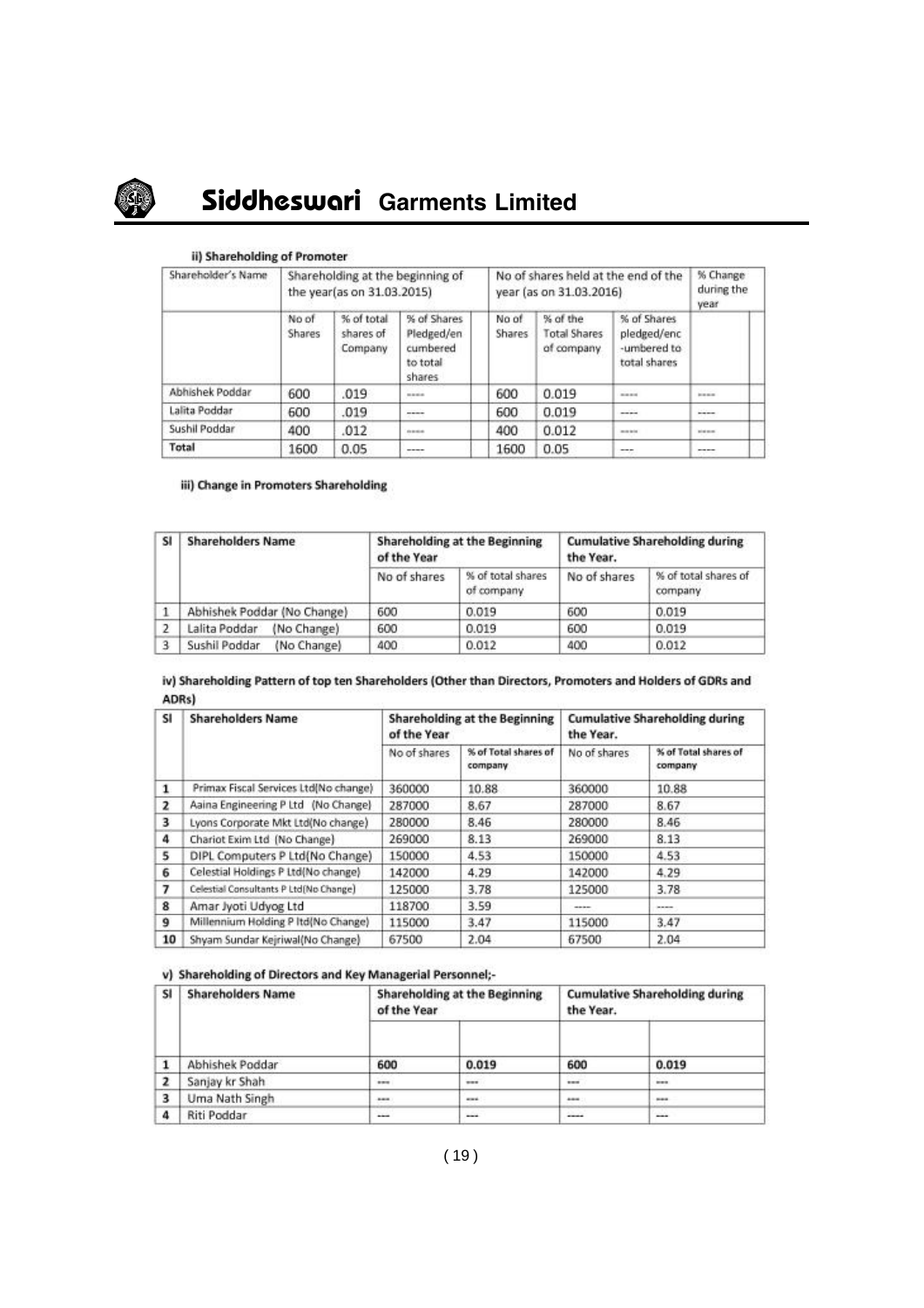### ii) Shareholding of Promoter

| Shareholder's Name | Shareholding at the beginning of the year(as on 31.03.2015) | | | No of shares held at the end of the year (as on 31.03.2016) | | | % Change during the year |
|---|---|---|---|---|---|---|---|
| | No of Shares | % of total shares of Company | % of Shares Pledged/encumbered to total shares | No of Shares | % of the Total Shares of company | % of Shares pledged/enc-umbered to total shares | |
| Abhishek Poddar | 600 | .019 | ---- | 600 | 0.019 | ---- | ---- |
| Lalita Poddar | 600 | .019 | ---- | 600 | 0.019 | ---- | ---- |
| Sushil Poddar | 400 | .012 | ---- | 400 | 0.012 | ---- | ---- |
| Total | 1600 | 0.05 | ---- | 1600 | 0.05 | --- | ---- |

### iii) Change in Promoters Shareholding

| Sl | Shareholders Name | Shareholding at the Beginning of the Year | | Cumulative Shareholding during the Year. | |
|---|---|---|---|---|---|
| | | No of shares | % of total shares of company | No of shares | % of total shares of company |
| 1 | Abhishek Poddar (No Change) | 600 | 0.019 | 600 | 0.019 |
| 2 | Lalita Poddar (No Change) | 600 | 0.019 | 600 | 0.019 |
| 3 | Sushil Poddar (No Change) | 400 | 0.012 | 400 | 0.012 |

### iv) Shareholding Pattern of top ten Shareholders (Other than Directors, Promoters and Holders of GDRs and ADRs)

| Sl | Shareholders Name | Shareholding at the Beginning of the Year | | Cumulative Shareholding during the Year. | |
|---|---|---|---|---|---|
| | | No of shares | % of Total shares of company | No of shares | % of Total shares of company |
| 1 | Primax Fiscal Services Ltd(No change) | 360000 | 10.88 | 360000 | 10.88 |
| 2 | Aaina Engineering P Ltd (No Change) | 287000 | 8.67 | 287000 | 8.67 |
| 3 | Lyons Corporate Mkt Ltd(No change) | 280000 | 8.46 | 280000 | 8.46 |
| 4 | Chariot Exim Ltd (No Change) | 269000 | 8.13 | 269000 | 8.13 |
| 5 | DIPL Computers P Ltd(No Change) | 150000 | 4.53 | 150000 | 4.53 |
| 6 | Celestial Holdings P Ltd(No change) | 142000 | 4.29 | 142000 | 4.29 |
| 7 | Celestial Consultants P Ltd(No Change) | 125000 | 3.78 | 125000 | 3.78 |
| 8 | Amar Jyoti Udyog Ltd | 118700 | 3.59 | ---- | ---- |
| 9 | Millennium Holding P ltd(No Change) | 115000 | 3.47 | 115000 | 3.47 |
| 10 | Shyam Sundar Kejriwal(No Change) | 67500 | 2.04 | 67500 | 2.04 |

### v) Shareholding of Directors and Key Managerial Personnel;-

| Sl | Shareholders Name | Shareholding at the Beginning of the Year | | Cumulative Shareholding during the Year. | |
|---|---|---|---|---|---|
| | | | | | |
| 1 | Abhishek Poddar | 600 | 0.019 | 600 | 0.019 |
| 2 | Sanjay kr Shah | --- | --- | --- | --- |
| 3 | Uma Nath Singh | --- | --- | --- | --- |
| 4 | Riti Poddar | --- | --- | ---- | --- |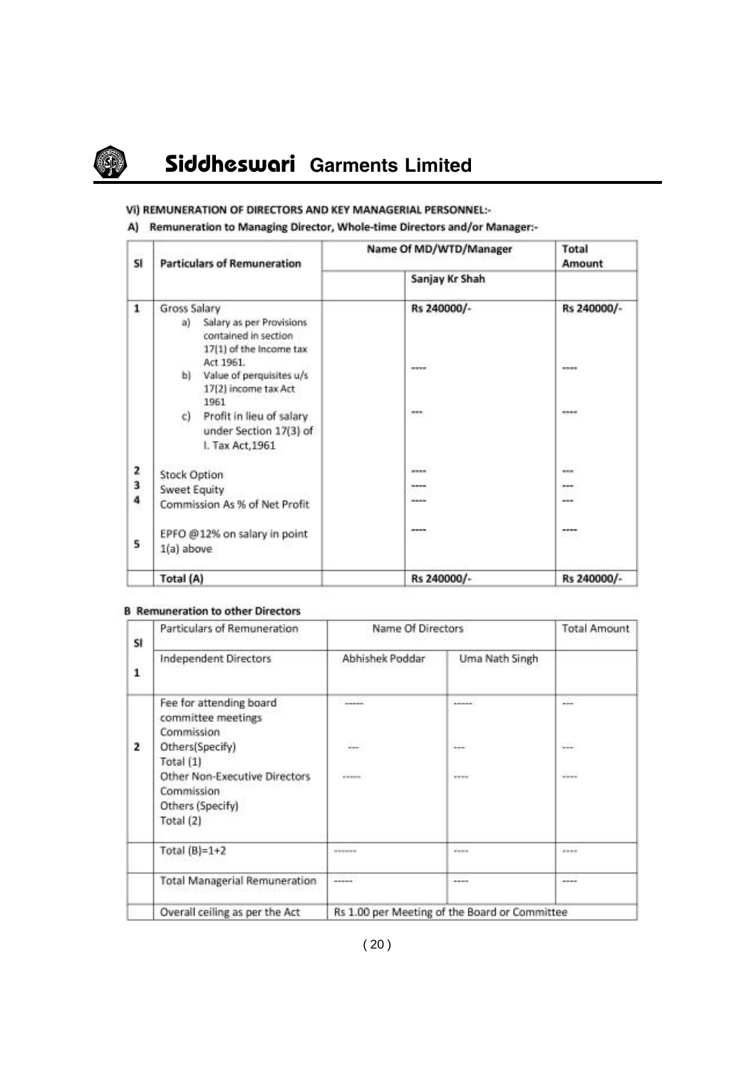## Vi) REMUNERATION OF DIRECTORS AND KEY MANAGERIAL PERSONNEL:-

### A) Remuneration to Managing Director, Whole-time Directors and/or Manager:-

| Sl | Particulars of Remuneration | Name Of MD/WTD/Manager | | Total Amount |
|---|---|---|---|---|
| | | | Sanjay Kr Shah | |
| 1 | Gross Salary<br>a) Salary as per Provisions contained in section 17(1) of the Income tax Act 1961.<br>b) Value of perquisites u/s 17(2) income tax Act 1961<br>c) Profit in lieu of salary under Section 17(3) of I. Tax Act,1961 | | Rs 240000/-<br>----<br>--- | Rs 240000/-<br>----<br>---- |
| 2 | Stock Option | | ---- | --- |
| 3 | Sweet Equity | | ---- | --- |
| 4 | Commission As % of Net Profit | | ---- | --- |
| 5 | EPFO @12% on salary in point 1(a) above | | ---- | ---- |
| | Total (A) | | Rs 240000/- | Rs 240000/- |

### B Remuneration to other Directors

| Sl | Particulars of Remuneration | Name Of Directors | | Total Amount |
|---|---|---|---|---|
| 1 | Independent Directors | Abhishek Poddar | Uma Nath Singh | |
| 2 | Fee for attending board committee meetings<br>Commission<br>Others(Specify)<br>Total (1)<br>Other Non-Executive Directors<br>Commission<br>Others (Specify)<br>Total (2) | -----<br>---<br>----- | -----<br>---<br>---- | ---<br>---<br>---- |
| | Total (B)=1+2 | ------ | ---- | ---- |
| | Total Managerial Remuneration | ----- | ---- | ---- |
| | Overall ceiling as per the Act | Rs 1.00 per Meeting of the Board or Committee | | |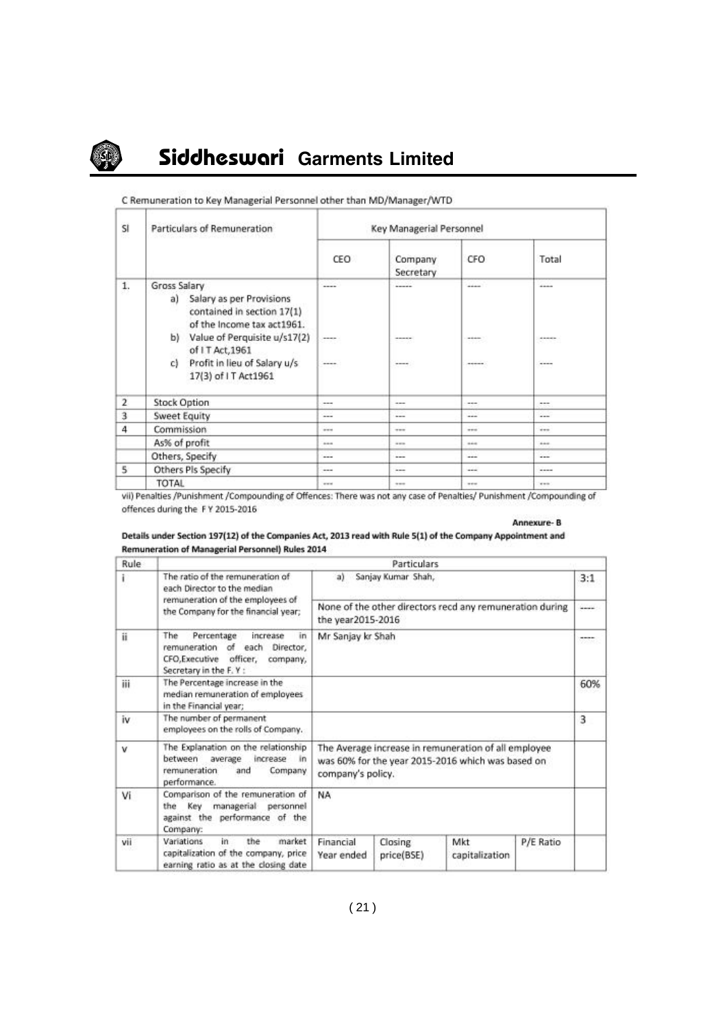C Remuneration to Key Managerial Personnel other than MD/Manager/WTD

| Sl | Particulars of Remuneration | Key Managerial Personnel | | | |
|---|---|---|---|---|---|
| | | CEO | Company Secretary | CFO | Total |
| 1. | Gross Salary<br>a) Salary as per Provisions contained in section 17(1) of the Income tax act1961. | ---- | ----- | ---- | ---- |
| | b) Value of Perquisite u/s17(2) of I T Act,1961 | ---- | ----- | ---- | ----- |
| | c) Profit in lieu of Salary u/s 17(3) of I T Act1961 | ---- | ---- | ----- | ---- |
| 2 | Stock Option | --- | --- | --- | --- |
| 3 | Sweet Equity | --- | --- | --- | --- |
| 4 | Commission | --- | --- | --- | --- |
| | As% of profit | --- | --- | --- | --- |
| | Others, Specify | --- | --- | --- | --- |
| 5 | Others Pls Specify | --- | --- | --- | ---- |
| | TOTAL | --- | --- | --- | --- |

vii) Penalties /Punishment /Compounding of Offences: There was not any case of Penalties/ Punishment /Compounding of offences during the F Y 2015-2016

**Annexure- B**

**Details under Section 197(12) of the Companies Act, 2013 read with Rule 5(1) of the Company Appointment and Remuneration of Managerial Personnel) Rules 2014**

| Rule | Particulars | | | | | |
|---|---|---|---|---|---|---|
| i | The ratio of the remuneration of each Director to the median remuneration of the employees of the Company for the financial year; | a) Sanjay Kumar Shah, | | | | 3:1 |
| | | None of the other directors recd any remuneration during the year2015-2016 | | | | ---- |
| ii | The Percentage increase in remuneration of each Director, CFO,Executive officer, company, Secretary in the F. Y : | Mr Sanjay kr Shah | | | | ---- |
| iii | The Percentage increase in the median remuneration of employees in the Financial year; | | | | | 60% |
| iv | The number of permanent employees on the rolls of Company. | | | | | 3 |
| v | The Explanation on the relationship between average increase in remuneration and Company performance. | The Average increase in remuneration of all employee was 60% for the year 2015-2016 which was based on company's policy. | | | | |
| Vi | Comparison of the remuneration of the Key managerial personnel against the performance of the Company: | NA | | | | |
| vii | Variations in the market capitalization of the company, price earning ratio as at the closing date | Financial Year ended | Closing price(BSE) | Mkt capitalization | P/E Ratio | |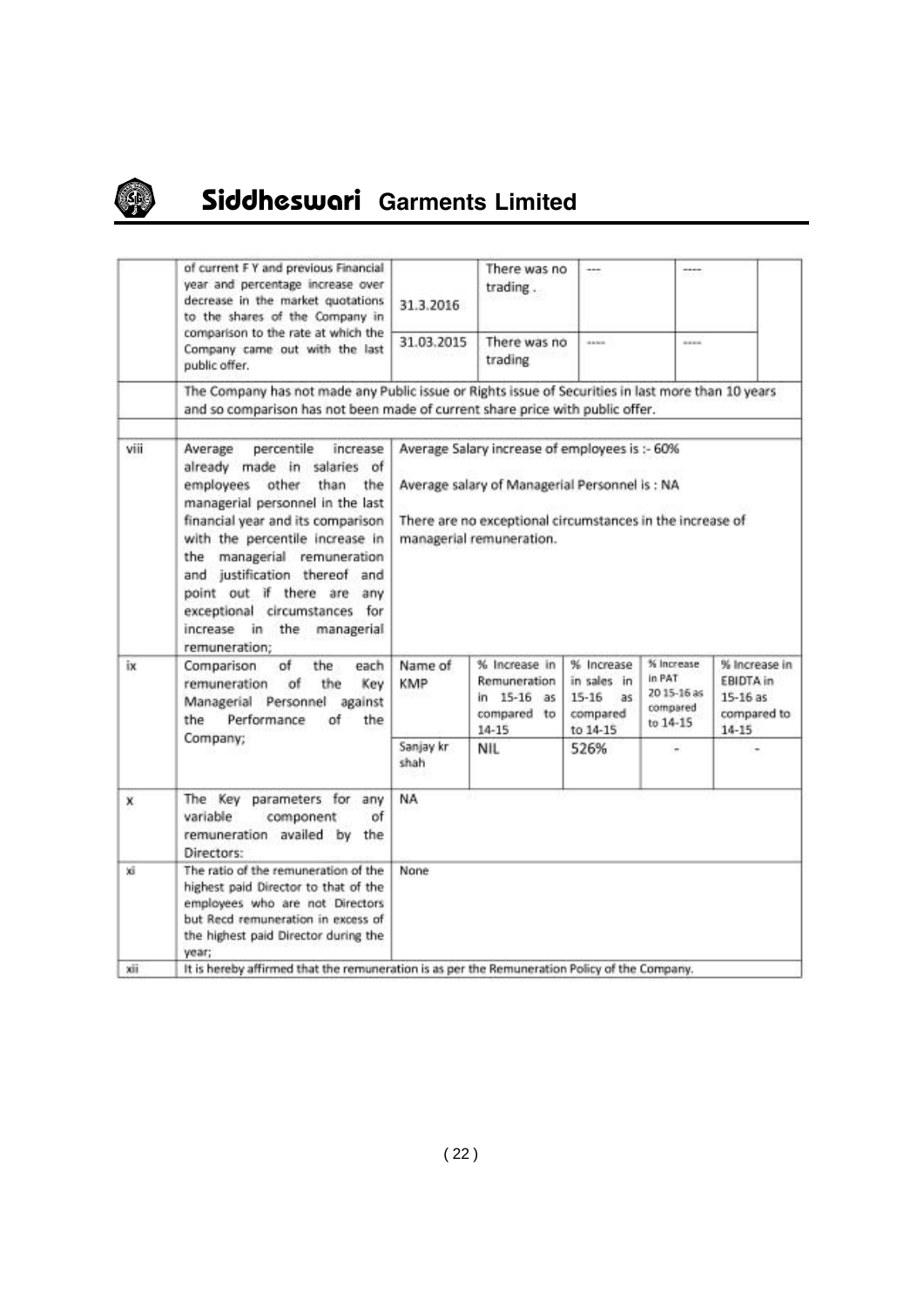| | | | | | | |
|---|---|---|---|---|---|---|
| | of current F Y and previous Financial year and percentage increase over decrease in the market quotations to the shares of the Company in comparison to the rate at which the Company came out with the last public offer. | 31.3.2016 | There was no trading . | --- | ---- | |
| | | 31.03.2015 | There was no trading | ---- | ---- | |
| | The Company has not made any Public issue or Rights issue of Securities in last more than 10 years and so comparison has not been made of current share price with public offer. | | | | | |
| viii | Average percentile increase already made in salaries of employees other than the managerial personnel in the last financial year and its comparison with the percentile increase in the managerial remuneration and justification thereof and point out if there are any exceptional circumstances for increase in the managerial remuneration; | Average Salary increase of employees is :- 60%<br><br>Average salary of Managerial Personnel is : NA<br><br>There are no exceptional circumstances in the increase of managerial remuneration. | | | | |
| ix | Comparison of the each remuneration of the Key Managerial Personnel against the Performance of the Company; | Name of KMP | % Increase in Remuneration in 15-16 as compared to 14-15 | % Increase in sales in 15-16 as compared to 14-15 | % Increase in PAT 20 15-16 as compared to 14-15 | % Increase in EBIDTA in 15-16 as compared to 14-15 |
| | | Sanjay kr shah | NIL | 526% | - | - |
| x | The Key parameters for any variable component of remuneration availed by the Directors: | NA | | | | |
| xi | The ratio of the remuneration of the highest paid Director to that of the employees who are not Directors but Recd remuneration in excess of the highest paid Director during the year; | None | | | | |
| xii | It is hereby affirmed that the remuneration is as per the Remuneration Policy of the Company. | | | | | |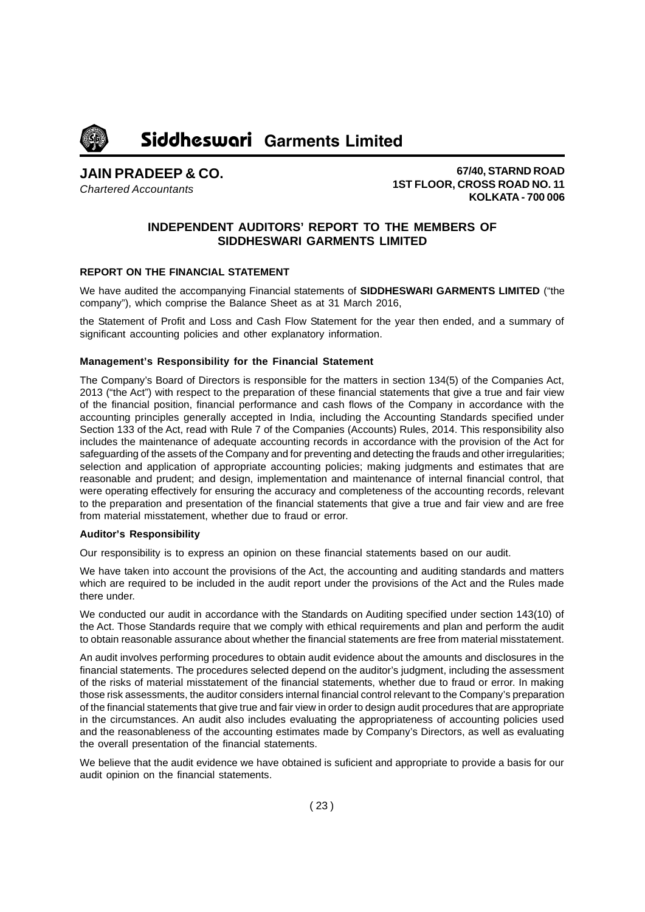**JAIN PRADEEP & CO.**
*Chartered Accountants*

**67/40, STARND ROAD**
**1ST FLOOR, CROSS ROAD NO. 11**
**KOLKATA - 700 006**

## INDEPENDENT AUDITORS' REPORT TO THE MEMBERS OF SIDDHESWARI GARMENTS LIMITED

### REPORT ON THE FINANCIAL STATEMENT

We have audited the accompanying Financial statements of **SIDDHESWARI GARMENTS LIMITED** ("the company"), which comprise the Balance Sheet as at 31 March 2016,

the Statement of Profit and Loss and Cash Flow Statement for the year then ended, and a summary of significant accounting policies and other explanatory information.

### Management's Responsibility for the Financial Statement

The Company's Board of Directors is responsible for the matters in section 134(5) of the Companies Act, 2013 ("the Act") with respect to the preparation of these financial statements that give a true and fair view of the financial position, financial performance and cash flows of the Company in accordance with the accounting principles generally accepted in India, including the Accounting Standards specified under Section 133 of the Act, read with Rule 7 of the Companies (Accounts) Rules, 2014. This responsibility also includes the maintenance of adequate accounting records in accordance with the provision of the Act for safeguarding of the assets of the Company and for preventing and detecting the frauds and other irregularities; selection and application of appropriate accounting policies; making judgments and estimates that are reasonable and prudent; and design, implementation and maintenance of internal financial control, that were operating effectively for ensuring the accuracy and completeness of the accounting records, relevant to the preparation and presentation of the financial statements that give a true and fair view and are free from material misstatement, whether due to fraud or error.

### Auditor's Responsibility

Our responsibility is to express an opinion on these financial statements based on our audit.

We have taken into account the provisions of the Act, the accounting and auditing standards and matters which are required to be included in the audit report under the provisions of the Act and the Rules made there under.

We conducted our audit in accordance with the Standards on Auditing specified under section 143(10) of the Act. Those Standards require that we comply with ethical requirements and plan and perform the audit to obtain reasonable assurance about whether the financial statements are free from material misstatement.

An audit involves performing procedures to obtain audit evidence about the amounts and disclosures in the financial statements. The procedures selected depend on the auditor's judgment, including the assessment of the risks of material misstatement of the financial statements, whether due to fraud or error. In making those risk assessments, the auditor considers internal financial control relevant to the Company's preparation of the financial statements that give true and fair view in order to design audit procedures that are appropriate in the circumstances. An audit also includes evaluating the appropriateness of accounting policies used and the reasonableness of the accounting estimates made by Company's Directors, as well as evaluating the overall presentation of the financial statements.

We believe that the audit evidence we have obtained is suficient and appropriate to provide a basis for our audit opinion on the financial statements.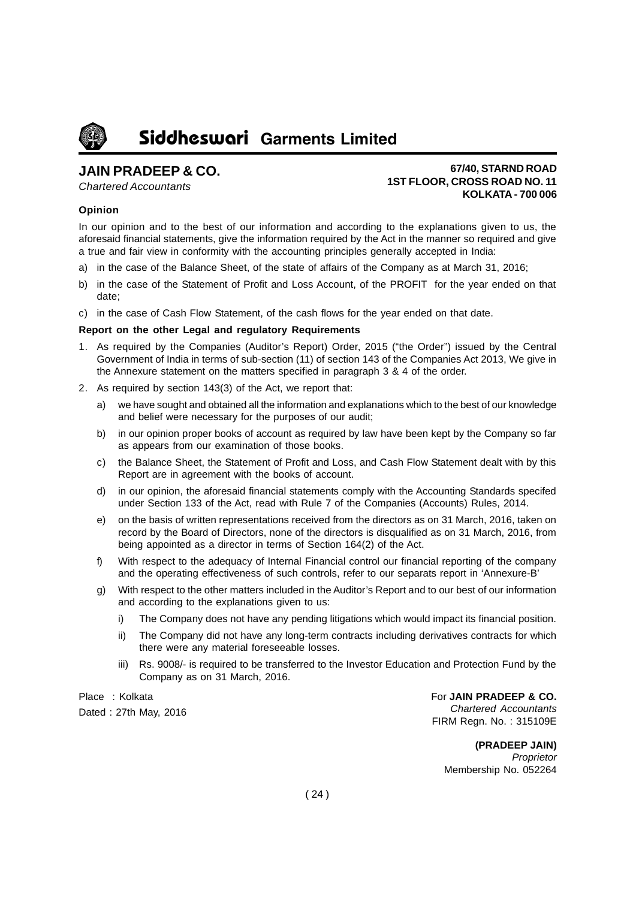**JAIN PRADEEP & CO.**

*Chartered Accountants*

**67/40, STARND ROAD**
**1ST FLOOR, CROSS ROAD NO. 11**
**KOLKATA - 700 006**

**Opinion**

In our opinion and to the best of our information and according to the explanations given to us, the aforesaid financial statements, give the information required by the Act in the manner so required and give a true and fair view in conformity with the accounting principles generally accepted in India:

a) in the case of the Balance Sheet, of the state of affairs of the Company as at March 31, 2016;

b) in the case of the Statement of Profit and Loss Account, of the PROFIT for the year ended on that date;

c) in the case of Cash Flow Statement, of the cash flows for the year ended on that date.

**Report on the other Legal and regulatory Requirements**

1. As required by the Companies (Auditor's Report) Order, 2015 ("the Order") issued by the Central Government of India in terms of sub-section (11) of section 143 of the Companies Act 2013, We give in the Annexure statement on the matters specified in paragraph 3 & 4 of the order.

2. As required by section 143(3) of the Act, we report that:

   a) we have sought and obtained all the information and explanations which to the best of our knowledge and belief were necessary for the purposes of our audit;

   b) in our opinion proper books of account as required by law have been kept by the Company so far as appears from our examination of those books.

   c) the Balance Sheet, the Statement of Profit and Loss, and Cash Flow Statement dealt with by this Report are in agreement with the books of account.

   d) in our opinion, the aforesaid financial statements comply with the Accounting Standards specifed under Section 133 of the Act, read with Rule 7 of the Companies (Accounts) Rules, 2014.

   e) on the basis of written representations received from the directors as on 31 March, 2016, taken on record by the Board of Directors, none of the directors is disqualified as on 31 March, 2016, from being appointed as a director in terms of Section 164(2) of the Act.

   f) With respect to the adequacy of Internal Financial control our financial reporting of the company and the operating effectiveness of such controls, refer to our separats report in 'Annexure-B'

   g) With respect to the other matters included in the Auditor's Report and to our best of our information and according to the explanations given to us:

      i) The Company does not have any pending litigations which would impact its financial position.

      ii) The Company did not have any long-term contracts including derivatives contracts for which there were any material foreseeable losses.

      iii) Rs. 9008/- is required to be transferred to the Investor Education and Protection Fund by the Company as on 31 March, 2016.

Place : Kolkata
Dated : 27th May, 2016

For **JAIN PRADEEP & CO.**
*Chartered Accountants*
FIRM Regn. No. : 315109E

**(PRADEEP JAIN)**
*Proprietor*
Membership No. 052264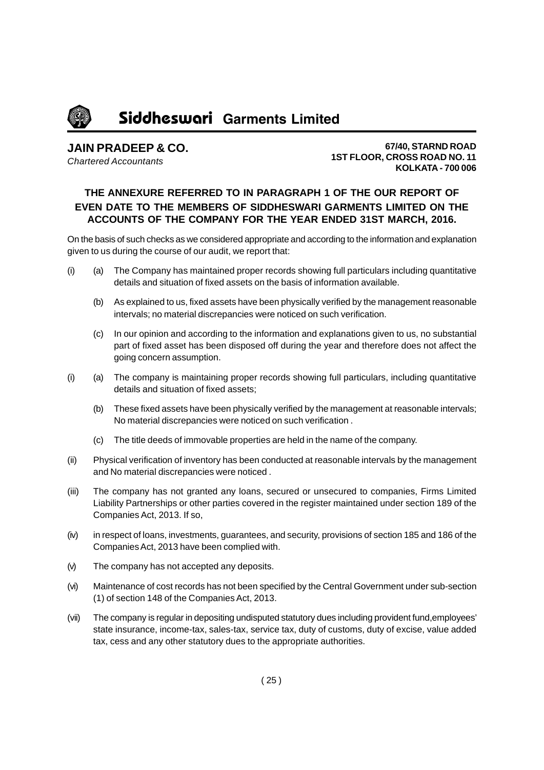**JAIN PRADEEP & CO.**
*Chartered Accountants*

**67/40, STARND ROAD**
**1ST FLOOR, CROSS ROAD NO. 11**
**KOLKATA - 700 006**

## THE ANNEXURE REFERRED TO IN PARAGRAPH 1 OF THE OUR REPORT OF EVEN DATE TO THE MEMBERS OF SIDDHESWARI GARMENTS LIMITED ON THE ACCOUNTS OF THE COMPANY FOR THE YEAR ENDED 31ST MARCH, 2016.

On the basis of such checks as we considered appropriate and according to the information and explanation given to us during the course of our audit, we report that:

(i) (a) The Company has maintained proper records showing full particulars including quantitative details and situation of fixed assets on the basis of information available.

(b) As explained to us, fixed assets have been physically verified by the management reasonable intervals; no material discrepancies were noticed on such verification.

(c) In our opinion and according to the information and explanations given to us, no substantial part of fixed asset has been disposed off during the year and therefore does not affect the going concern assumption.

(i) (a) The company is maintaining proper records showing full particulars, including quantitative details and situation of fixed assets;

(b) These fixed assets have been physically verified by the management at reasonable intervals; No material discrepancies were noticed on such verification .

(c) The title deeds of immovable properties are held in the name of the company.

(ii) Physical verification of inventory has been conducted at reasonable intervals by the management and No material discrepancies were noticed .

(iii) The company has not granted any loans, secured or unsecured to companies, Firms Limited Liability Partnerships or other parties covered in the register maintained under section 189 of the Companies Act, 2013. If so,

(iv) in respect of loans, investments, guarantees, and security, provisions of section 185 and 186 of the Companies Act, 2013 have been complied with.

(v) The company has not accepted any deposits.

(vi) Maintenance of cost records has not been specified by the Central Government under sub-section (1) of section 148 of the Companies Act, 2013.

(vii) The company is regular in depositing undisputed statutory dues including provident fund,employees' state insurance, income-tax, sales-tax, service tax, duty of customs, duty of excise, value added tax, cess and any other statutory dues to the appropriate authorities.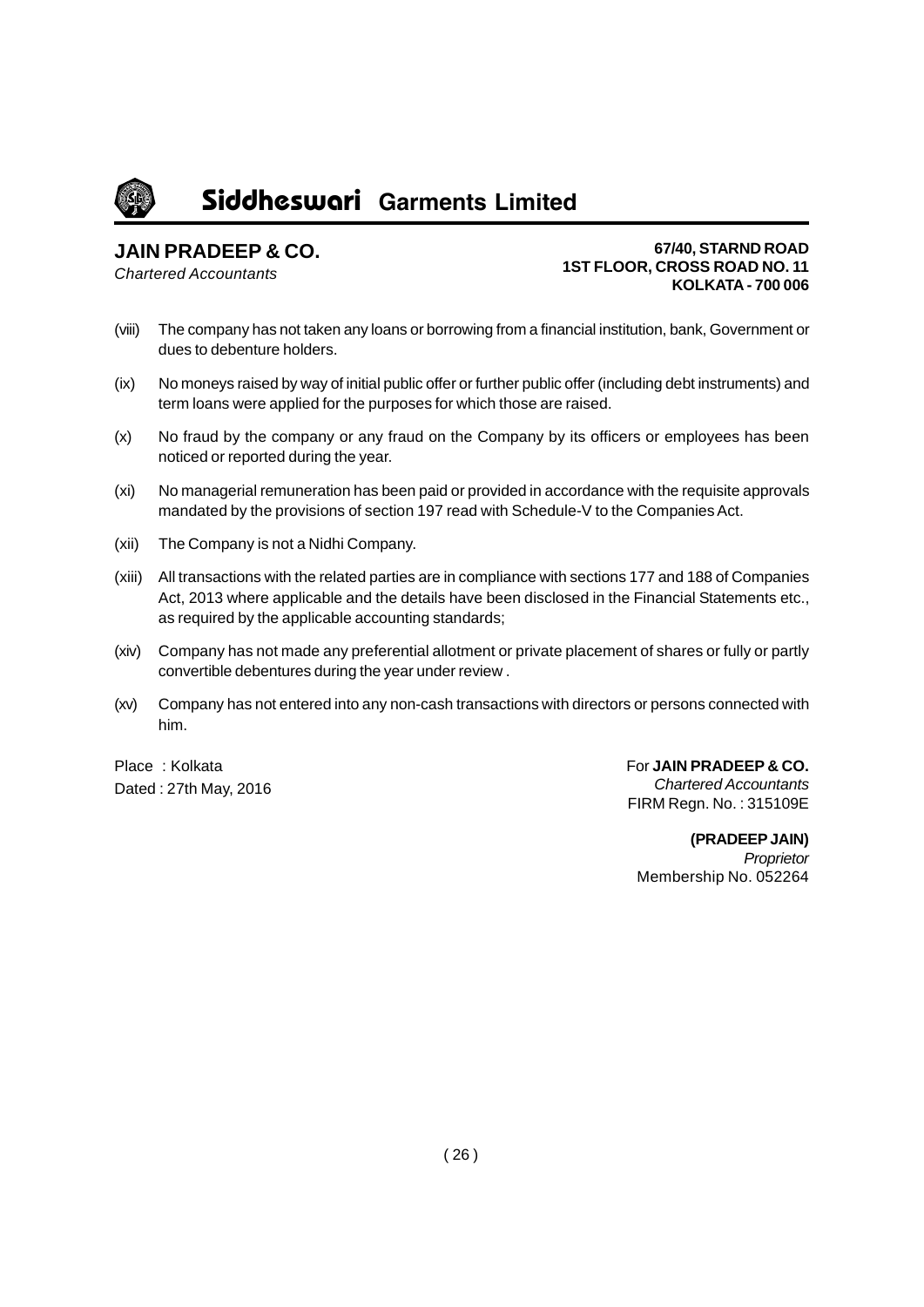**JAIN PRADEEP & CO.**
*Chartered Accountants*

**67/40, STARND ROAD**
**1ST FLOOR, CROSS ROAD NO. 11**
**KOLKATA - 700 006**

(viii) The company has not taken any loans or borrowing from a financial institution, bank, Government or dues to debenture holders.

(ix) No moneys raised by way of initial public offer or further public offer (including debt instruments) and term loans were applied for the purposes for which those are raised.

(x) No fraud by the company or any fraud on the Company by its officers or employees has been noticed or reported during the year.

(xi) No managerial remuneration has been paid or provided in accordance with the requisite approvals mandated by the provisions of section 197 read with Schedule-V to the Companies Act.

(xii) The Company is not a Nidhi Company.

(xiii) All transactions with the related parties are in compliance with sections 177 and 188 of Companies Act, 2013 where applicable and the details have been disclosed in the Financial Statements etc., as required by the applicable accounting standards;

(xiv) Company has not made any preferential allotment or private placement of shares or fully or partly convertible debentures during the year under review .

(xv) Company has not entered into any non-cash transactions with directors or persons connected with him.

Place : Kolkata
Dated : 27th May, 2016

For **JAIN PRADEEP & CO.**
*Chartered Accountants*
FIRM Regn. No. : 315109E

**(PRADEEP JAIN)**
*Proprietor*
Membership No. 052264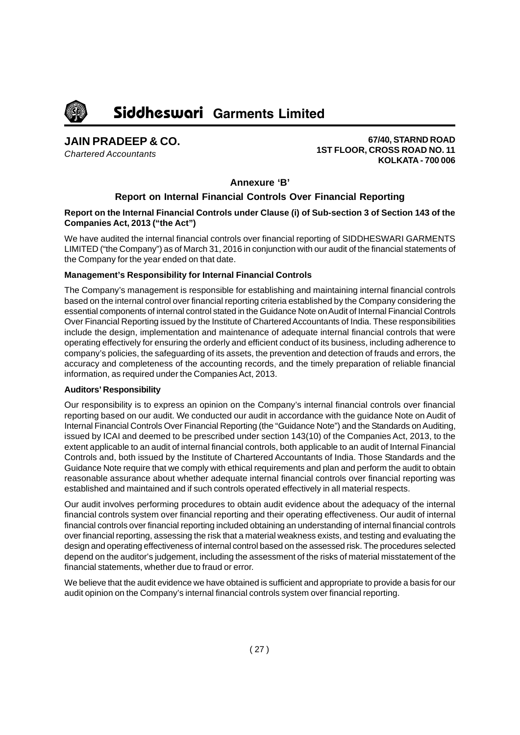**JAIN PRADEEP & CO.**
*Chartered Accountants*

**67/40, STARND ROAD**
**1ST FLOOR, CROSS ROAD NO. 11**
**KOLKATA - 700 006**

## Annexure 'B'

## Report on Internal Financial Controls Over Financial Reporting

**Report on the Internal Financial Controls under Clause (i) of Sub-section 3 of Section 143 of the Companies Act, 2013 ("the Act")**

We have audited the internal financial controls over financial reporting of SIDDHESWARI GARMENTS LIMITED ("the Company") as of March 31, 2016 in conjunction with our audit of the financial statements of the Company for the year ended on that date.

**Management's Responsibility for Internal Financial Controls**

The Company's management is responsible for establishing and maintaining internal financial controls based on the internal control over financial reporting criteria established by the Company considering the essential components of internal control stated in the Guidance Note on Audit of Internal Financial Controls Over Financial Reporting issued by the Institute of Chartered Accountants of India. These responsibilities include the design, implementation and maintenance of adequate internal financial controls that were operating effectively for ensuring the orderly and efficient conduct of its business, including adherence to company's policies, the safeguarding of its assets, the prevention and detection of frauds and errors, the accuracy and completeness of the accounting records, and the timely preparation of reliable financial information, as required under the Companies Act, 2013.

**Auditors' Responsibility**

Our responsibility is to express an opinion on the Company's internal financial controls over financial reporting based on our audit. We conducted our audit in accordance with the guidance Note on Audit of Internal Financial Controls Over Financial Reporting (the "Guidance Note") and the Standards on Auditing, issued by ICAI and deemed to be prescribed under section 143(10) of the Companies Act, 2013, to the extent applicable to an audit of internal financial controls, both applicable to an audit of Internal Financial Controls and, both issued by the Institute of Chartered Accountants of India. Those Standards and the Guidance Note require that we comply with ethical requirements and plan and perform the audit to obtain reasonable assurance about whether adequate internal financial controls over financial reporting was established and maintained and if such controls operated effectively in all material respects.

Our audit involves performing procedures to obtain audit evidence about the adequacy of the internal financial controls system over financial reporting and their operating effectiveness. Our audit of internal financial controls over financial reporting included obtaining an understanding of internal financial controls over financial reporting, assessing the risk that a material weakness exists, and testing and evaluating the design and operating effectiveness of internal control based on the assessed risk. The procedures selected depend on the auditor's judgement, including the assessment of the risks of material misstatement of the financial statements, whether due to fraud or error.

We believe that the audit evidence we have obtained is sufficient and appropriate to provide a basis for our audit opinion on the Company's internal financial controls system over financial reporting.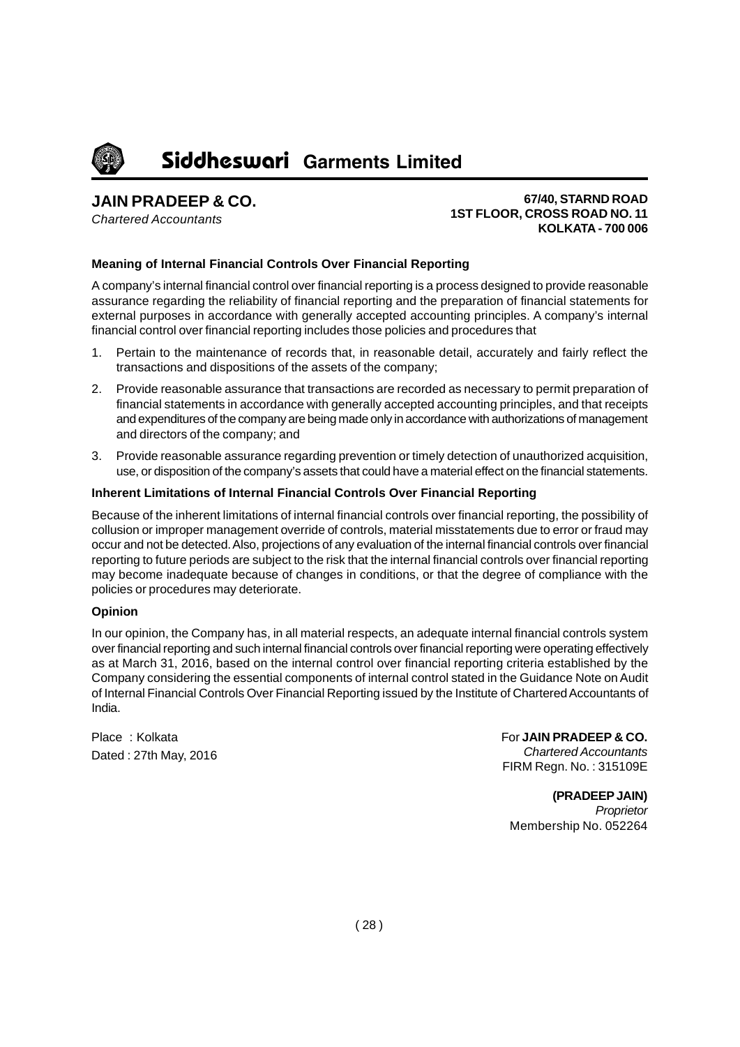**JAIN PRADEEP & CO.**
*Chartered Accountants*

**67/40, STARND ROAD**
**1ST FLOOR, CROSS ROAD NO. 11**
**KOLKATA - 700 006**

### Meaning of Internal Financial Controls Over Financial Reporting

A company's internal financial control over financial reporting is a process designed to provide reasonable assurance regarding the reliability of financial reporting and the preparation of financial statements for external purposes in accordance with generally accepted accounting principles. A company's internal financial control over financial reporting includes those policies and procedures that

1. Pertain to the maintenance of records that, in reasonable detail, accurately and fairly reflect the transactions and dispositions of the assets of the company;
2. Provide reasonable assurance that transactions are recorded as necessary to permit preparation of financial statements in accordance with generally accepted accounting principles, and that receipts and expenditures of the company are being made only in accordance with authorizations of management and directors of the company; and
3. Provide reasonable assurance regarding prevention or timely detection of unauthorized acquisition, use, or disposition of the company's assets that could have a material effect on the financial statements.

### Inherent Limitations of Internal Financial Controls Over Financial Reporting

Because of the inherent limitations of internal financial controls over financial reporting, the possibility of collusion or improper management override of controls, material misstatements due to error or fraud may occur and not be detected. Also, projections of any evaluation of the internal financial controls over financial reporting to future periods are subject to the risk that the internal financial controls over financial reporting may become inadequate because of changes in conditions, or that the degree of compliance with the policies or procedures may deteriorate.

### Opinion

In our opinion, the Company has, in all material respects, an adequate internal financial controls system over financial reporting and such internal financial controls over financial reporting were operating effectively as at March 31, 2016, based on the internal control over financial reporting criteria established by the Company considering the essential components of internal control stated in the Guidance Note on Audit of Internal Financial Controls Over Financial Reporting issued by the Institute of Chartered Accountants of India.

Place : Kolkata
Dated : 27th May, 2016

For **JAIN PRADEEP & CO.**
*Chartered Accountants*
FIRM Regn. No. : 315109E

**(PRADEEP JAIN)**
*Proprietor*
Membership No. 052264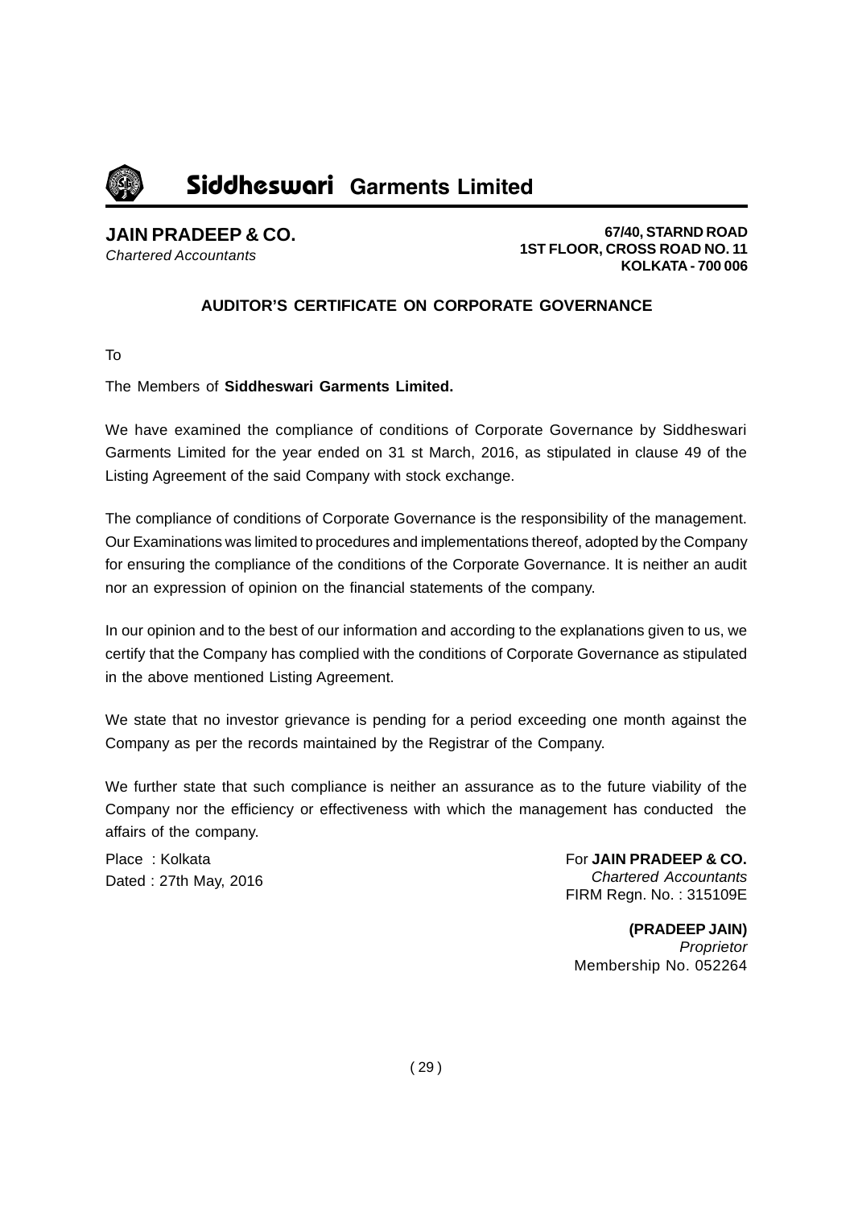**JAIN PRADEEP & CO.**
*Chartered Accountants*

**67/40, STARND ROAD**
**1ST FLOOR, CROSS ROAD NO. 11**
**KOLKATA - 700 006**

## AUDITOR'S CERTIFICATE ON CORPORATE GOVERNANCE

To

The Members of **Siddheswari Garments Limited.**

We have examined the compliance of conditions of Corporate Governance by Siddheswari Garments Limited for the year ended on 31 st March, 2016, as stipulated in clause 49 of the Listing Agreement of the said Company with stock exchange.

The compliance of conditions of Corporate Governance is the responsibility of the management. Our Examinations was limited to procedures and implementations thereof, adopted by the Company for ensuring the compliance of the conditions of the Corporate Governance. It is neither an audit nor an expression of opinion on the financial statements of the company.

In our opinion and to the best of our information and according to the explanations given to us, we certify that the Company has complied with the conditions of Corporate Governance as stipulated in the above mentioned Listing Agreement.

We state that no investor grievance is pending for a period exceeding one month against the Company as per the records maintained by the Registrar of the Company.

We further state that such compliance is neither an assurance as to the future viability of the Company nor the efficiency or effectiveness with which the management has conducted the affairs of the company.

Place : Kolkata
Dated : 27th May, 2016

For **JAIN PRADEEP & CO.**
*Chartered Accountants*
FIRM Regn. No. : 315109E

**(PRADEEP JAIN)**
*Proprietor*
Membership No. 052264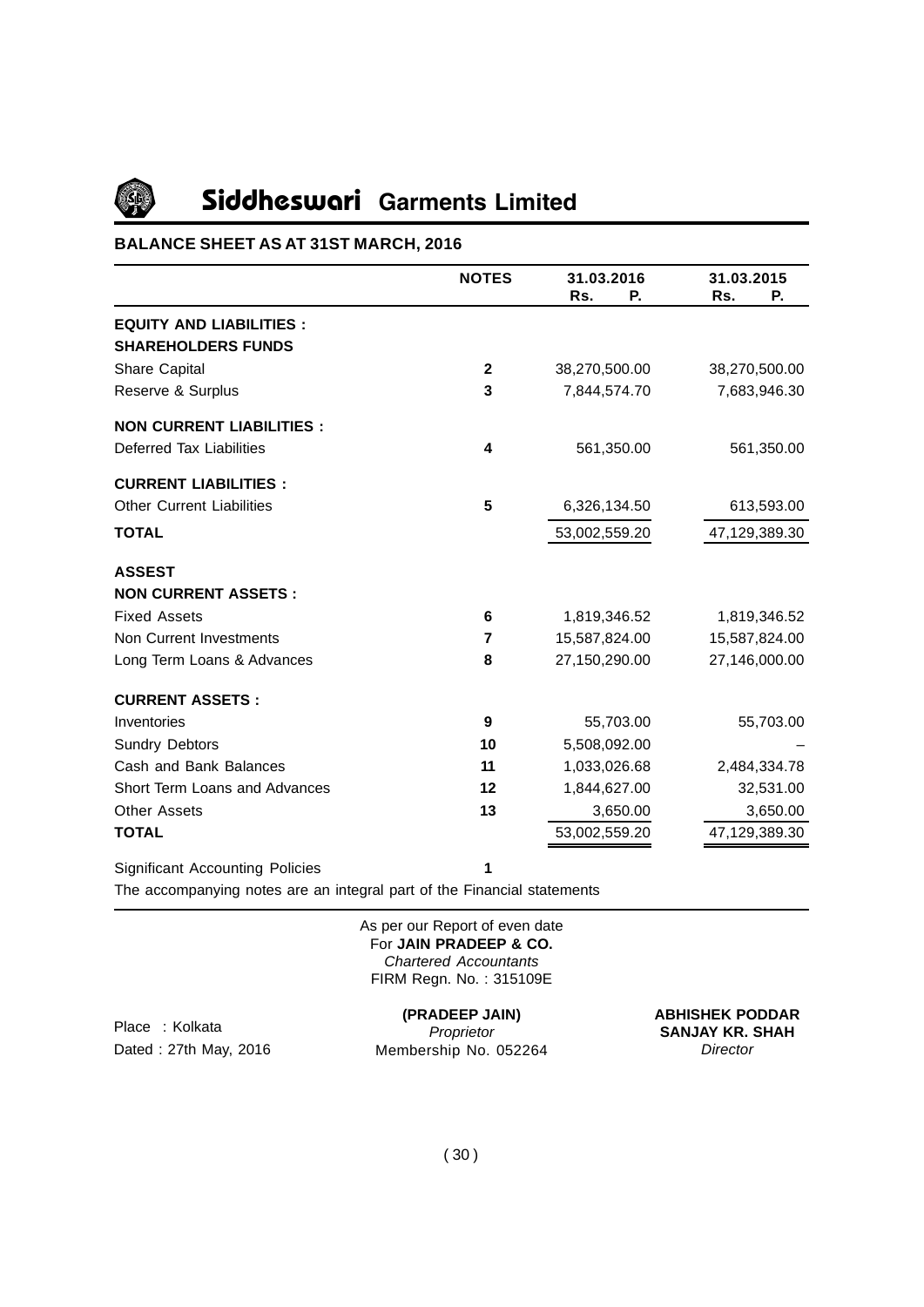# Siddheswari Garments Limited

## BALANCE SHEET AS AT 31ST MARCH, 2016

| | NOTES | 31.03.2016 Rs. P. | 31.03.2015 Rs. P. |
|---|---|---|---|
| **EQUITY AND LIABILITIES :** | | | |
| **SHAREHOLDERS FUNDS** | | | |
| Share Capital | **2** | 38,270,500.00 | 38,270,500.00 |
| Reserve & Surplus | **3** | 7,844,574.70 | 7,683,946.30 |
| **NON CURRENT LIABILITIES :** | | | |
| Deferred Tax Liabilities | **4** | 561,350.00 | 561,350.00 |
| **CURRENT LIABILITIES :** | | | |
| Other Current Liabilities | **5** | 6,326,134.50 | 613,593.00 |
| **TOTAL** | | 53,002,559.20 | 47,129,389.30 |
| **ASSEST** | | | |
| **NON CURRENT ASSETS :** | | | |
| Fixed Assets | **6** | 1,819,346.52 | 1,819,346.52 |
| Non Current Investments | **7** | 15,587,824.00 | 15,587,824.00 |
| Long Term Loans & Advances | **8** | 27,150,290.00 | 27,146,000.00 |
| **CURRENT ASSETS :** | | | |
| Inventories | **9** | 55,703.00 | 55,703.00 |
| Sundry Debtors | **10** | 5,508,092.00 | – |
| Cash and Bank Balances | **11** | 1,033,026.68 | 2,484,334.78 |
| Short Term Loans and Advances | **12** | 1,844,627.00 | 32,531.00 |
| Other Assets | **13** | 3,650.00 | 3,650.00 |
| **TOTAL** | | 53,002,559.20 | 47,129,389.30 |

Significant Accounting Policies **1**

The accompanying notes are an integral part of the Financial statements

As per our Report of even date
For **JAIN PRADEEP & CO.**
*Chartered Accountants*
FIRM Regn. No. : 315109E

Place : Kolkata
Dated : 27th May, 2016

**(PRADEEP JAIN)**
*Proprietor*
Membership No. 052264

**ABHISHEK PODDAR**
**SANJAY KR. SHAH**
*Director*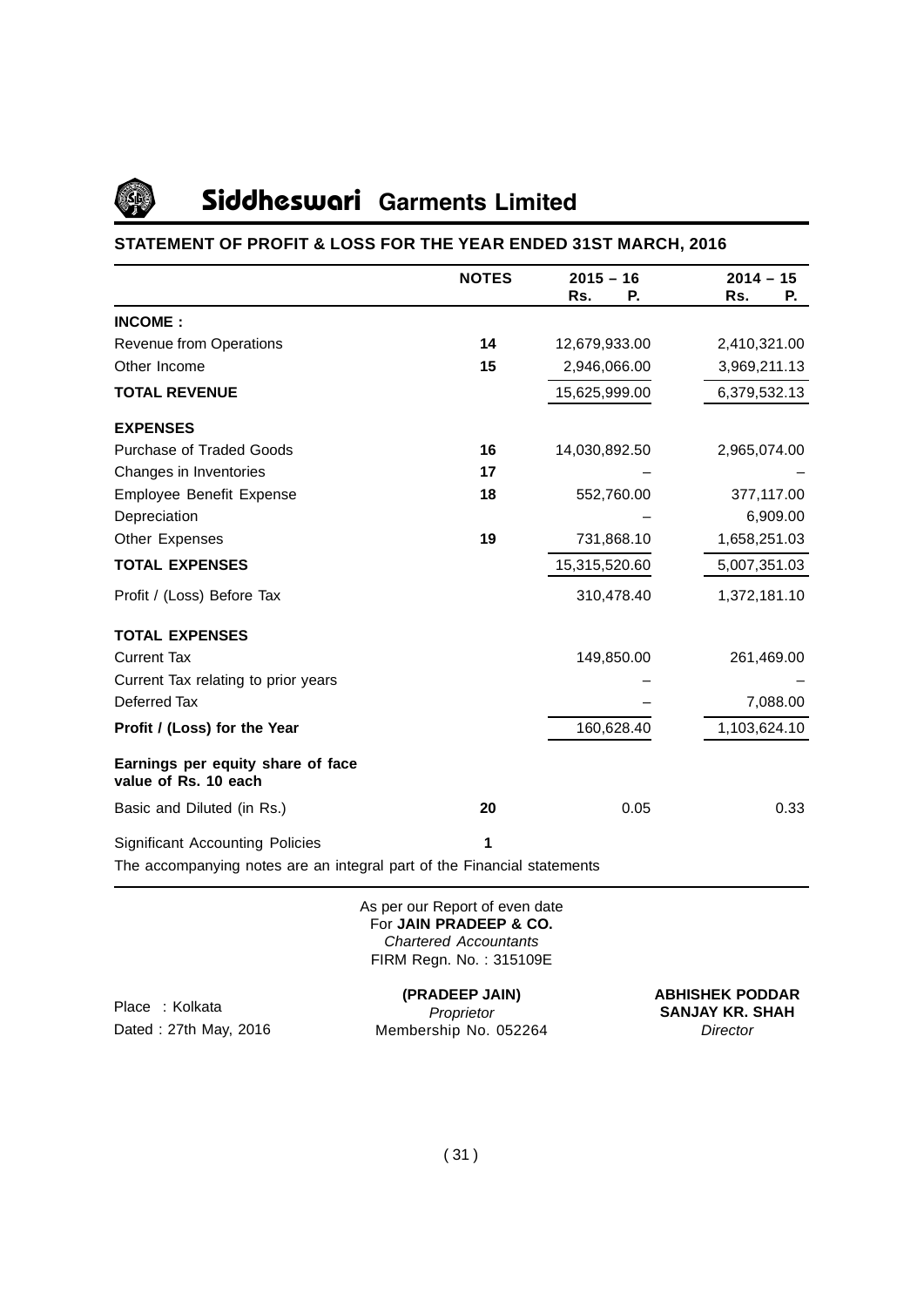# Siddheswari Garments Limited

## STATEMENT OF PROFIT & LOSS FOR THE YEAR ENDED 31ST MARCH, 2016

| | NOTES | 2015 – 16 Rs. P. | 2014 – 15 Rs. P. |
|---|---|---|---|
| **INCOME :** | | | |
| Revenue from Operations | 14 | 12,679,933.00 | 2,410,321.00 |
| Other Income | 15 | 2,946,066.00 | 3,969,211.13 |
| **TOTAL REVENUE** | | 15,625,999.00 | 6,379,532.13 |
| **EXPENSES** | | | |
| Purchase of Traded Goods | 16 | 14,030,892.50 | 2,965,074.00 |
| Changes in Inventories | 17 | – | – |
| Employee Benefit Expense | 18 | 552,760.00 | 377,117.00 |
| Depreciation | | – | 6,909.00 |
| Other Expenses | 19 | 731,868.10 | 1,658,251.03 |
| **TOTAL EXPENSES** | | 15,315,520.60 | 5,007,351.03 |
| Profit / (Loss) Before Tax | | 310,478.40 | 1,372,181.10 |
| **TOTAL EXPENSES** | | | |
| Current Tax | | 149,850.00 | 261,469.00 |
| Current Tax relating to prior years | | – | – |
| Deferred Tax | | – | 7,088.00 |
| **Profit / (Loss) for the Year** | | 160,628.40 | 1,103,624.10 |
| **Earnings per equity share of face value of Rs. 10 each** | | | |
| Basic and Diluted (in Rs.) | 20 | 0.05 | 0.33 |
| Significant Accounting Policies | 1 | | |

The accompanying notes are an integral part of the Financial statements

As per our Report of even date
For **JAIN PRADEEP & CO.**
*Chartered Accountants*
FIRM Regn. No. : 315109E

**(PRADEEP JAIN)**
*Proprietor*
Membership No. 052264

**ABHISHEK PODDAR**
**SANJAY KR. SHAH**
*Director*

Place : Kolkata
Dated : 27th May, 2016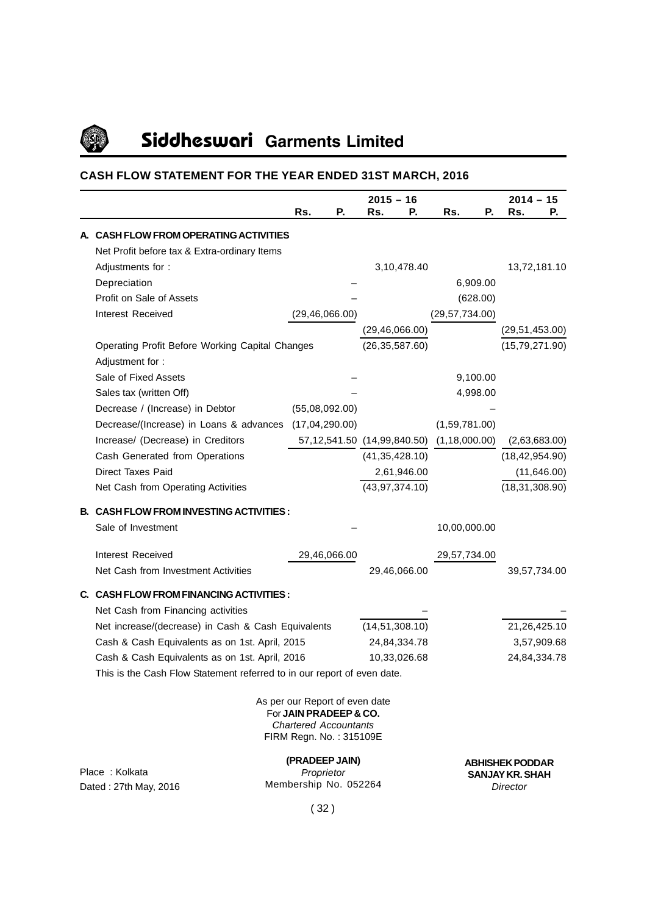# Siddheswari Garments Limited

## CASH FLOW STATEMENT FOR THE YEAR ENDED 31ST MARCH, 2016

| | 2015 – 16 | | 2014 – 15 | |
|---|---|---|---|---|
| | Rs. P. | Rs. P. | Rs. P. | Rs. P. |
| **A. CASH FLOW FROM OPERATING ACTIVITIES** | | | | |
| Net Profit before tax & Extra-ordinary Items | | | | |
| Adjustments for : | | 3,10,478.40 | | 13,72,181.10 |
| Depreciation | – | | 6,909.00 | |
| Profit on Sale of Assets | – | | (628.00) | |
| Interest Received | (29,46,066.00) | | (29,57,734.00) | |
| | | (29,46,066.00) | | (29,51,453.00) |
| Operating Profit Before Working Capital Changes | | (26,35,587.60) | | (15,79,271.90) |
| Adjustment for : | | | | |
| Sale of Fixed Assets | – | | 9,100.00 | |
| Sales tax (written Off) | – | | 4,998.00 | |
| Decrease / (Increase) in Debtor | (55,08,092.00) | | – | |
| Decrease/(Increase) in Loans & advances | (17,04,290.00) | | (1,59,781.00) | |
| Increase/ (Decrease) in Creditors | 57,12,541.50 | (14,99,840.50) | (1,18,000.00) | (2,63,683.00) |
| Cash Generated from Operations | | (41,35,428.10) | | (18,42,954.90) |
| Direct Taxes Paid | | 2,61,946.00 | | (11,646.00) |
| Net Cash from Operating Activities | | (43,97,374.10) | | (18,31,308.90) |
| **B. CASH FLOW FROM INVESTING ACTIVITIES :** | | | | |
| Sale of Investment | – | | 10,00,000.00 | |
| Interest Received | 29,46,066.00 | | 29,57,734.00 | |
| Net Cash from Investment Activities | | 29,46,066.00 | | 39,57,734.00 |
| **C. CASH FLOW FROM FINANCING ACTIVITIES :** | | | | |
| Net Cash from Financing activities | | – | | – |
| Net increase/(decrease) in Cash & Cash Equivalents | | (14,51,308.10) | | 21,26,425.10 |
| Cash & Cash Equivalents as on 1st. April, 2015 | | 24,84,334.78 | | 3,57,909.68 |
| Cash & Cash Equivalents as on 1st. April, 2016 | | 10,33,026.68 | | 24,84,334.78 |

This is the Cash Flow Statement referred to in our report of even date.

As per our Report of even date
For **JAIN PRADEEP & CO.**
*Chartered Accountants*
FIRM Regn. No. : 315109E

**(PRADEEP JAIN)**
*Proprietor*
Membership No. 052264

Place : Kolkata
Dated : 27th May, 2016

**ABHISHEK PODDAR**
**SANJAY KR. SHAH**
*Director*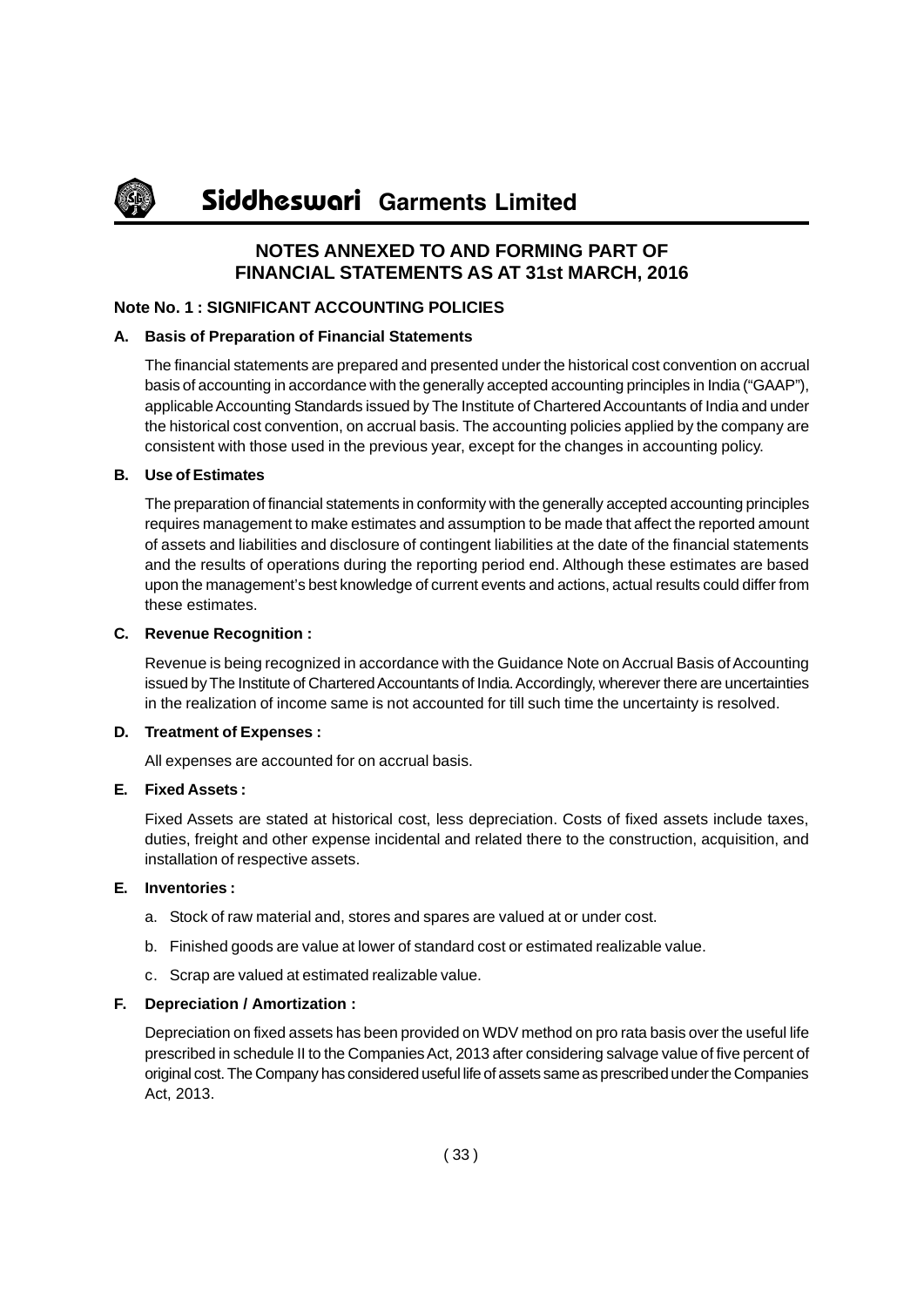# Siddheswari Garments Limited

## NOTES ANNEXED TO AND FORMING PART OF FINANCIAL STATEMENTS AS AT 31st MARCH, 2016

### Note No. 1 : SIGNIFICANT ACCOUNTING POLICIES

**A. Basis of Preparation of Financial Statements**

The financial statements are prepared and presented under the historical cost convention on accrual basis of accounting in accordance with the generally accepted accounting principles in India ("GAAP"), applicable Accounting Standards issued by The Institute of Chartered Accountants of India and under the historical cost convention, on accrual basis. The accounting policies applied by the company are consistent with those used in the previous year, except for the changes in accounting policy.

**B. Use of Estimates**

The preparation of financial statements in conformity with the generally accepted accounting principles requires management to make estimates and assumption to be made that affect the reported amount of assets and liabilities and disclosure of contingent liabilities at the date of the financial statements and the results of operations during the reporting period end. Although these estimates are based upon the management's best knowledge of current events and actions, actual results could differ from these estimates.

**C. Revenue Recognition :**

Revenue is being recognized in accordance with the Guidance Note on Accrual Basis of Accounting issued by The Institute of Chartered Accountants of India. Accordingly, wherever there are uncertainties in the realization of income same is not accounted for till such time the uncertainty is resolved.

**D. Treatment of Expenses :**

All expenses are accounted for on accrual basis.

**E. Fixed Assets :**

Fixed Assets are stated at historical cost, less depreciation. Costs of fixed assets include taxes, duties, freight and other expense incidental and related there to the construction, acquisition, and installation of respective assets.

**E. Inventories :**

a. Stock of raw material and, stores and spares are valued at or under cost.

b. Finished goods are value at lower of standard cost or estimated realizable value.

c. Scrap are valued at estimated realizable value.

**F. Depreciation / Amortization :**

Depreciation on fixed assets has been provided on WDV method on pro rata basis over the useful life prescribed in schedule II to the Companies Act, 2013 after considering salvage value of five percent of original cost. The Company has considered useful life of assets same as prescribed under the Companies Act, 2013.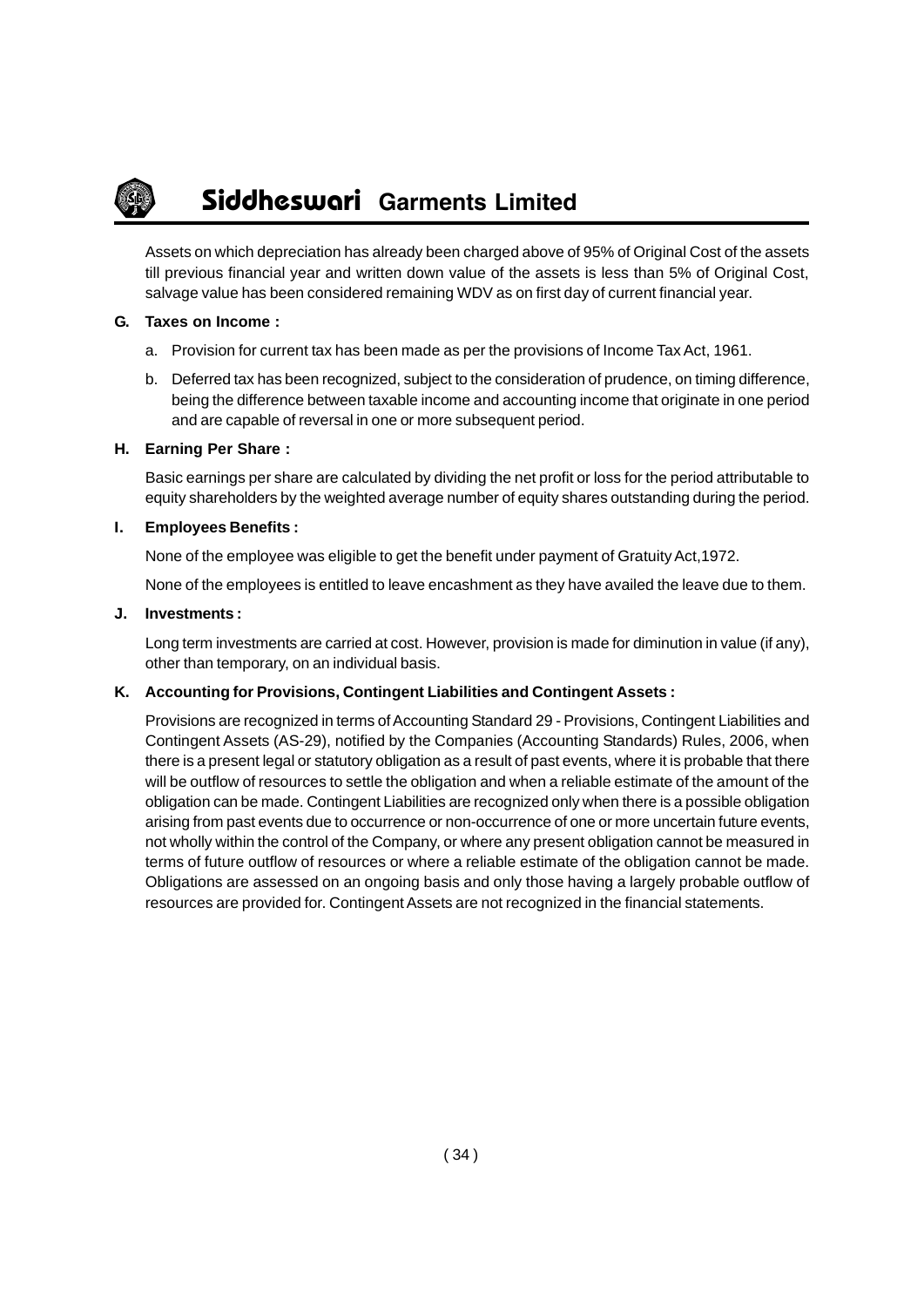Assets on which depreciation has already been charged above of 95% of Original Cost of the assets till previous financial year and written down value of the assets is less than 5% of Original Cost, salvage value has been considered remaining WDV as on first day of current financial year.

**G. Taxes on Income :**

a. Provision for current tax has been made as per the provisions of Income Tax Act, 1961.

b. Deferred tax has been recognized, subject to the consideration of prudence, on timing difference, being the difference between taxable income and accounting income that originate in one period and are capable of reversal in one or more subsequent period.

**H. Earning Per Share :**

Basic earnings per share are calculated by dividing the net profit or loss for the period attributable to equity shareholders by the weighted average number of equity shares outstanding during the period.

**I. Employees Benefits :**

None of the employee was eligible to get the benefit under payment of Gratuity Act,1972.

None of the employees is entitled to leave encashment as they have availed the leave due to them.

**J. Investments :**

Long term investments are carried at cost. However, provision is made for diminution in value (if any), other than temporary, on an individual basis.

**K. Accounting for Provisions, Contingent Liabilities and Contingent Assets :**

Provisions are recognized in terms of Accounting Standard 29 - Provisions, Contingent Liabilities and Contingent Assets (AS-29), notified by the Companies (Accounting Standards) Rules, 2006, when there is a present legal or statutory obligation as a result of past events, where it is probable that there will be outflow of resources to settle the obligation and when a reliable estimate of the amount of the obligation can be made. Contingent Liabilities are recognized only when there is a possible obligation arising from past events due to occurrence or non-occurrence of one or more uncertain future events, not wholly within the control of the Company, or where any present obligation cannot be measured in terms of future outflow of resources or where a reliable estimate of the obligation cannot be made. Obligations are assessed on an ongoing basis and only those having a largely probable outflow of resources are provided for. Contingent Assets are not recognized in the financial statements.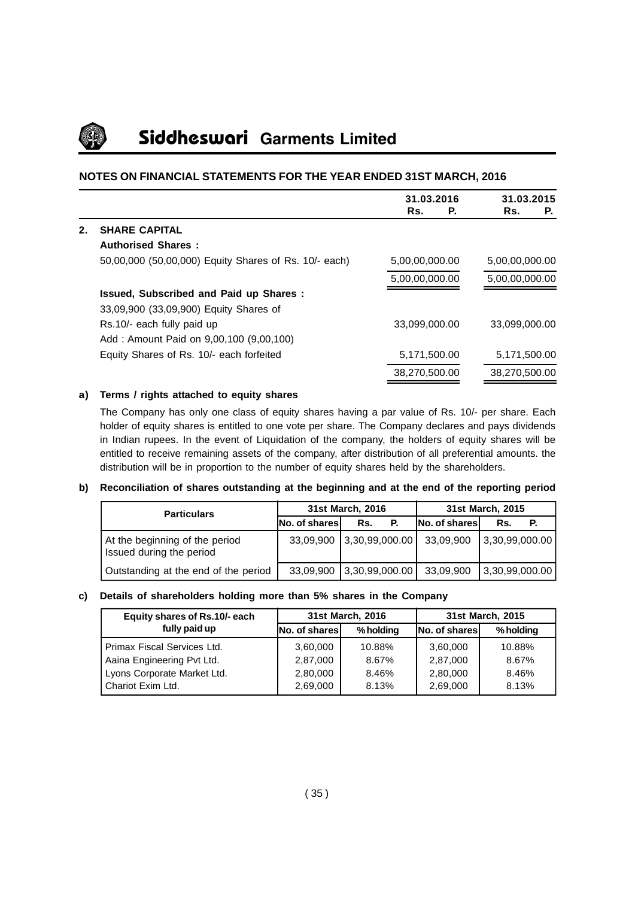## NOTES ON FINANCIAL STATEMENTS FOR THE YEAR ENDED 31ST MARCH, 2016

| | | 31.03.2016 Rs. P. | 31.03.2015 Rs. P. |
|---|---|---|---|
| **2.** | **SHARE CAPITAL** | | |
| | **Authorised Shares :** | | |
| | 50,00,000 (50,00,000) Equity Shares of Rs. 10/- each) | 5,00,00,000.00 | 5,00,00,000.00 |
| | | 5,00,00,000.00 | 5,00,00,000.00 |
| | **Issued, Subscribed and Paid up Shares :** | | |
| | 33,09,900 (33,09,900) Equity Shares of | | |
| | Rs.10/- each fully paid up | 33,099,000.00 | 33,099,000.00 |
| | Add : Amount Paid on 9,00,100 (9,00,100) | | |
| | Equity Shares of Rs. 10/- each forfeited | 5,171,500.00 | 5,171,500.00 |
| | | 38,270,500.00 | 38,270,500.00 |

**a) Terms / rights attached to equity shares**

The Company has only one class of equity shares having a par value of Rs. 10/- per share. Each holder of equity shares is entitled to one vote per share. The Company declares and pays dividends in Indian rupees. In the event of Liquidation of the company, the holders of equity shares will be entitled to receive remaining assets of the company, after distribution of all preferential amounts. the distribution will be in proportion to the number of equity shares held by the shareholders.

**b) Reconciliation of shares outstanding at the beginning and at the end of the reporting period**

| Particulars | 31st March, 2016 | | 31st March, 2015 | |
|---|---|---|---|---|
| | No. of shares | Rs. P. | No. of shares | Rs. P. |
| At the beginning of the period<br>Issued during the period | 33,09,900 | 3,30,99,000.00 | 33,09,900 | 3,30,99,000.00 |
| Outstanding at the end of the period | 33,09,900 | 3,30,99,000.00 | 33,09,900 | 3,30,99,000.00 |

**c) Details of shareholders holding more than 5% shares in the Company**

| Equity shares of Rs.10/- each fully paid up | 31st March, 2016 | | 31st March, 2015 | |
|---|---|---|---|---|
| | No. of shares | % holding | No. of shares | % holding |
| Primax Fiscal Services Ltd. | 3,60,000 | 10.88% | 3,60,000 | 10.88% |
| Aaina Engineering Pvt Ltd. | 2,87,000 | 8.67% | 2,87,000 | 8.67% |
| Lyons Corporate Market Ltd. | 2,80,000 | 8.46% | 2,80,000 | 8.46% |
| Chariot Exim Ltd. | 2,69,000 | 8.13% | 2,69,000 | 8.13% |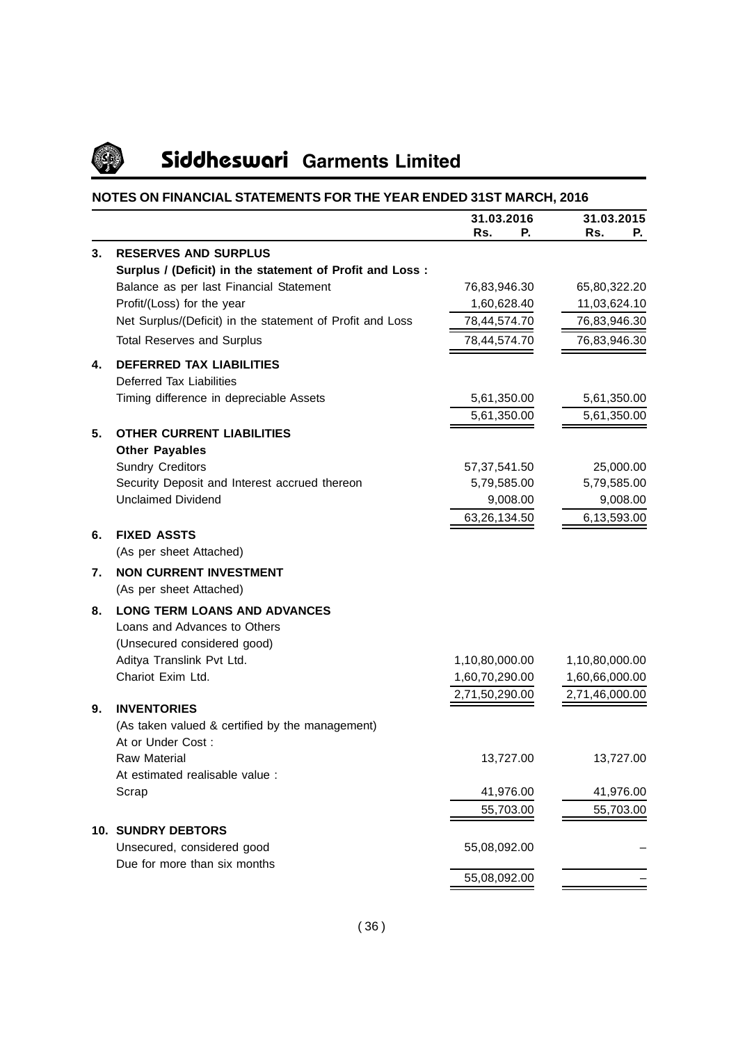# Siddheswari Garments Limited

## NOTES ON FINANCIAL STATEMENTS FOR THE YEAR ENDED 31ST MARCH, 2016

| | | 31.03.2016 Rs. P. | 31.03.2015 Rs. P. |
|---|---|---|---|
| **3.** | **RESERVES AND SURPLUS** | | |
| | **Surplus / (Deficit) in the statement of Profit and Loss :** | | |
| | Balance as per last Financial Statement | 76,83,946.30 | 65,80,322.20 |
| | Profit/(Loss) for the year | 1,60,628.40 | 11,03,624.10 |
| | Net Surplus/(Deficit) in the statement of Profit and Loss | 78,44,574.70 | 76,83,946.30 |
| | Total Reserves and Surplus | 78,44,574.70 | 76,83,946.30 |
| **4.** | **DEFERRED TAX LIABILITIES** | | |
| | Deferred Tax Liabilities | | |
| | Timing difference in depreciable Assets | 5,61,350.00 | 5,61,350.00 |
| | | 5,61,350.00 | 5,61,350.00 |
| **5.** | **OTHER CURRENT LIABILITIES** | | |
| | **Other Payables** | | |
| | Sundry Creditors | 57,37,541.50 | 25,000.00 |
| | Security Deposit and Interest accrued thereon | 5,79,585.00 | 5,79,585.00 |
| | Unclaimed Dividend | 9,008.00 | 9,008.00 |
| | | 63,26,134.50 | 6,13,593.00 |
| **6.** | **FIXED ASSTS** | | |
| | (As per sheet Attached) | | |
| **7.** | **NON CURRENT INVESTMENT** | | |
| | (As per sheet Attached) | | |
| **8.** | **LONG TERM LOANS AND ADVANCES** | | |
| | Loans and Advances to Others | | |
| | (Unsecured considered good) | | |
| | Aditya Translink Pvt Ltd. | 1,10,80,000.00 | 1,10,80,000.00 |
| | Chariot Exim Ltd. | 1,60,70,290.00 | 1,60,66,000.00 |
| | | 2,71,50,290.00 | 2,71,46,000.00 |
| **9.** | **INVENTORIES** | | |
| | (As taken valued & certified by the management) | | |
| | At or Under Cost : | | |
| | Raw Material | 13,727.00 | 13,727.00 |
| | At estimated realisable value : | | |
| | Scrap | 41,976.00 | 41,976.00 |
| | | 55,703.00 | 55,703.00 |
| **10.** | **SUNDRY DEBTORS** | | |
| | Unsecured, considered good | 55,08,092.00 | – |
| | Due for more than six months | | |
| | | 55,08,092.00 | – |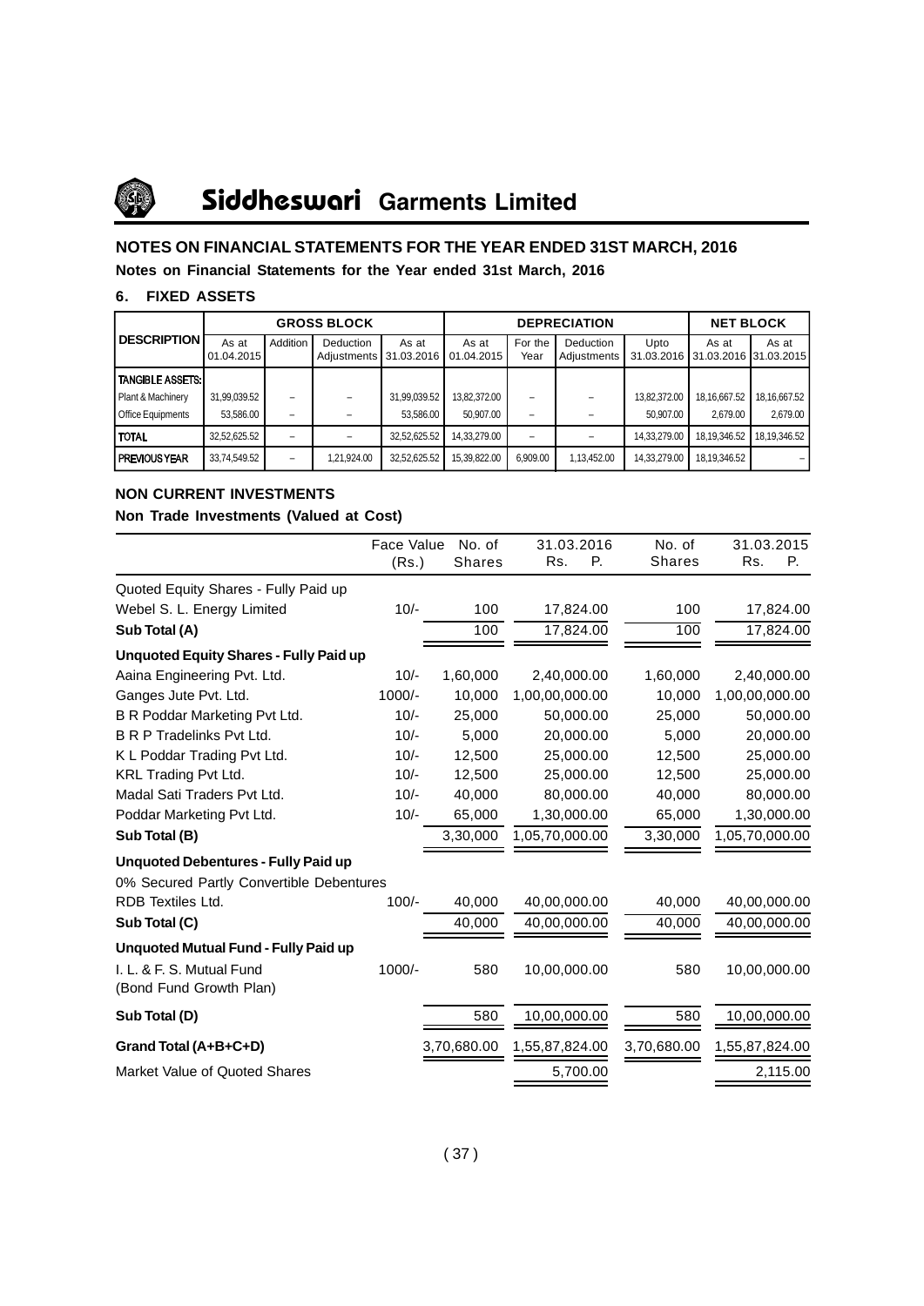# Siddheswari Garments Limited

## NOTES ON FINANCIAL STATEMENTS FOR THE YEAR ENDED 31ST MARCH, 2016

**Notes on Financial Statements for the Year ended 31st March, 2016**

### 6. FIXED ASSETS

| DESCRIPTION | GROSS BLOCK | | | | DEPRECIATION | | | | NET BLOCK | |
|---|---|---|---|---|---|---|---|---|---|---|
| | As at 01.04.2015 | Addition | Deduction Adjustments | As at 31.03.2016 | As at 01.04.2015 | For the Year | Deduction Adjustments | Upto 31.03.2016 | As at 31.03.2016 | As at 31.03.2015 |
| **TANGIBLE ASSETS:** | | | | | | | | | | |
| Plant & Machinery | 31,99,039.52 | – | – | 31,99,039.52 | 13,82,372.00 | – | – | 13,82,372.00 | 18,16,667.52 | 18,16,667.52 |
| Office Equipments | 53,586.00 | – | – | 53,586.00 | 50,907.00 | – | – | 50,907.00 | 2,679.00 | 2,679.00 |
| **TOTAL** | 32,52,625.52 | – | – | 32,52,625.52 | 14,33,279.00 | – | – | 14,33,279.00 | 18,19,346.52 | 18,19,346.52 |
| **PREVIOUS YEAR** | 33,74,549.52 | – | 1,21,924.00 | 32,52,625.52 | 15,39,822.00 | 6,909.00 | 1,13,452.00 | 14,33,279.00 | 18,19,346.52 | – |

### NON CURRENT INVESTMENTS

**Non Trade Investments (Valued at Cost)**

| | Face Value (Rs.) | No. of Shares | 31.03.2016 Rs. P. | No. of Shares | 31.03.2015 Rs. P. |
|---|---|---|---|---|---|
| Quoted Equity Shares - Fully Paid up | | | | | |
| Webel S. L. Energy Limited | 10/- | 100 | 17,824.00 | 100 | 17,824.00 |
| **Sub Total (A)** | | 100 | 17,824.00 | 100 | 17,824.00 |
| **Unquoted Equity Shares - Fully Paid up** | | | | | |
| Aaina Engineering Pvt. Ltd. | 10/- | 1,60,000 | 2,40,000.00 | 1,60,000 | 2,40,000.00 |
| Ganges Jute Pvt. Ltd. | 1000/- | 10,000 | 1,00,00,000.00 | 10,000 | 1,00,00,000.00 |
| B R Poddar Marketing Pvt Ltd. | 10/- | 25,000 | 50,000.00 | 25,000 | 50,000.00 |
| B R P Tradelinks Pvt Ltd. | 10/- | 5,000 | 20,000.00 | 5,000 | 20,000.00 |
| K L Poddar Trading Pvt Ltd. | 10/- | 12,500 | 25,000.00 | 12,500 | 25,000.00 |
| KRL Trading Pvt Ltd. | 10/- | 12,500 | 25,000.00 | 12,500 | 25,000.00 |
| Madal Sati Traders Pvt Ltd. | 10/- | 40,000 | 80,000.00 | 40,000 | 80,000.00 |
| Poddar Marketing Pvt Ltd. | 10/- | 65,000 | 1,30,000.00 | 65,000 | 1,30,000.00 |
| **Sub Total (B)** | | 3,30,000 | 1,05,70,000.00 | 3,30,000 | 1,05,70,000.00 |
| **Unquoted Debentures - Fully Paid up** | | | | | |
| 0% Secured Partly Convertible Debentures | | | | | |
| RDB Textiles Ltd. | 100/- | 40,000 | 40,00,000.00 | 40,000 | 40,00,000.00 |
| **Sub Total (C)** | | 40,000 | 40,00,000.00 | 40,000 | 40,00,000.00 |
| **Unquoted Mutual Fund - Fully Paid up** | | | | | |
| I. L. & F. S. Mutual Fund (Bond Fund Growth Plan) | 1000/- | 580 | 10,00,000.00 | 580 | 10,00,000.00 |
| **Sub Total (D)** | | 580 | 10,00,000.00 | 580 | 10,00,000.00 |
| **Grand Total (A+B+C+D)** | | 3,70,680.00 | 1,55,87,824.00 | 3,70,680.00 | 1,55,87,824.00 |
| Market Value of Quoted Shares | | | 5,700.00 | | 2,115.00 |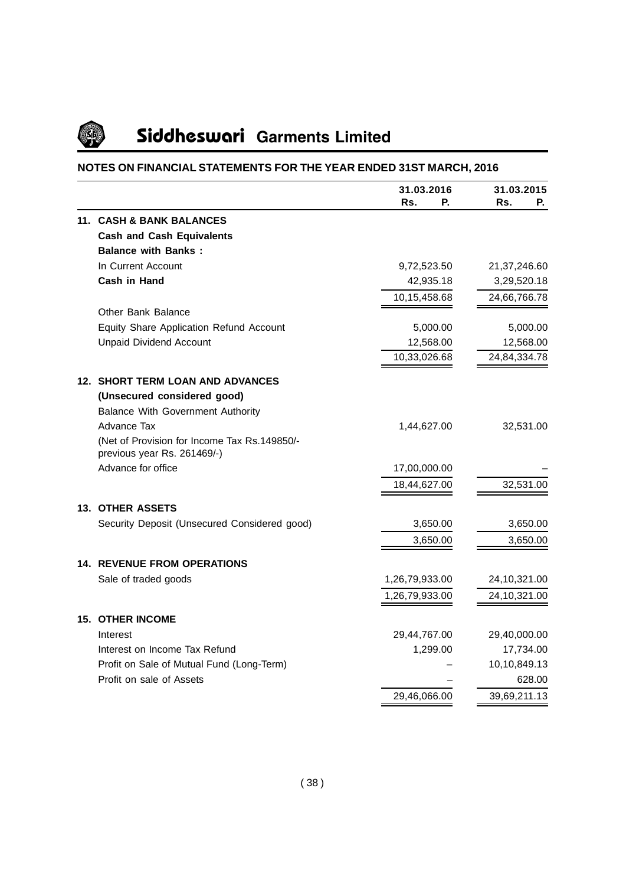# Siddheswari Garments Limited

## NOTES ON FINANCIAL STATEMENTS FOR THE YEAR ENDED 31ST MARCH, 2016

| | 31.03.2016<br>Rs. P. | 31.03.2015<br>Rs. P. |
|---|---|---|
| **11. CASH & BANK BALANCES** | | |
| **Cash and Cash Equivalents** | | |
| **Balance with Banks :** | | |
| In Current Account | 9,72,523.50 | 21,37,246.60 |
| **Cash in Hand** | 42,935.18 | 3,29,520.18 |
| | 10,15,458.68 | 24,66,766.78 |
| Other Bank Balance | | |
| Equity Share Application Refund Account | 5,000.00 | 5,000.00 |
| Unpaid Dividend Account | 12,568.00 | 12,568.00 |
| | 10,33,026.68 | 24,84,334.78 |
| **12. SHORT TERM LOAN AND ADVANCES** | | |
| **(Unsecured considered good)** | | |
| Balance With Government Authority | | |
| Advance Tax | 1,44,627.00 | 32,531.00 |
| (Net of Provision for Income Tax Rs.149850/- previous year Rs. 261469/-) | | |
| Advance for office | 17,00,000.00 | – |
| | 18,44,627.00 | 32,531.00 |
| **13. OTHER ASSETS** | | |
| Security Deposit (Unsecured Considered good) | 3,650.00 | 3,650.00 |
| | 3,650.00 | 3,650.00 |
| **14. REVENUE FROM OPERATIONS** | | |
| Sale of traded goods | 1,26,79,933.00 | 24,10,321.00 |
| | 1,26,79,933.00 | 24,10,321.00 |
| **15. OTHER INCOME** | | |
| Interest | 29,44,767.00 | 29,40,000.00 |
| Interest on Income Tax Refund | 1,299.00 | 17,734.00 |
| Profit on Sale of Mutual Fund (Long-Term) | – | 10,10,849.13 |
| Profit on sale of Assets | – | 628.00 |
| | 29,46,066.00 | 39,69,211.13 |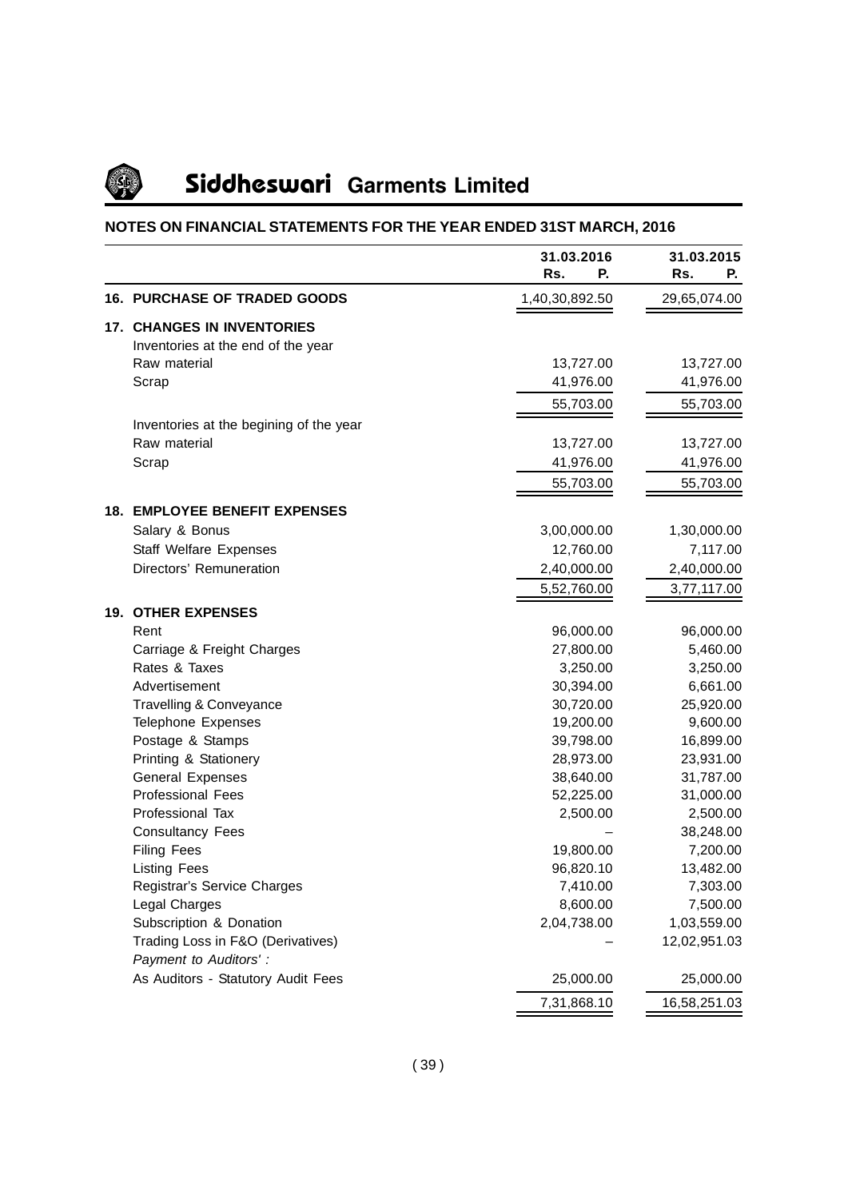# Siddheswari Garments Limited

## NOTES ON FINANCIAL STATEMENTS FOR THE YEAR ENDED 31ST MARCH, 2016

| | 31.03.2016<br>Rs. P. | 31.03.2015<br>Rs. P. |
|---|---|---|
| **16. PURCHASE OF TRADED GOODS** | 1,40,30,892.50 | 29,65,074.00 |
| **17. CHANGES IN INVENTORIES** | | |
| Inventories at the end of the year | | |
| Raw material | 13,727.00 | 13,727.00 |
| Scrap | 41,976.00 | 41,976.00 |
| | 55,703.00 | 55,703.00 |
| Inventories at the begining of the year | | |
| Raw material | 13,727.00 | 13,727.00 |
| Scrap | 41,976.00 | 41,976.00 |
| | 55,703.00 | 55,703.00 |
| **18. EMPLOYEE BENEFIT EXPENSES** | | |
| Salary & Bonus | 3,00,000.00 | 1,30,000.00 |
| Staff Welfare Expenses | 12,760.00 | 7,117.00 |
| Directors' Remuneration | 2,40,000.00 | 2,40,000.00 |
| | 5,52,760.00 | 3,77,117.00 |
| **19. OTHER EXPENSES** | | |
| Rent | 96,000.00 | 96,000.00 |
| Carriage & Freight Charges | 27,800.00 | 5,460.00 |
| Rates & Taxes | 3,250.00 | 3,250.00 |
| Advertisement | 30,394.00 | 6,661.00 |
| Travelling & Conveyance | 30,720.00 | 25,920.00 |
| Telephone Expenses | 19,200.00 | 9,600.00 |
| Postage & Stamps | 39,798.00 | 16,899.00 |
| Printing & Stationery | 28,973.00 | 23,931.00 |
| General Expenses | 38,640.00 | 31,787.00 |
| Professional Fees | 52,225.00 | 31,000.00 |
| Professional Tax | 2,500.00 | 2,500.00 |
| Consultancy Fees | – | 38,248.00 |
| Filing Fees | 19,800.00 | 7,200.00 |
| Listing Fees | 96,820.10 | 13,482.00 |
| Registrar's Service Charges | 7,410.00 | 7,303.00 |
| Legal Charges | 8,600.00 | 7,500.00 |
| Subscription & Donation | 2,04,738.00 | 1,03,559.00 |
| Trading Loss in F&O (Derivatives) | – | 12,02,951.03 |
| *Payment to Auditors' :* | | |
| As Auditors - Statutory Audit Fees | 25,000.00 | 25,000.00 |
| | 7,31,868.10 | 16,58,251.03 |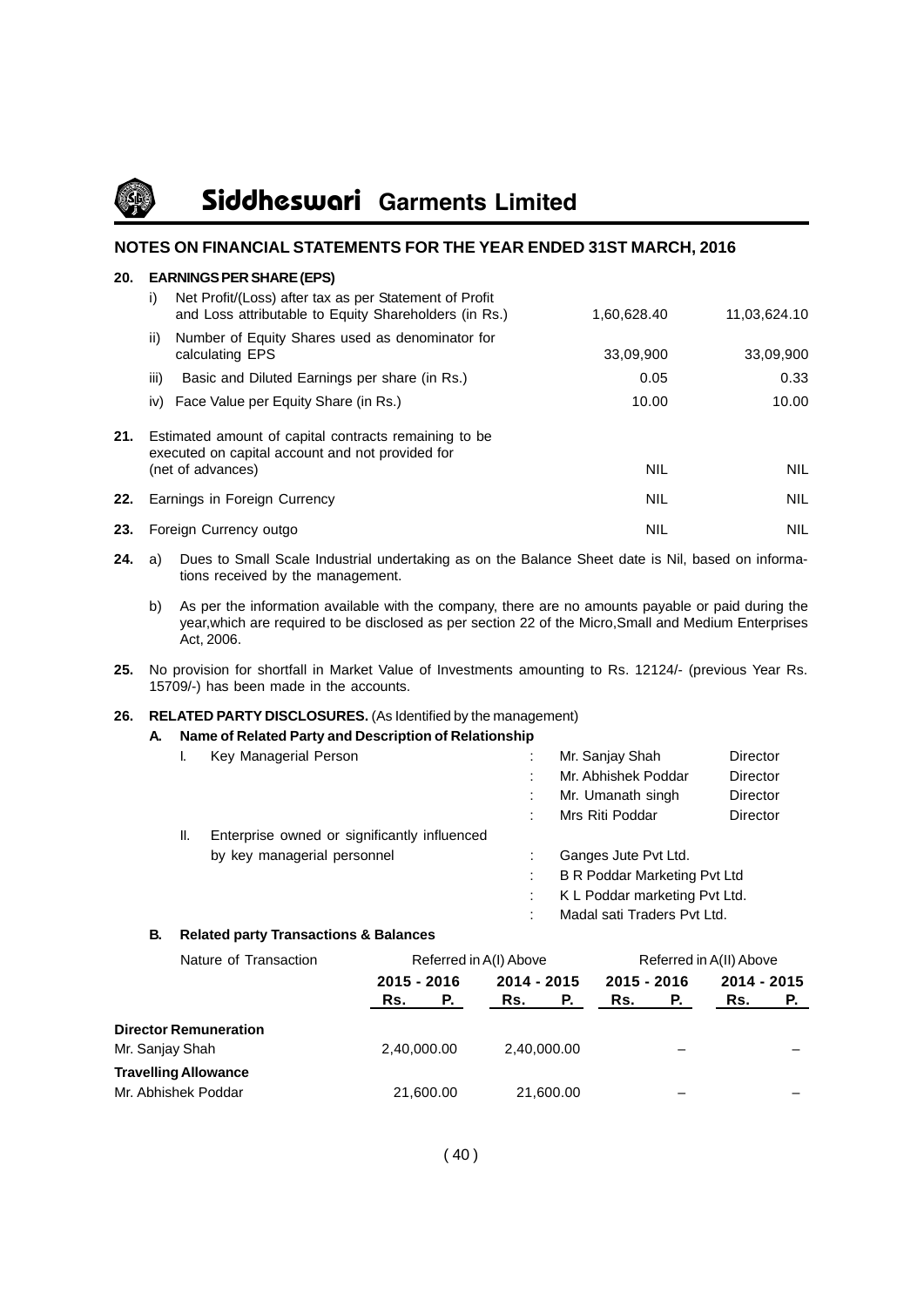## NOTES ON FINANCIAL STATEMENTS FOR THE YEAR ENDED 31ST MARCH, 2016

**20. EARNINGS PER SHARE (EPS)**

| | | | |
|---|---|---|---|
| i) | Net Profit/(Loss) after tax as per Statement of Profit and Loss attributable to Equity Shareholders (in Rs.) | 1,60,628.40 | 11,03,624.10 |
| ii) | Number of Equity Shares used as denominator for calculating EPS | 33,09,900 | 33,09,900 |
| iii) | Basic and Diluted Earnings per share (in Rs.) | 0.05 | 0.33 |
| iv) | Face Value per Equity Share (in Rs.) | 10.00 | 10.00 |

| | | | |
|---|---|---|---|
| **21.** | Estimated amount of capital contracts remaining to be executed on capital account and not provided for (net of advances) | NIL | NIL |
| **22.** | Earnings in Foreign Currency | NIL | NIL |
| **23.** | Foreign Currency outgo | NIL | NIL |

**24.** a) Dues to Small Scale Industrial undertaking as on the Balance Sheet date is Nil, based on informations received by the management.

b) As per the information available with the company, there are no amounts payable or paid during the year,which are required to be disclosed as per section 22 of the Micro,Small and Medium Enterprises Act, 2006.

**25.** No provision for shortfall in Market Value of Investments amounting to Rs. 12124/- (previous Year Rs. 15709/-) has been made in the accounts.

**26. RELATED PARTY DISCLOSURES.** (As Identified by the management)

**A. Name of Related Party and Description of Relationship**

I. Key Managerial Person

- Mr. Sanjay Shah — Director
- Mr. Abhishek Poddar — Director
- Mr. Umanath singh — Director
- Mrs Riti Poddar — Director

II. Enterprise owned or significantly influenced by key managerial personnel

- Ganges Jute Pvt Ltd.
- B R Poddar Marketing Pvt Ltd
- K L Poddar marketing Pvt Ltd.
- Madal sati Traders Pvt Ltd.

**B. Related party Transactions & Balances**

| Nature of Transaction | Referred in A(I) Above | | Referred in A(II) Above | |
|---|---|---|---|---|
| | 2015 - 2016 | 2014 - 2015 | 2015 - 2016 | 2014 - 2015 |
| | Rs. P. | Rs. P. | Rs. P. | Rs. P. |
| **Director Remuneration** | | | | |
| Mr. Sanjay Shah | 2,40,000.00 | 2,40,000.00 | – | – |
| **Travelling Allowance** | | | | |
| Mr. Abhishek Poddar | 21,600.00 | 21,600.00 | – | – |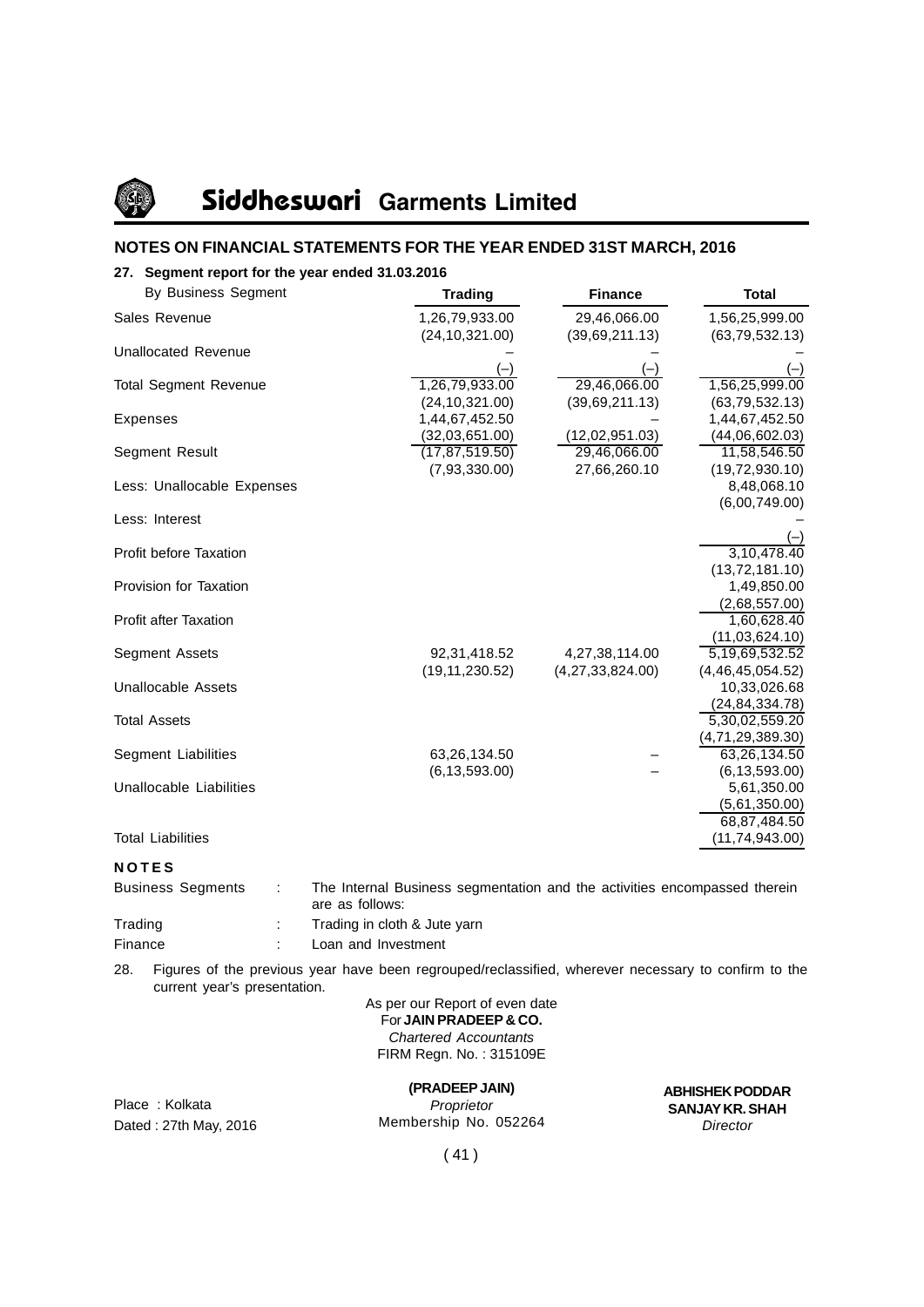## NOTES ON FINANCIAL STATEMENTS FOR THE YEAR ENDED 31ST MARCH, 2016

### 27. Segment report for the year ended 31.03.2016

| By Business Segment | Trading | Finance | Total |
|---|---|---|---|
| Sales Revenue | 1,26,79,933.00 | 29,46,066.00 | 1,56,25,999.00 |
| | (24,10,321.00) | (39,69,211.13) | (63,79,532.13) |
| Unallocated Revenue | – | – | – |
| | (–) | (–) | (–) |
| Total Segment Revenue | 1,26,79,933.00 | 29,46,066.00 | 1,56,25,999.00 |
| | (24,10,321.00) | (39,69,211.13) | (63,79,532.13) |
| Expenses | 1,44,67,452.50 | – | 1,44,67,452.50 |
| | (32,03,651.00) | (12,02,951.03) | (44,06,602.03) |
| Segment Result | (17,87,519.50) | 29,46,066.00 | 11,58,546.50 |
| | (7,93,330.00) | 27,66,260.10 | (19,72,930.10) |
| Less: Unallocable Expenses | | | 8,48,068.10 |
| | | | (6,00,749.00) |
| Less: Interest | | | – |
| | | | (–) |
| Profit before Taxation | | | 3,10,478.40 |
| | | | (13,72,181.10) |
| Provision for Taxation | | | 1,49,850.00 |
| | | | (2,68,557.00) |
| Profit after Taxation | | | 1,60,628.40 |
| | | | (11,03,624.10) |
| Segment Assets | 92,31,418.52 | 4,27,38,114.00 | 5,19,69,532.52 |
| | (19,11,230.52) | (4,27,33,824.00) | (4,46,45,054.52) |
| Unallocable Assets | | | 10,33,026.68 |
| | | | (24,84,334.78) |
| Total Assets | | | 5,30,02,559.20 |
| | | | (4,71,29,389.30) |
| Segment Liabilities | 63,26,134.50 | – | 63,26,134.50 |
| | (6,13,593.00) | – | (6,13,593.00) |
| Unallocable Liabilities | | | 5,61,350.00 |
| | | | (5,61,350.00) |
| Total Liabilities | | | 68,87,484.50 |
| | | | (11,74,943.00) |

**NOTES**

Business Segments : The Internal Business segmentation and the activities encompassed therein are as follows:

Trading : Trading in cloth & Jute yarn

Finance : Loan and Investment

28. Figures of the previous year have been regrouped/reclassified, wherever necessary to confirm to the current year's presentation.

As per our Report of even date
For **JAIN PRADEEP & CO.**
*Chartered Accountants*
FIRM Regn. No. : 315109E

**(PRADEEP JAIN)**
*Proprietor*
Membership No. 052264

**ABHISHEK PODDAR**
**SANJAY KR. SHAH**
*Director*

Place : Kolkata
Dated : 27th May, 2016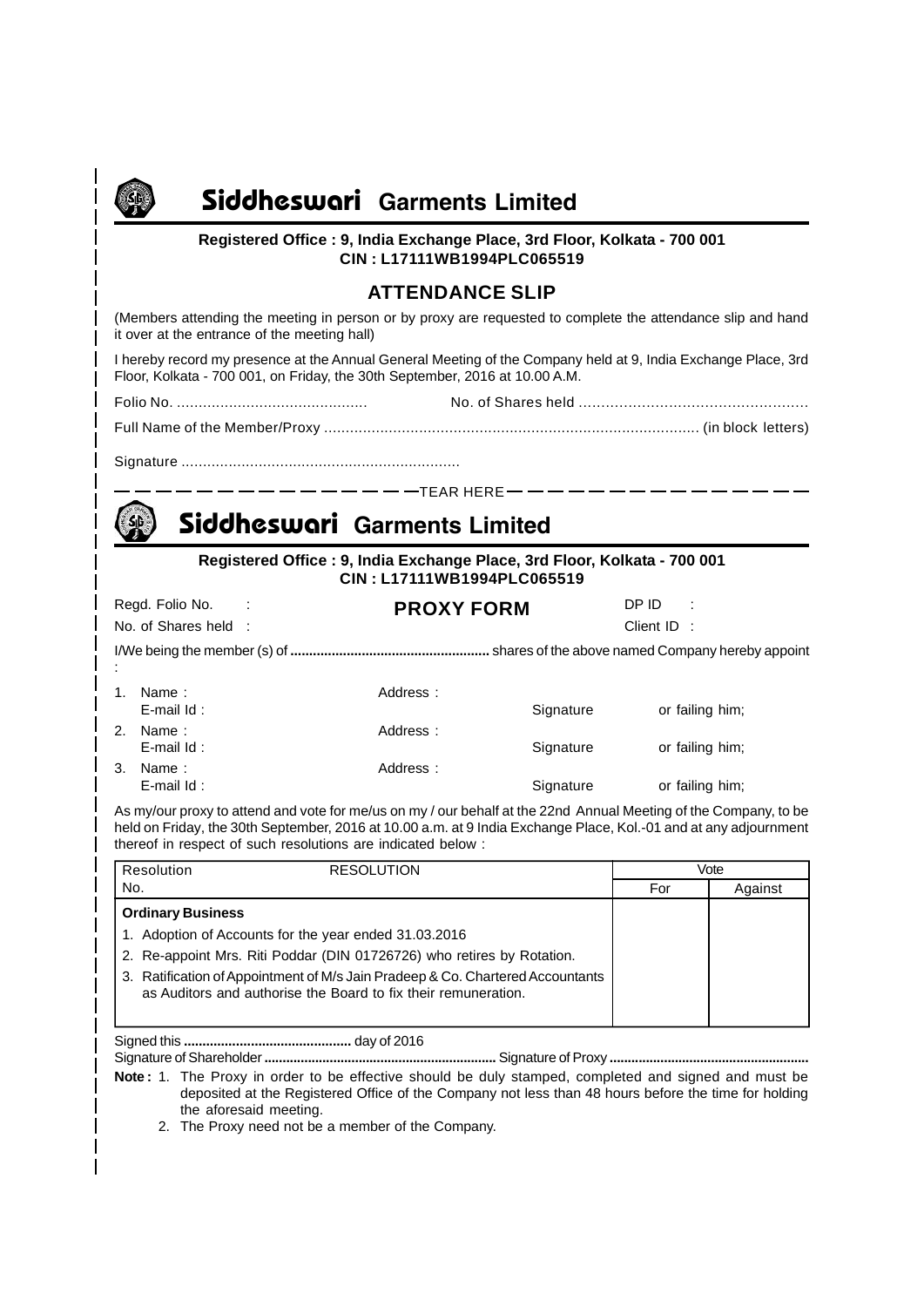# Siddheswari Garments Limited

**Registered Office : 9, India Exchange Place, 3rd Floor, Kolkata - 700 001**
**CIN : L17111WB1994PLC065519**

## ATTENDANCE SLIP

(Members attending the meeting in person or by proxy are requested to complete the attendance slip and hand it over at the entrance of the meeting hall)

I hereby record my presence at the Annual General Meeting of the Company held at 9, India Exchange Place, 3rd Floor, Kolkata - 700 001, on Friday, the 30th September, 2016 at 10.00 A.M.

Folio No. ........................................... No. of Shares held ..................................................

Full Name of the Member/Proxy ...................................................................................... (in block letters)

Signature ................................................................

TEAR HERE

# Siddheswari Garments Limited

**Registered Office : 9, India Exchange Place, 3rd Floor, Kolkata - 700 001**
**CIN : L17111WB1994PLC065519**

## PROXY FORM

Regd. Folio No. :
No. of Shares held :
DP ID :
Client ID :

I/We being the member (s) of **....................................................** shares of the above named Company hereby appoint :

1. Name : Address :
   E-mail Id : Signature or failing him;
2. Name : Address :
   E-mail Id : Signature or failing him;
3. Name : Address :
   E-mail Id : Signature or failing him;

As my/our proxy to attend and vote for me/us on my / our behalf at the 22nd Annual Meeting of the Company, to be held on Friday, the 30th September, 2016 at 10.00 a.m. at 9 India Exchange Place, Kol.-01 and at any adjournment thereof in respect of such resolutions are indicated below :

| Resolution No. | RESOLUTION | Vote | |
|---|---|---|---|
| | | For | Against |
| | **Ordinary Business** | | |
| 1. | Adoption of Accounts for the year ended 31.03.2016 | | |
| 2. | Re-appoint Mrs. Riti Poddar (DIN 01726726) who retires by Rotation. | | |
| 3. | Ratification of Appointment of M/s Jain Pradeep & Co. Chartered Accountants as Auditors and authorise the Board to fix their remuneration. | | |

Signed this **............................................** day of 2016

Signature of Shareholder **..............................................................** Signature of Proxy **.....................................................**

**Note :** 1. The Proxy in order to be effective should be duly stamped, completed and signed and must be deposited at the Registered Office of the Company not less than 48 hours before the time for holding the aforesaid meeting.

2. The Proxy need not be a member of the Company.